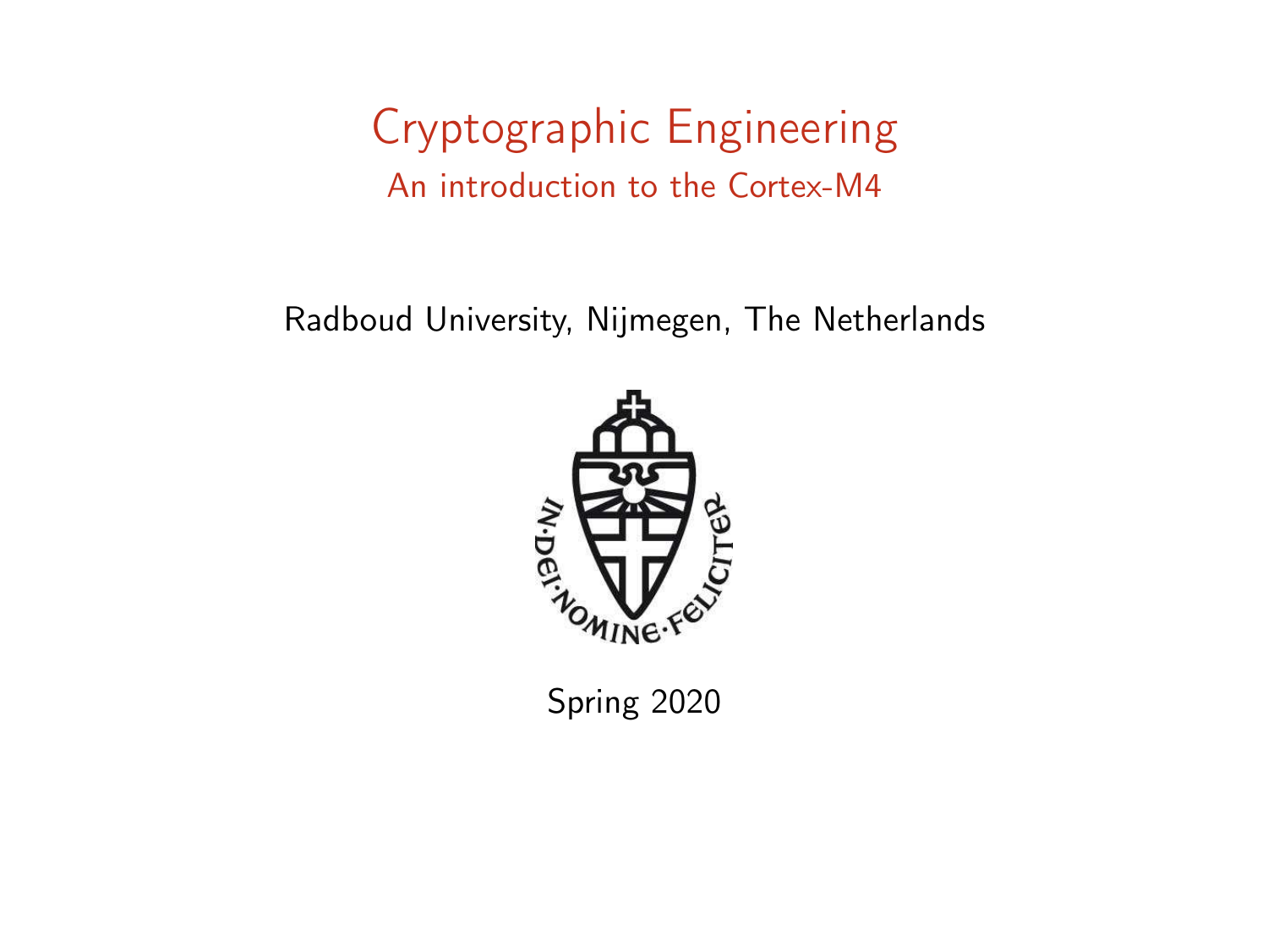# Cryptographic Engineering

## An introduction to the Cortex-M4

Radboud University, Nijmegen, The Netherlands

Spring 2020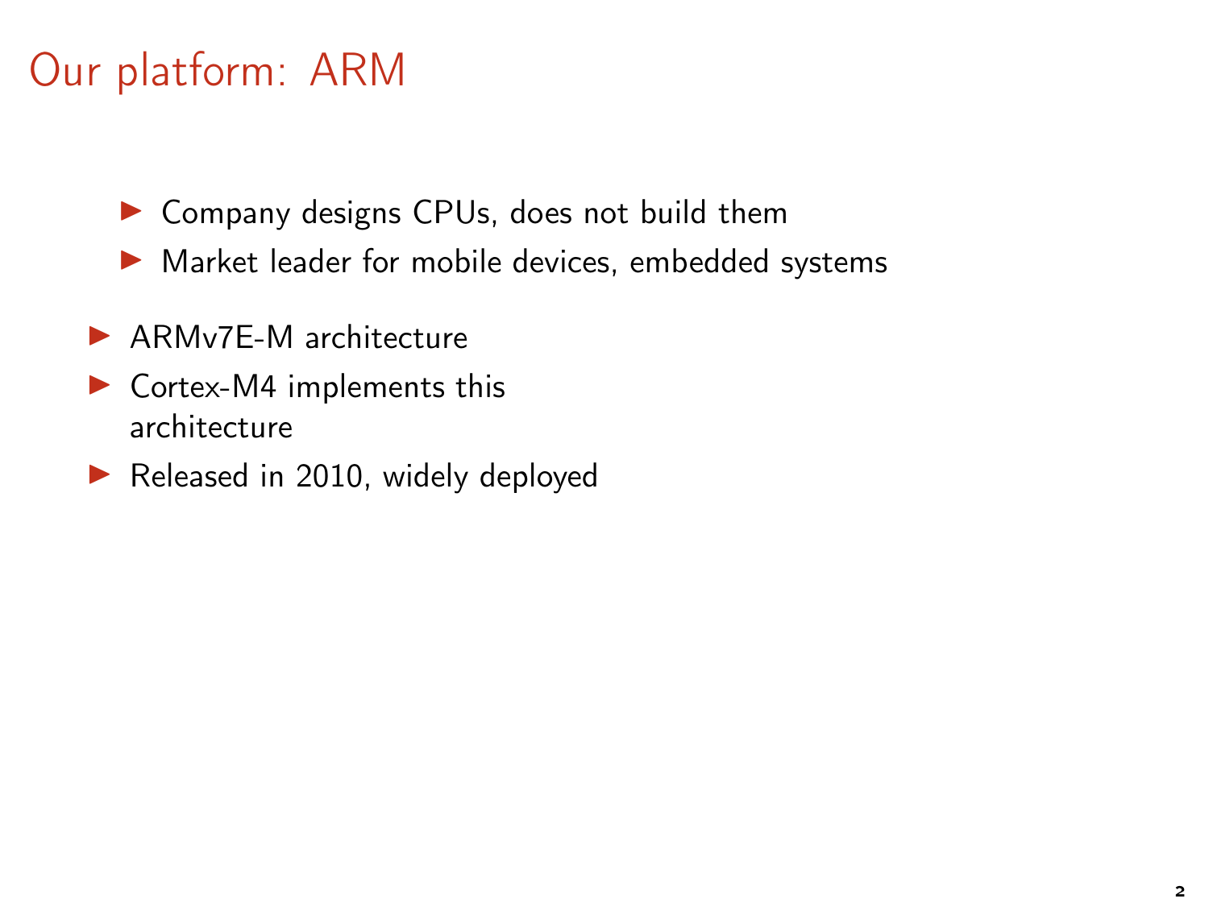# Our platform: ARM

  - Company designs CPUs, does not build them
  - Market leader for mobile devices, embedded systems

- ARMv7E-M architecture
- Cortex-M4 implements this architecture
- Released in 2010, widely deployed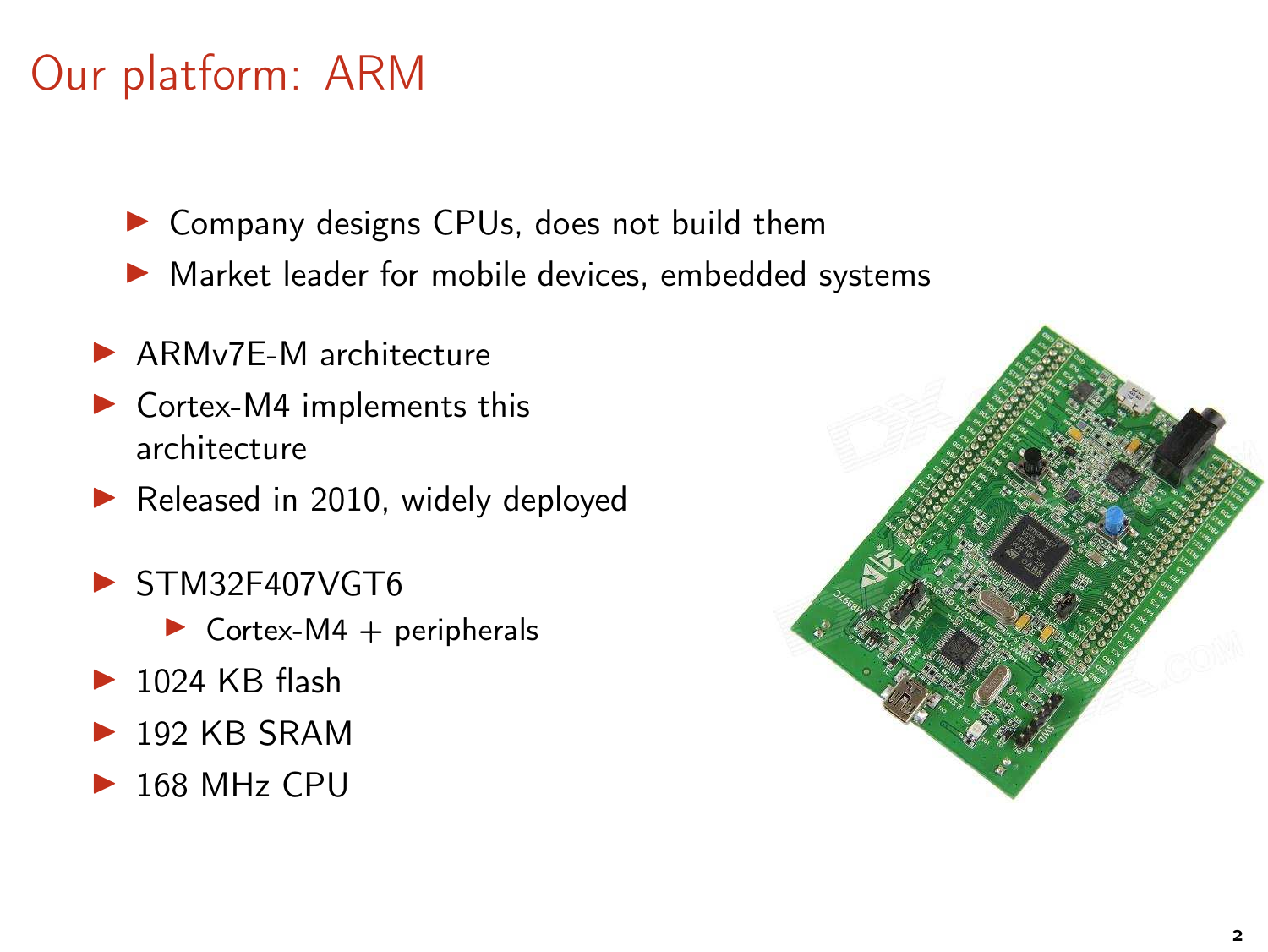# Our platform: ARM

- Company designs CPUs, does not build them
- Market leader for mobile devices, embedded systems

- ARMv7E-M architecture
- Cortex-M4 implements this architecture
- Released in 2010, widely deployed
- STM32F407VGT6
  - Cortex-M4 + peripherals
- 1024 KB flash
- 192 KB SRAM
- 168 MHz CPU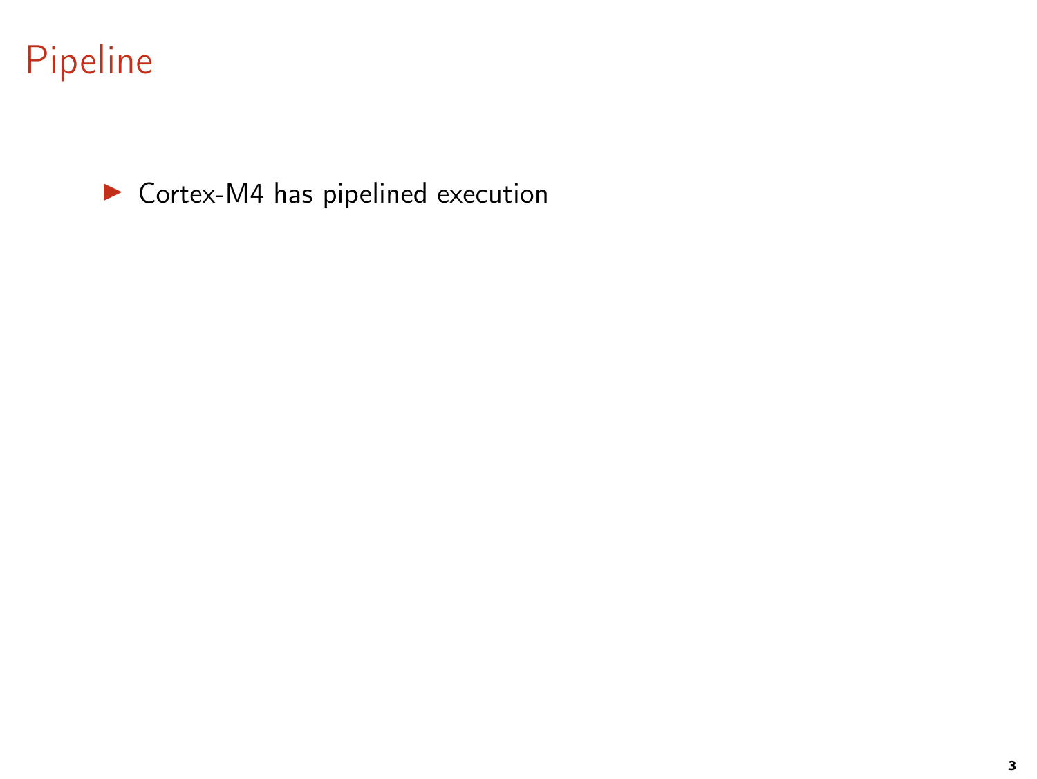# Pipeline

- Cortex-M4 has pipelined execution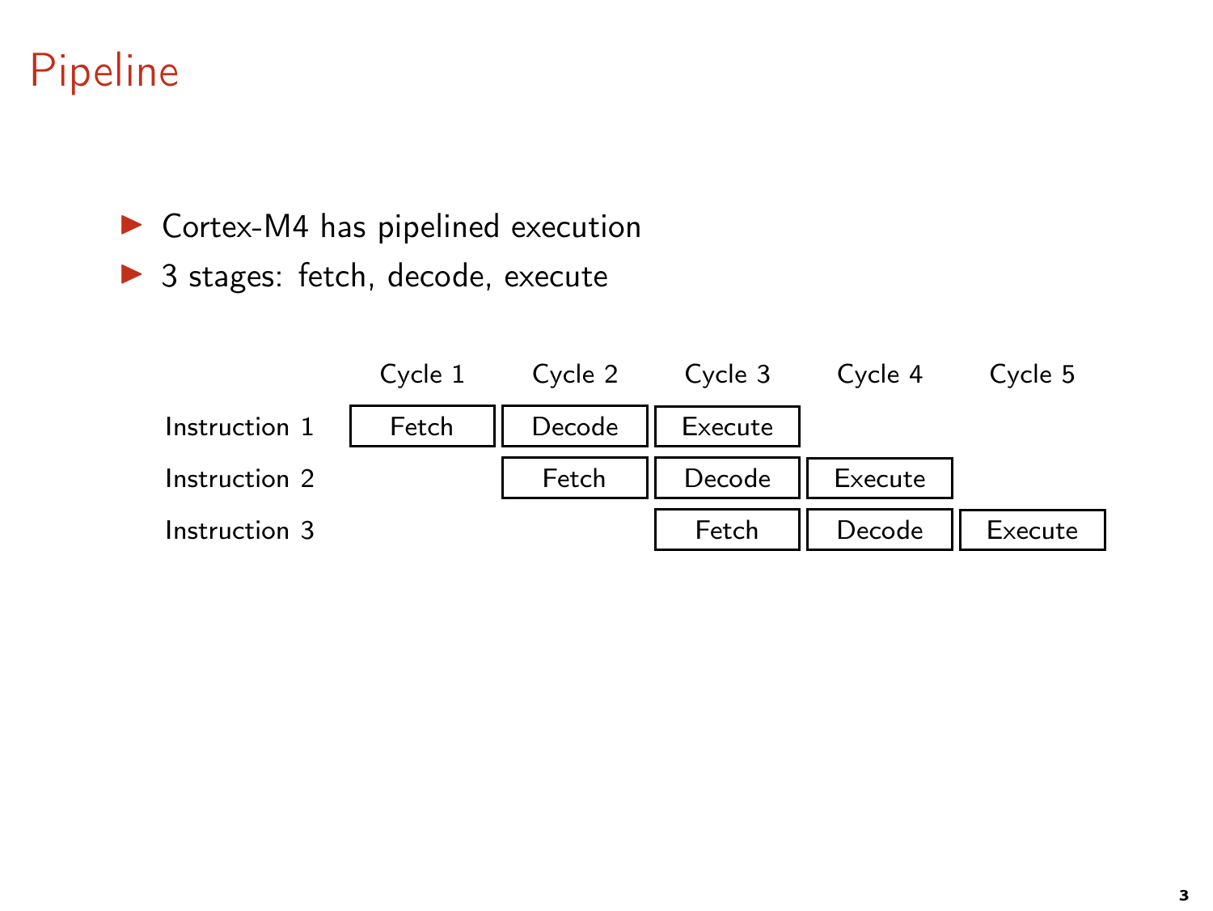# Pipeline

- Cortex-M4 has pipelined execution
- 3 stages: fetch, decode, execute

| | Cycle 1 | Cycle 2 | Cycle 3 | Cycle 4 | Cycle 5 |
|---|---|---|---|---|---|
| Instruction 1 | Fetch | Decode | Execute | | |
| Instruction 2 | | Fetch | Decode | Execute | |
| Instruction 3 | | | Fetch | Decode | Execute |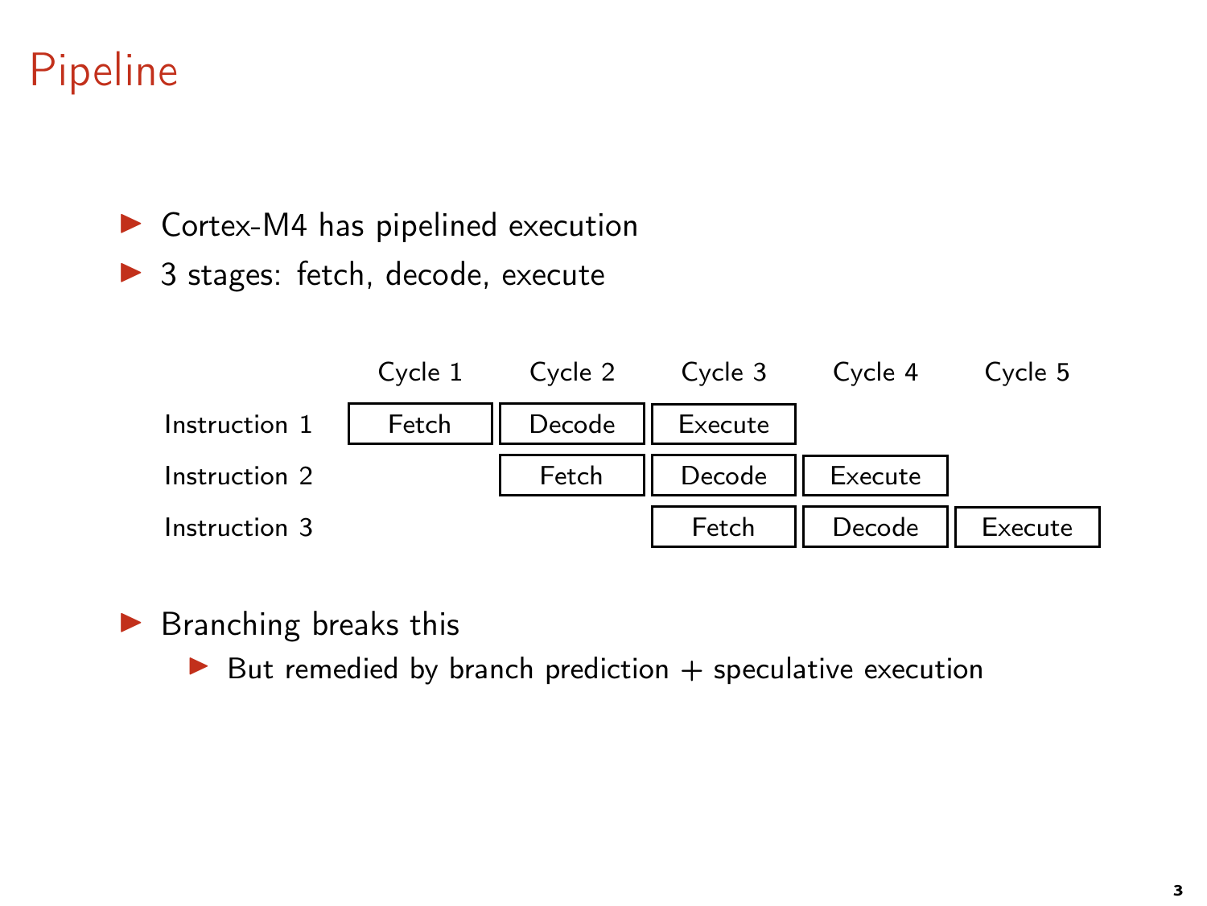# Pipeline

- Cortex-M4 has pipelined execution
- 3 stages: fetch, decode, execute

| | Cycle 1 | Cycle 2 | Cycle 3 | Cycle 4 | Cycle 5 |
|---|---|---|---|---|---|
| Instruction 1 | Fetch | Decode | Execute | | |
| Instruction 2 | | Fetch | Decode | Execute | |
| Instruction 3 | | | Fetch | Decode | Execute |

- Branching breaks this
  - But remedied by branch prediction + speculative execution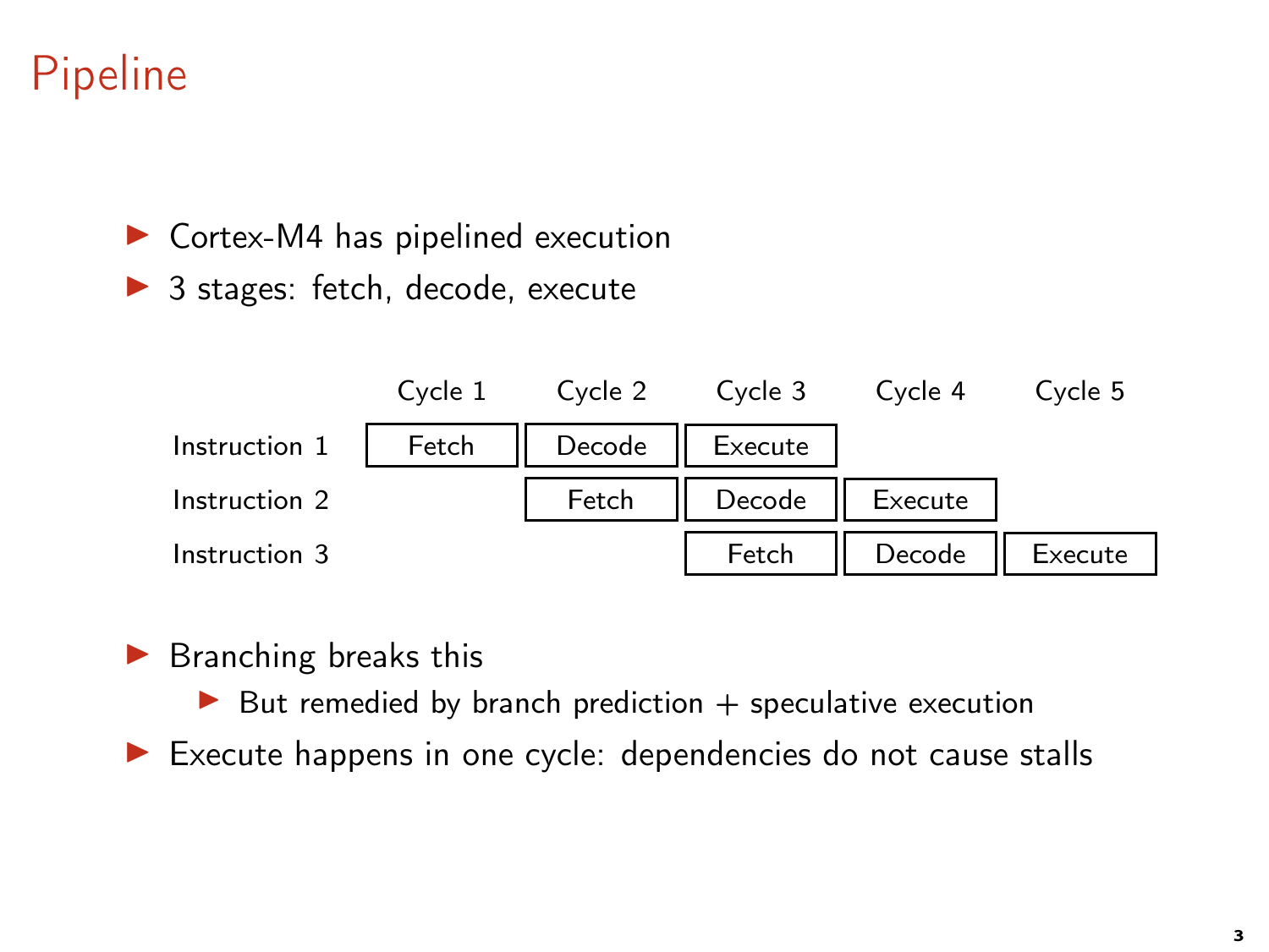# Pipeline

- Cortex-M4 has pipelined execution
- 3 stages: fetch, decode, execute

| | Cycle 1 | Cycle 2 | Cycle 3 | Cycle 4 | Cycle 5 |
|---|---|---|---|---|---|
| Instruction 1 | Fetch | Decode | Execute | | |
| Instruction 2 | | Fetch | Decode | Execute | |
| Instruction 3 | | | Fetch | Decode | Execute |

- Branching breaks this
  - But remedied by branch prediction + speculative execution
- Execute happens in one cycle: dependencies do not cause stalls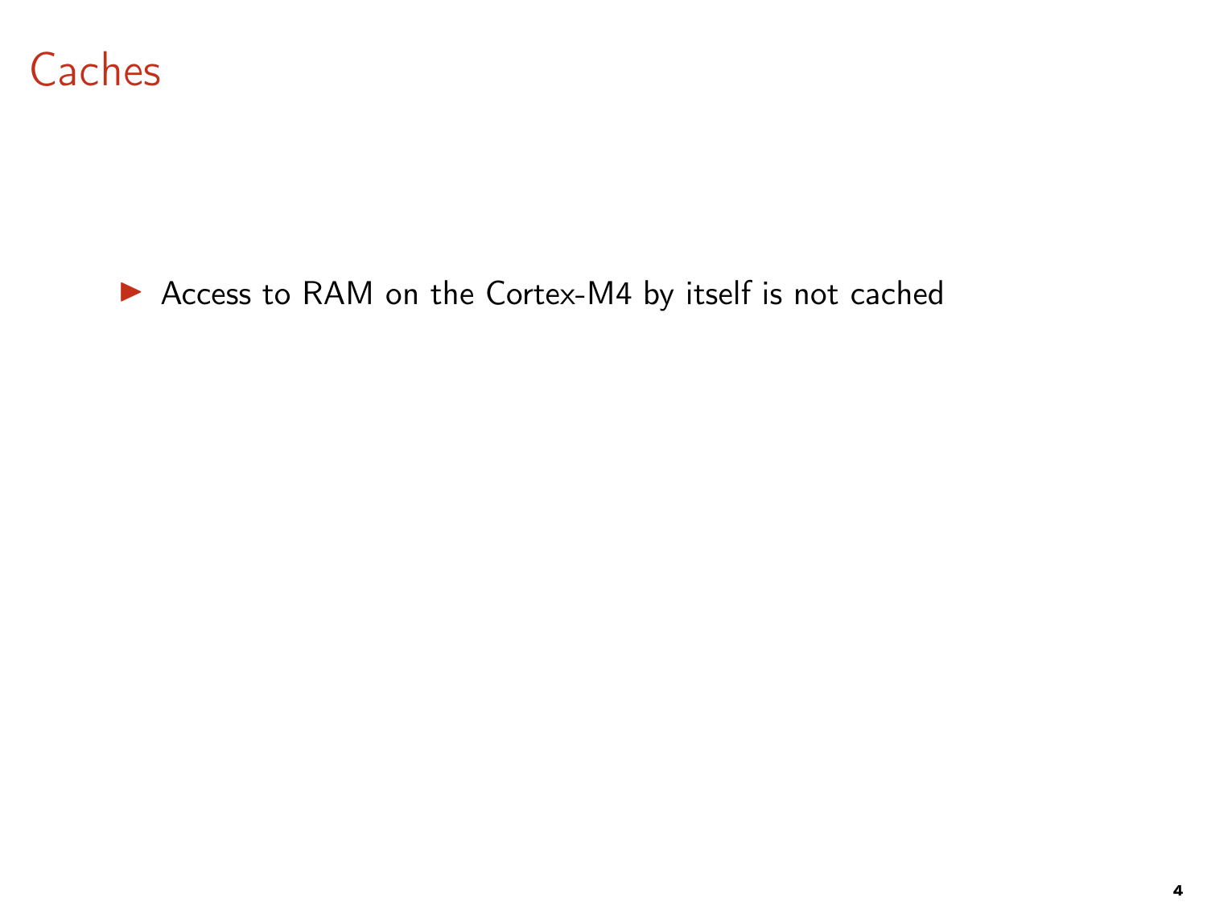# Caches

- Access to RAM on the Cortex-M4 by itself is not cached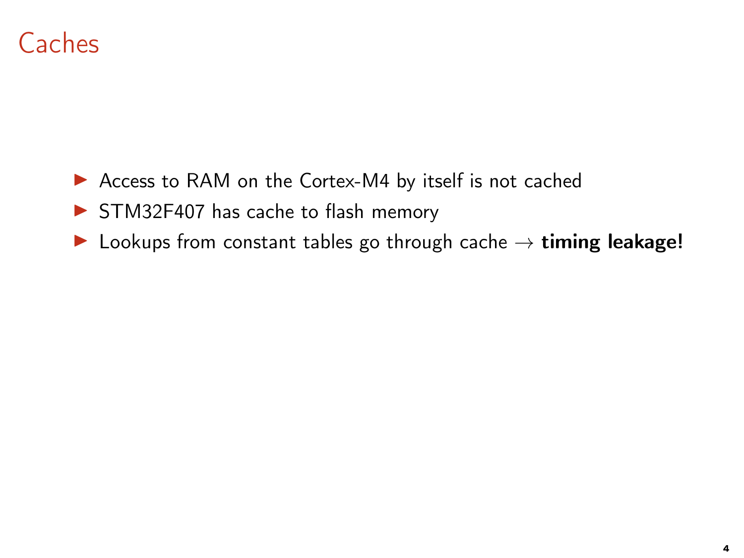# Caches

- Access to RAM on the Cortex-M4 by itself is not cached
- STM32F407 has cache to flash memory
- Lookups from constant tables go through cache $\rightarrow$ **timing leakage!**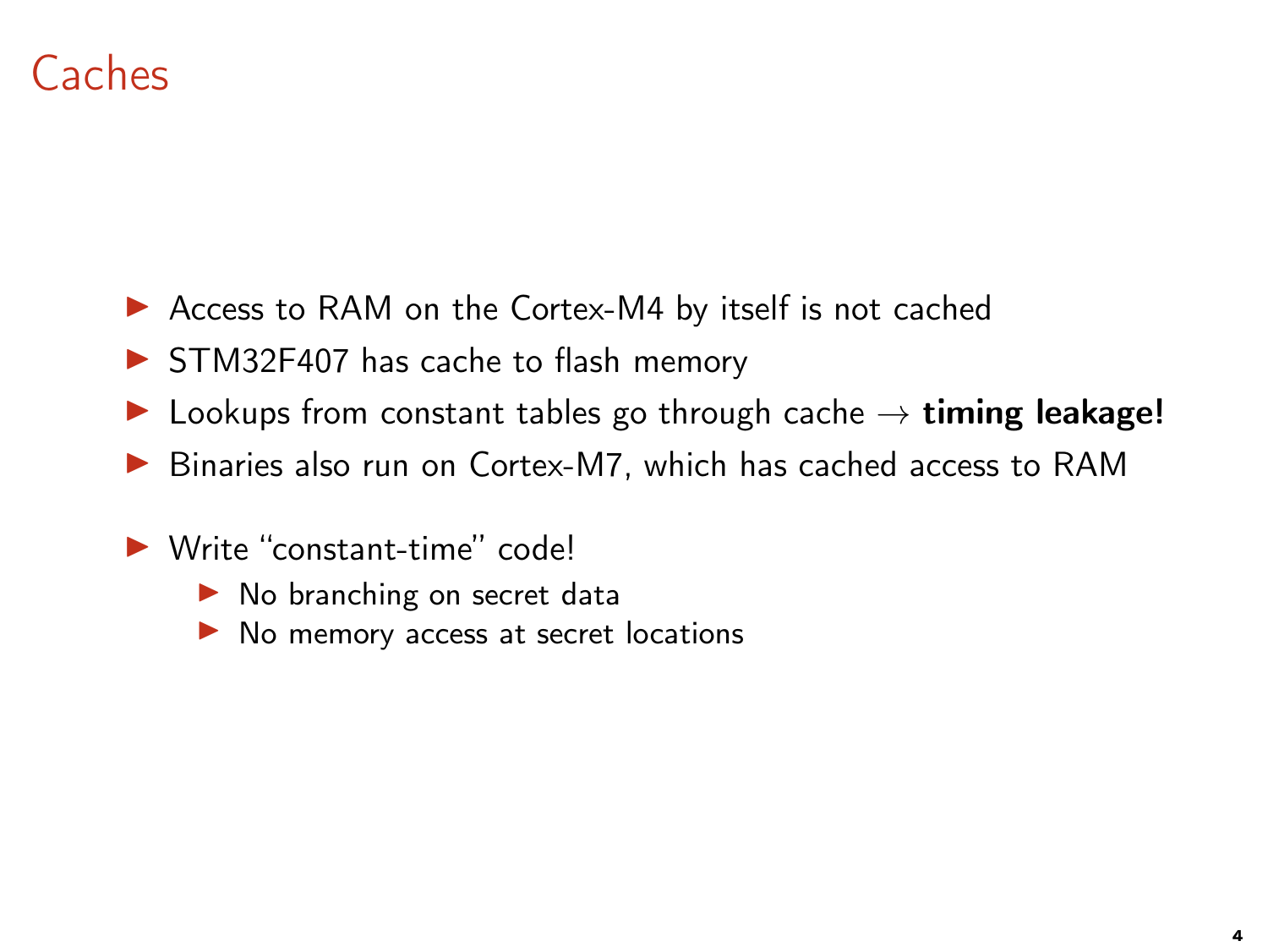# Caches

- Access to RAM on the Cortex-M4 by itself is not cached
- STM32F407 has cache to flash memory
- Lookups from constant tables go through cache → **timing leakage!**
- Binaries also run on Cortex-M7, which has cached access to RAM

- Write "constant-time" code!
  - No branching on secret data
  - No memory access at secret locations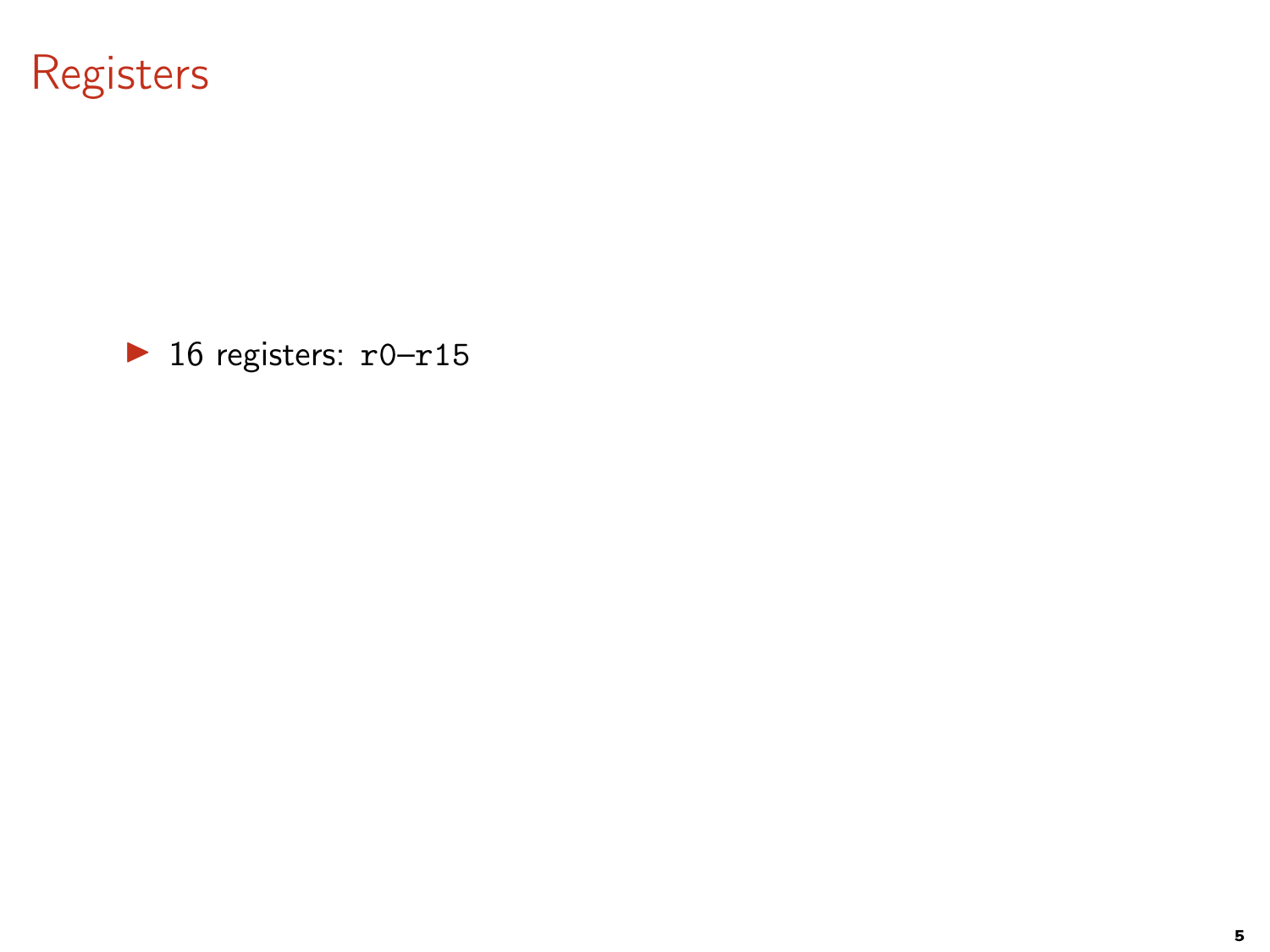# Registers

- 16 registers: `r0`–`r15`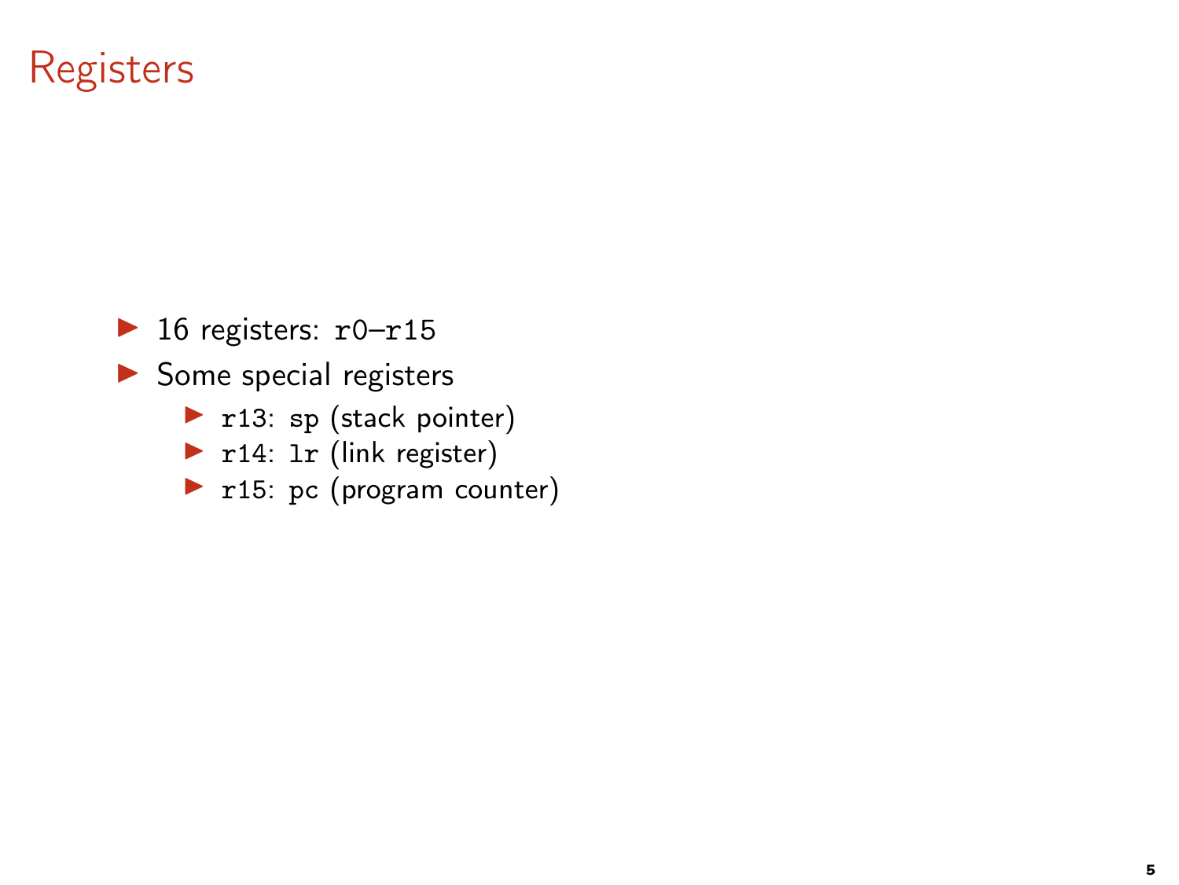# Registers

- 16 registers: `r0`–`r15`
- Some special registers
  - `r13`: `sp` (stack pointer)
  - `r14`: `lr` (link register)
  - `r15`: `pc` (program counter)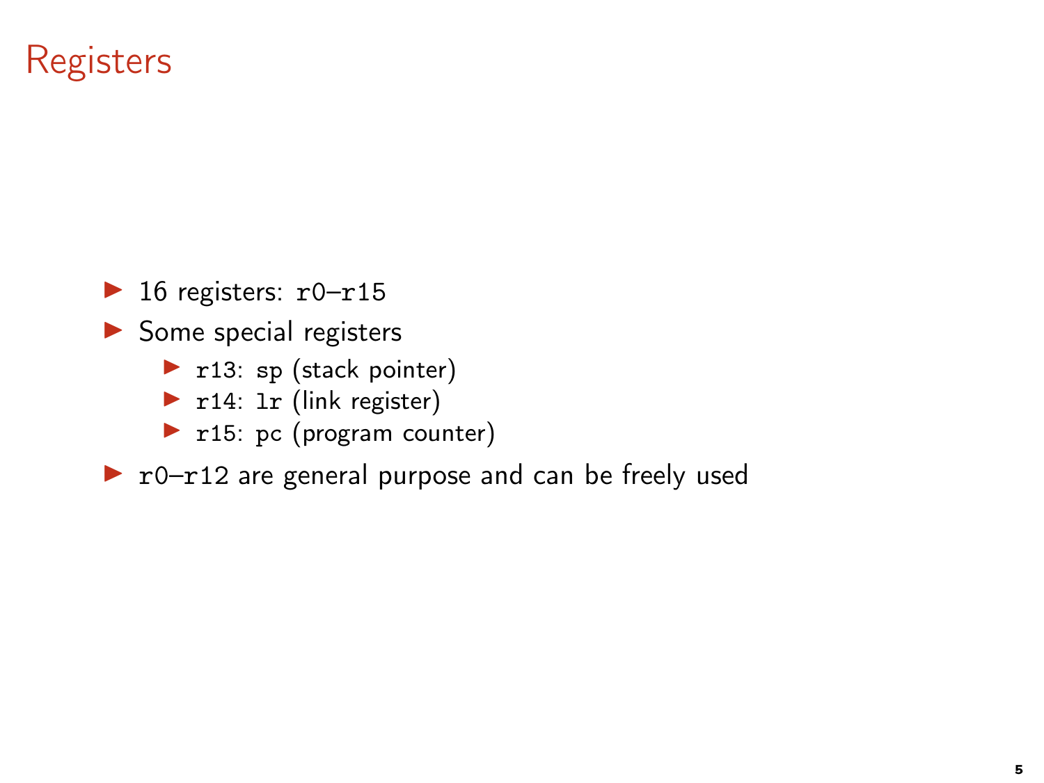# Registers

- 16 registers: `r0`–`r15`
- Some special registers
  - `r13`: `sp` (stack pointer)
  - `r14`: `lr` (link register)
  - `r15`: `pc` (program counter)
- `r0`–`r12` are general purpose and can be freely used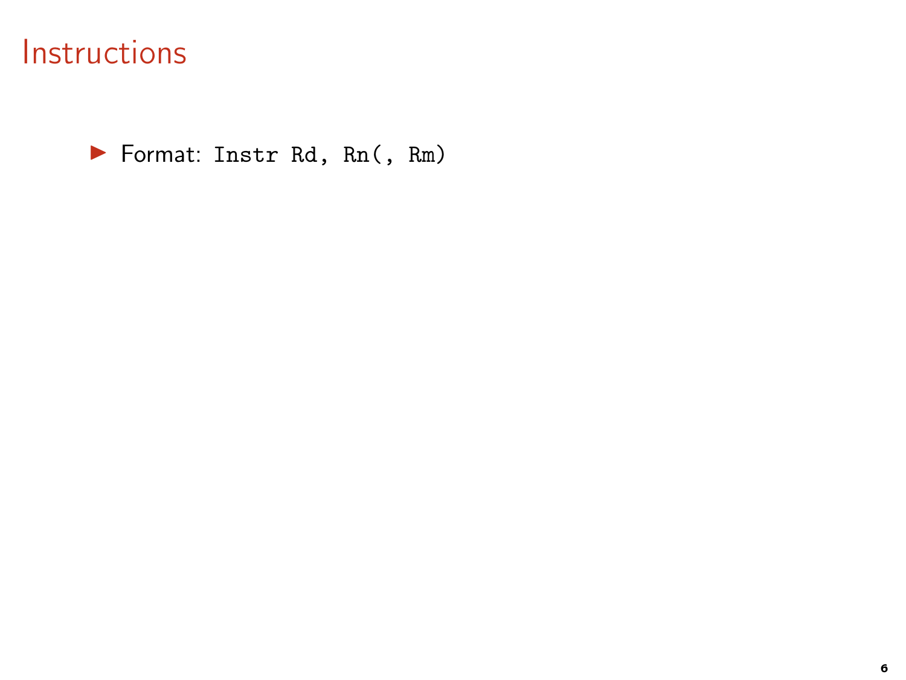# Instructions

- Format: `Instr Rd, Rn(, Rm)`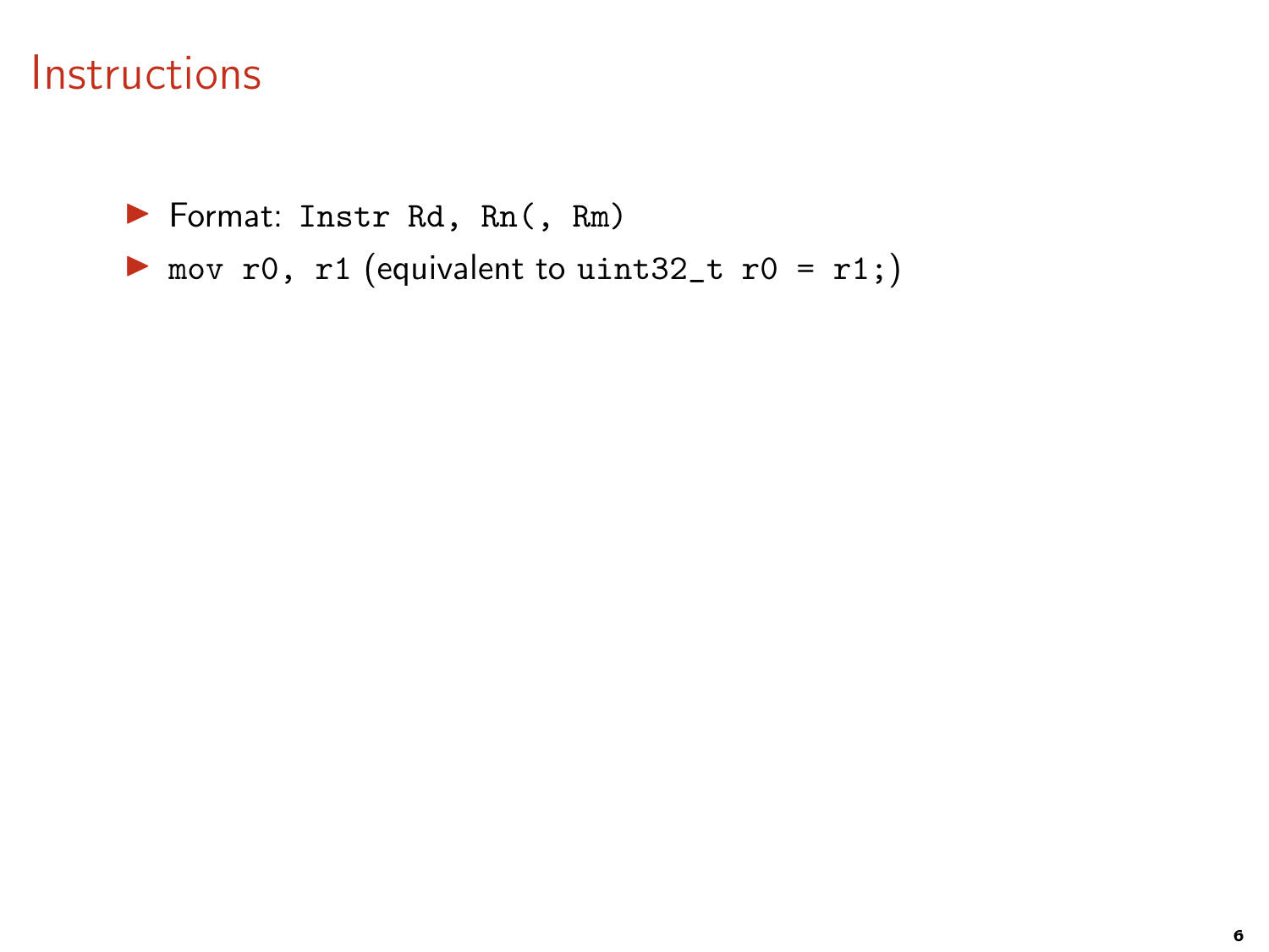# Instructions

- Format: `Instr Rd, Rn(, Rm)`
- `mov r0, r1` (equivalent to `uint32_t r0 = r1;`)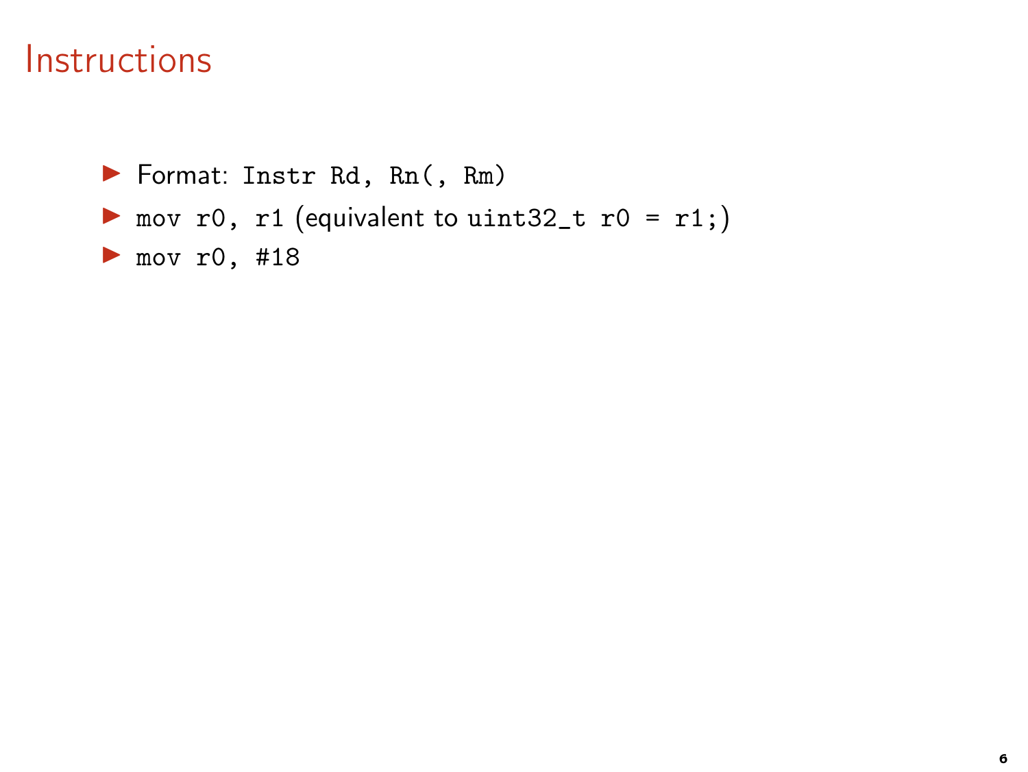# Instructions

- Format: `Instr Rd, Rn(, Rm)`
- `mov r0, r1` (equivalent to `uint32_t r0 = r1;`)
- `mov r0, #18`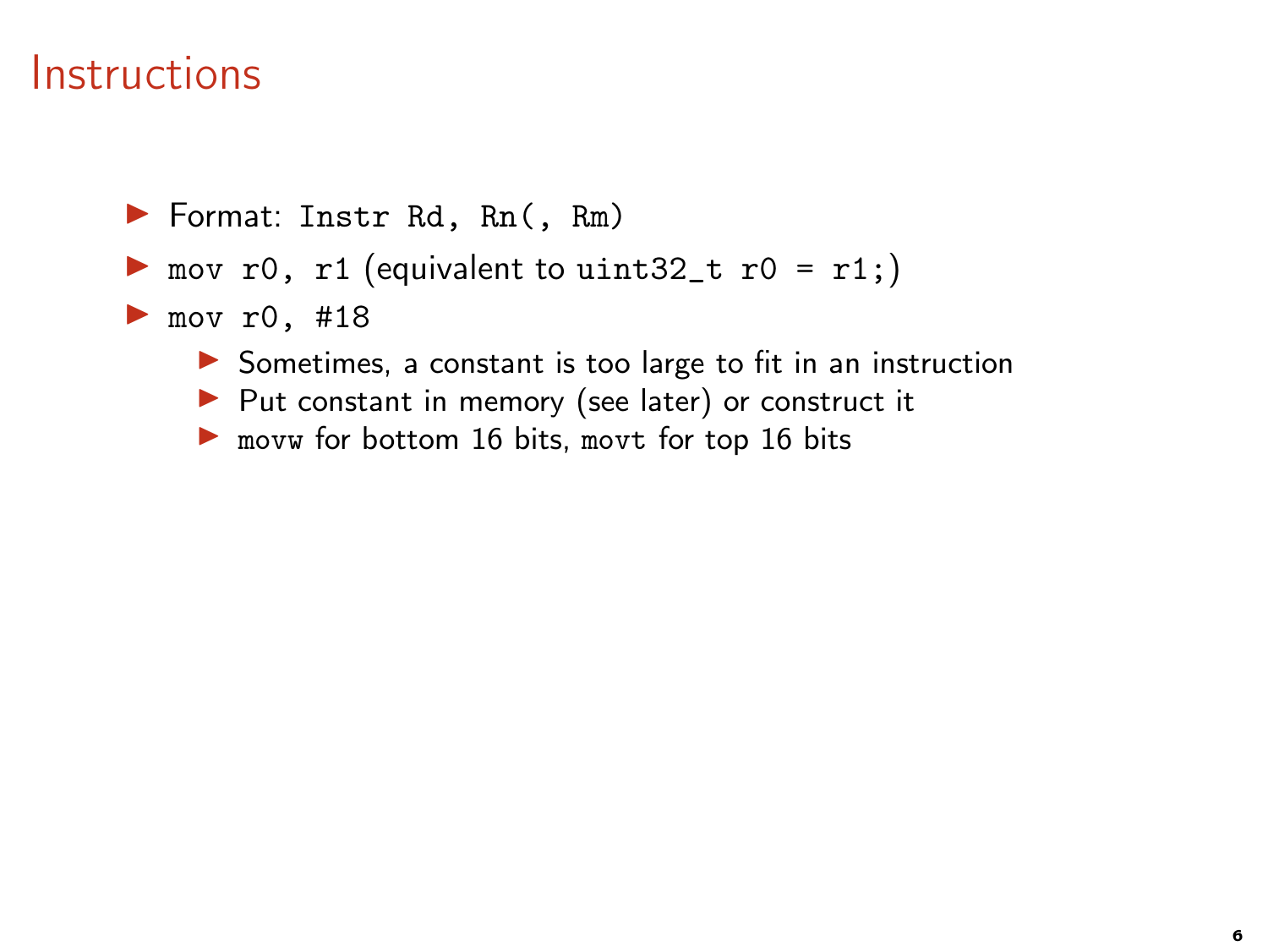# Instructions

- Format: `Instr Rd, Rn(, Rm)`
- `mov r0, r1` (equivalent to `uint32_t r0 = r1;`)
- `mov r0, #18`
  - Sometimes, a constant is too large to fit in an instruction
  - Put constant in memory (see later) or construct it
  - `movw` for bottom 16 bits, `movt` for top 16 bits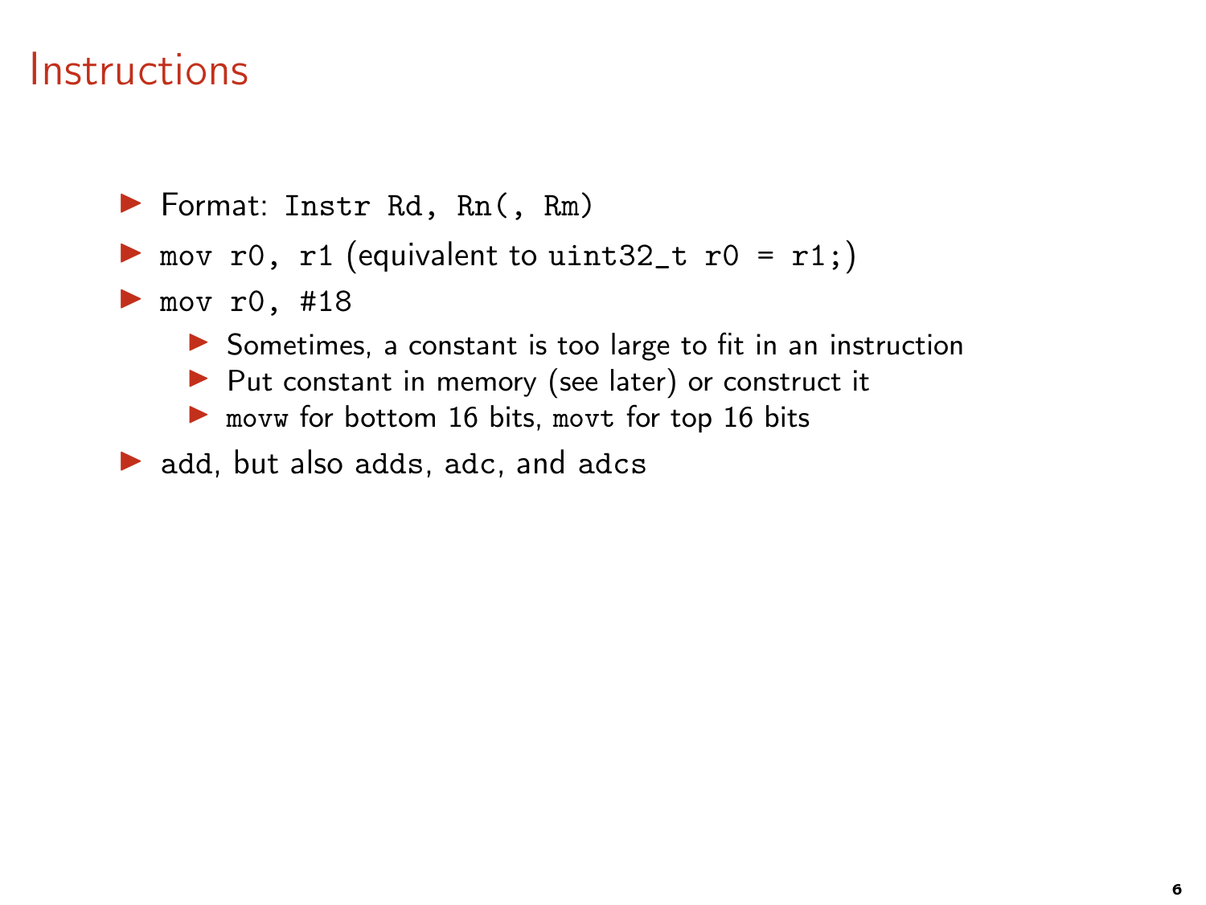# Instructions

- Format: `Instr Rd, Rn(, Rm)`
- `mov r0, r1` (equivalent to `uint32_t r0 = r1;`)
- `mov r0, #18`
  - Sometimes, a constant is too large to fit in an instruction
  - Put constant in memory (see later) or construct it
  - `movw` for bottom 16 bits, `movt` for top 16 bits
- `add`, but also `adds`, `adc`, and `adcs`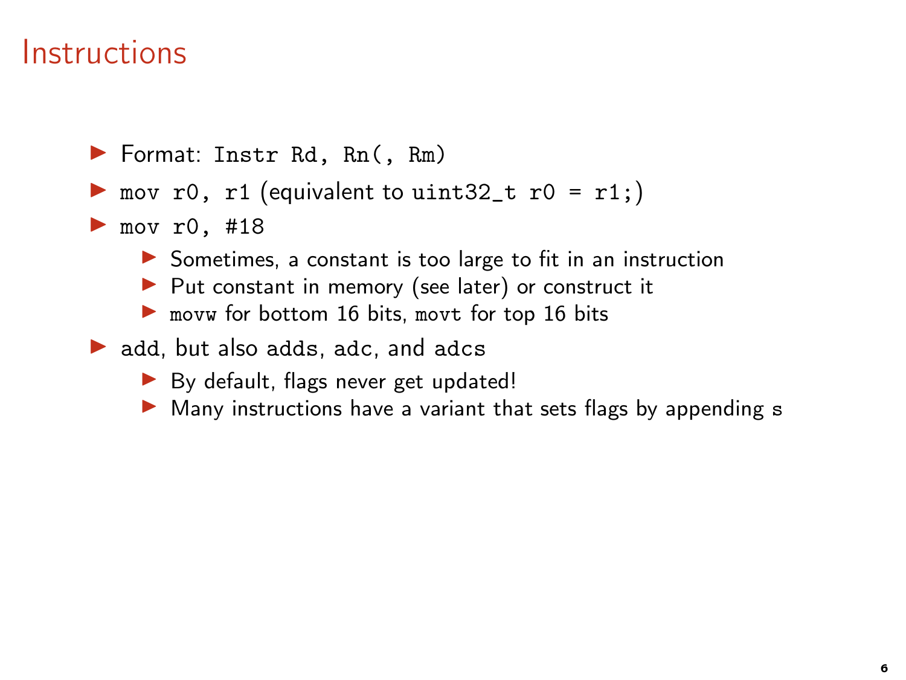# Instructions

- Format: `Instr Rd, Rn(, Rm)`
- `mov r0, r1` (equivalent to `uint32_t r0 = r1;`)
- `mov r0, #18`
  - Sometimes, a constant is too large to fit in an instruction
  - Put constant in memory (see later) or construct it
  - `movw` for bottom 16 bits, `movt` for top 16 bits
- `add`, but also `adds`, `adc`, and `adcs`
  - By default, flags never get updated!
  - Many instructions have a variant that sets flags by appending `s`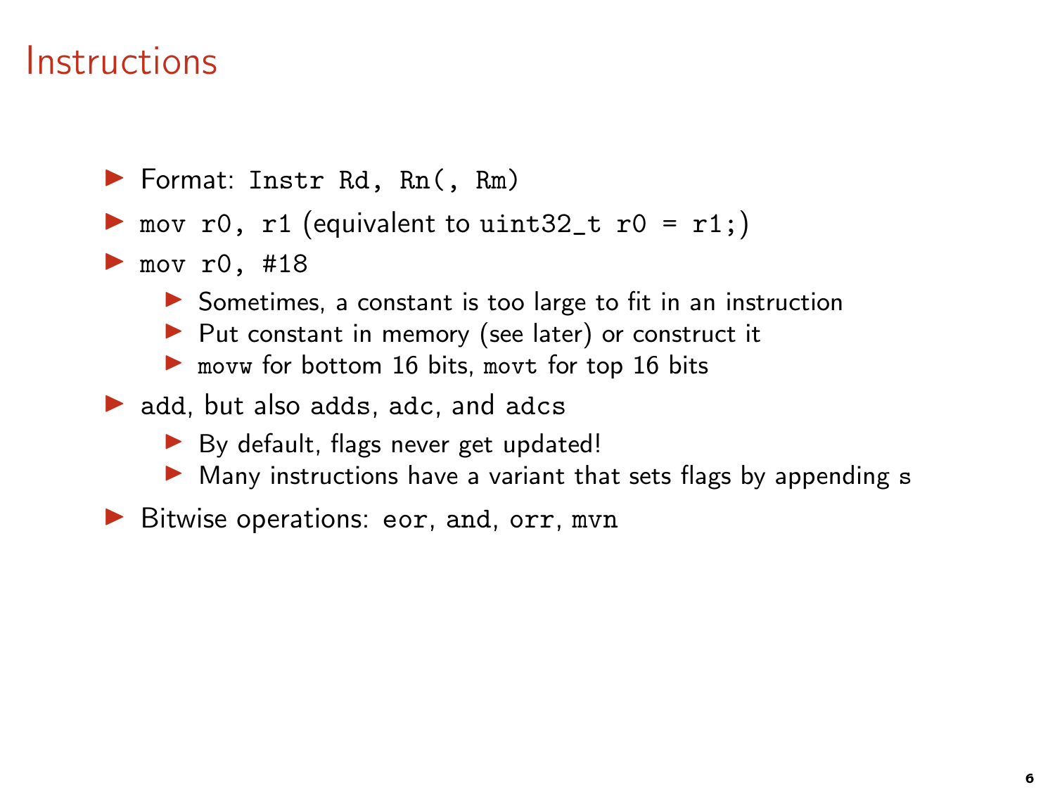# Instructions

- Format: `Instr Rd, Rn(, Rm)`
- `mov r0, r1` (equivalent to `uint32_t r0 = r1;`)
- `mov r0, #18`
  - Sometimes, a constant is too large to fit in an instruction
  - Put constant in memory (see later) or construct it
  - `movw` for bottom 16 bits, `movt` for top 16 bits
- `add`, but also `adds`, `adc`, and `adcs`
  - By default, flags never get updated!
  - Many instructions have a variant that sets flags by appending `s`
- Bitwise operations: `eor`, `and`, `orr`, `mvn`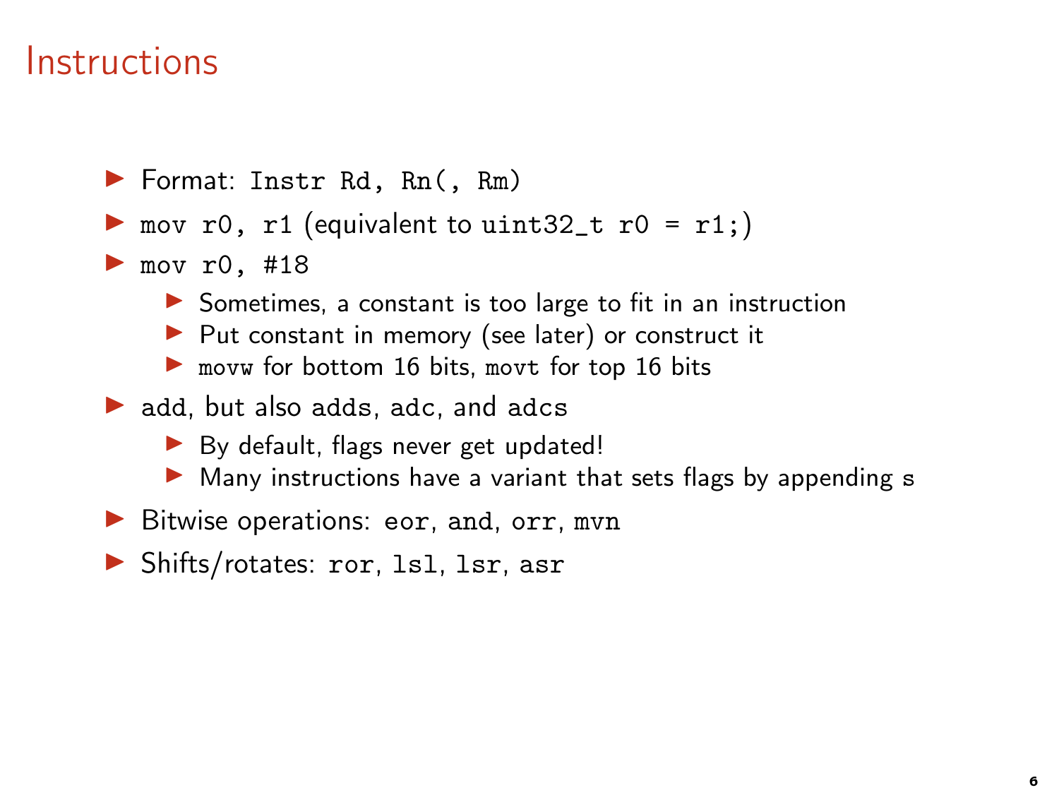# Instructions

- Format: `Instr Rd, Rn(, Rm)`
- `mov r0, r1` (equivalent to `uint32_t r0 = r1;`)
- `mov r0, #18`
  - Sometimes, a constant is too large to fit in an instruction
  - Put constant in memory (see later) or construct it
  - `movw` for bottom 16 bits, `movt` for top 16 bits
- `add`, but also `adds`, `adc`, and `adcs`
  - By default, flags never get updated!
  - Many instructions have a variant that sets flags by appending `s`
- Bitwise operations: `eor`, `and`, `orr`, `mvn`
- Shifts/rotates: `ror`, `lsl`, `lsr`, `asr`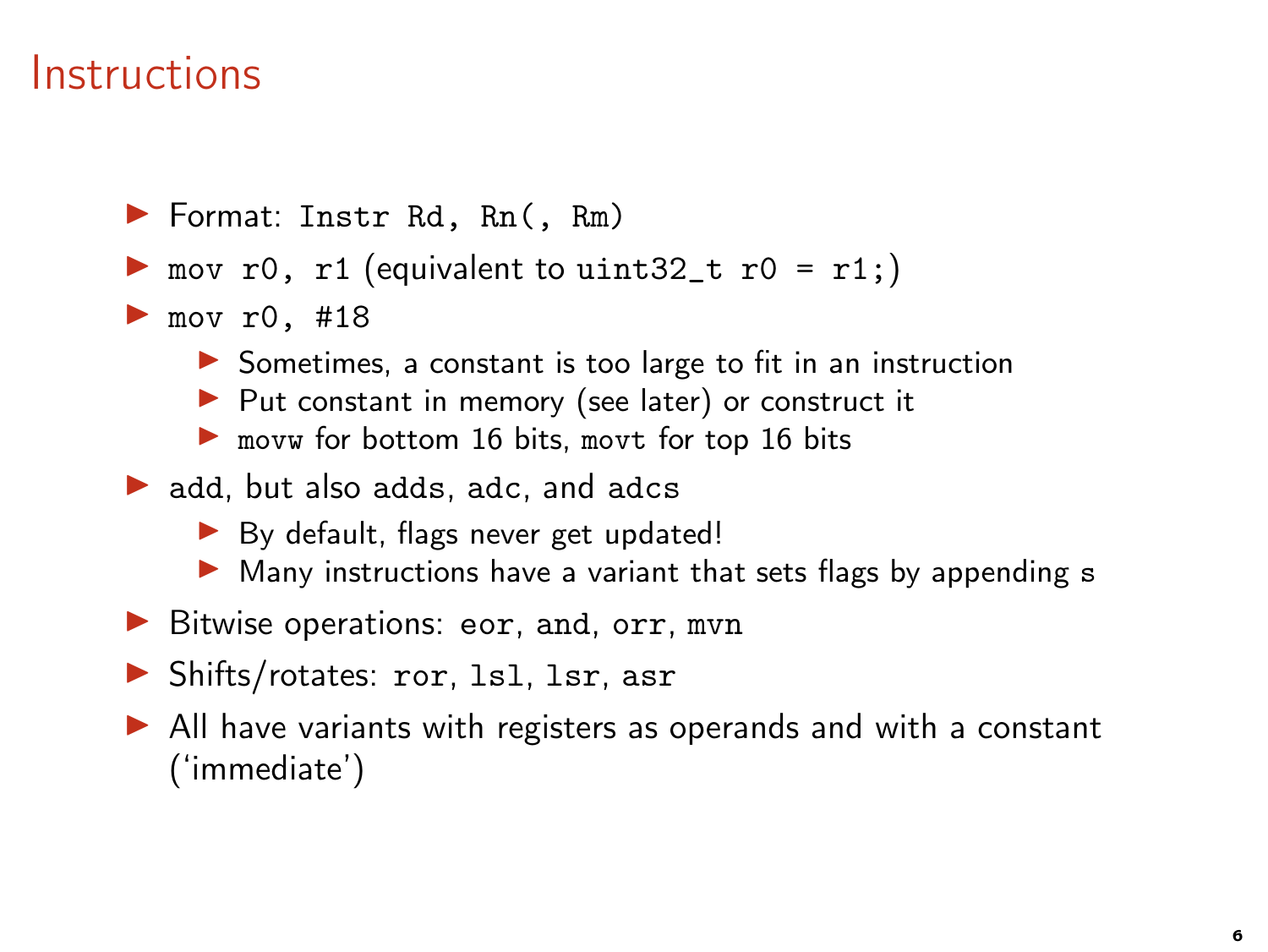# Instructions

- Format: `Instr Rd, Rn(, Rm)`
- `mov r0, r1` (equivalent to `uint32_t r0 = r1;`)
- `mov r0, #18`
  - Sometimes, a constant is too large to fit in an instruction
  - Put constant in memory (see later) or construct it
  - `movw` for bottom 16 bits, `movt` for top 16 bits
- `add`, but also `adds`, `adc`, and `adcs`
  - By default, flags never get updated!
  - Many instructions have a variant that sets flags by appending `s`
- Bitwise operations: `eor`, `and`, `orr`, `mvn`
- Shifts/rotates: `ror`, `lsl`, `lsr`, `asr`
- All have variants with registers as operands and with a constant ('immediate')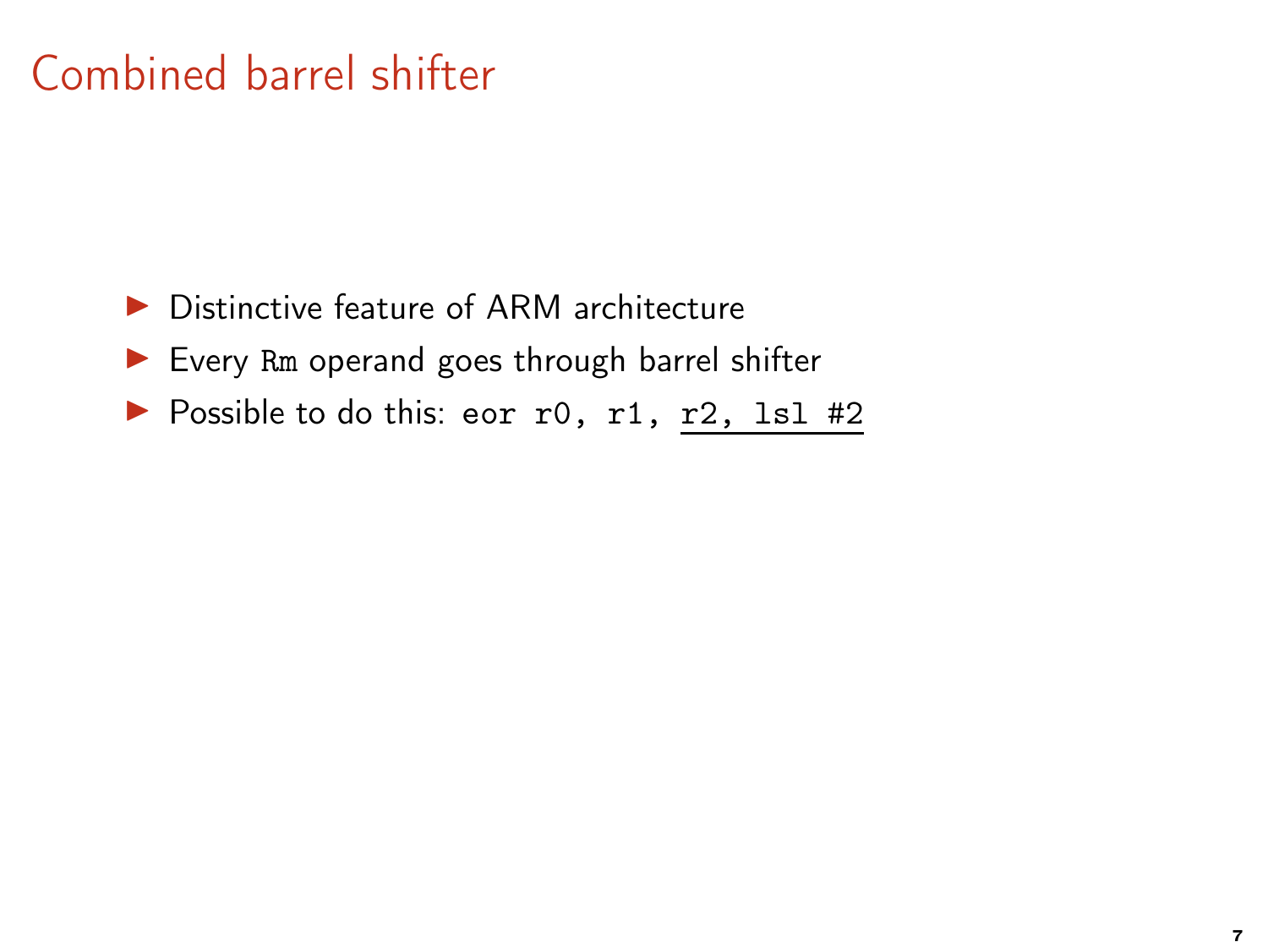# Combined barrel shifter

- Distinctive feature of ARM architecture
- Every `Rm` operand goes through barrel shifter
- Possible to do this: `eor r0, r1, r2, lsl #2`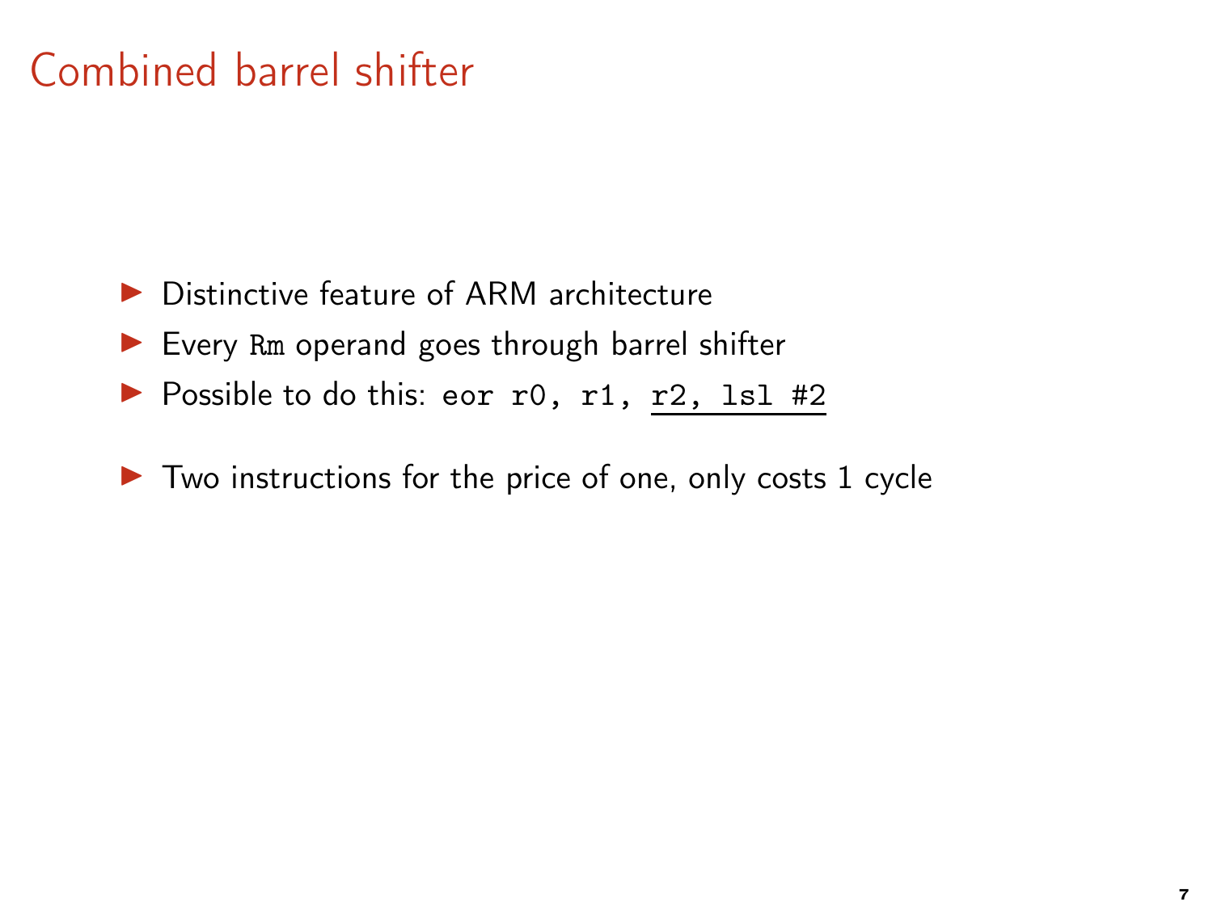# Combined barrel shifter

- Distinctive feature of ARM architecture
- Every `Rm` operand goes through barrel shifter
- Possible to do this: `eor r0, r1, r2, lsl #2`
- Two instructions for the price of one, only costs 1 cycle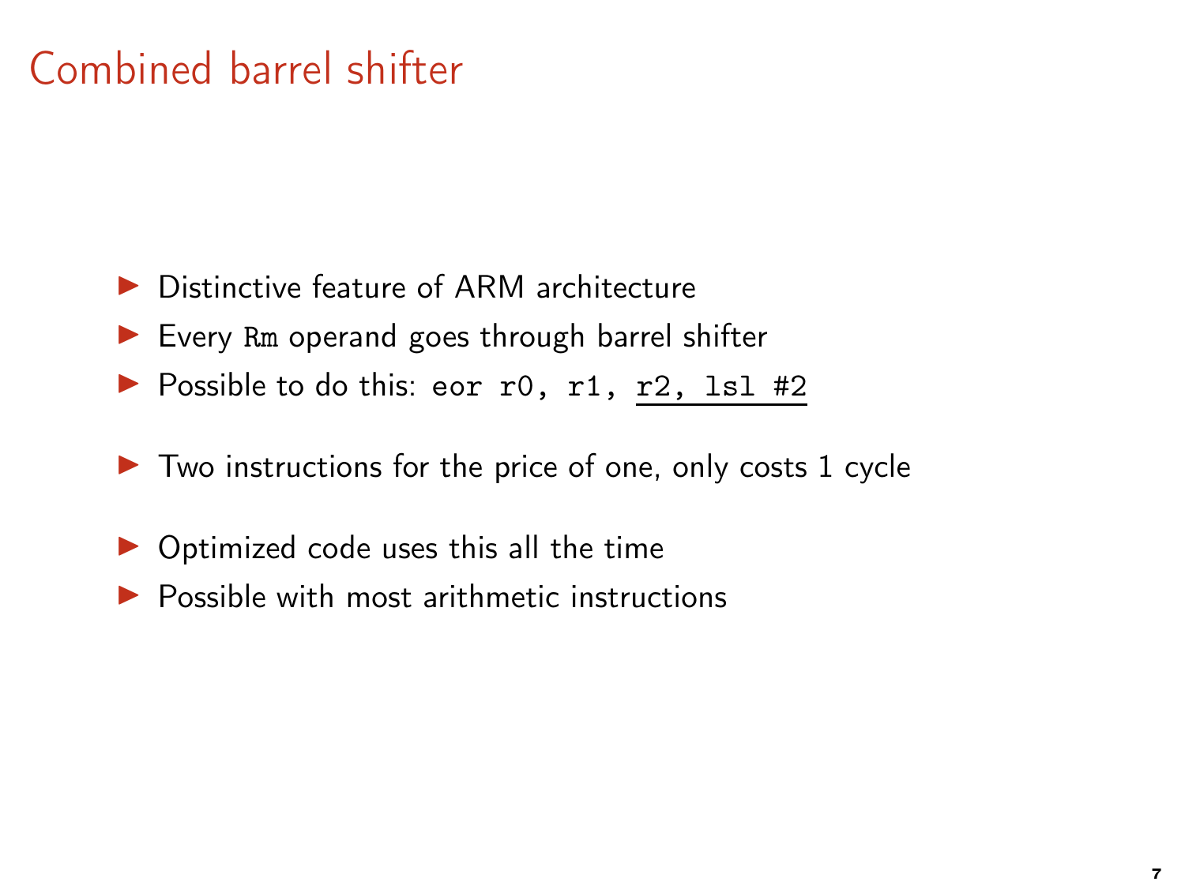# Combined barrel shifter

- Distinctive feature of ARM architecture
- Every `Rm` operand goes through barrel shifter
- Possible to do this: `eor r0, r1, r2, lsl #2`
- Two instructions for the price of one, only costs 1 cycle
- Optimized code uses this all the time
- Possible with most arithmetic instructions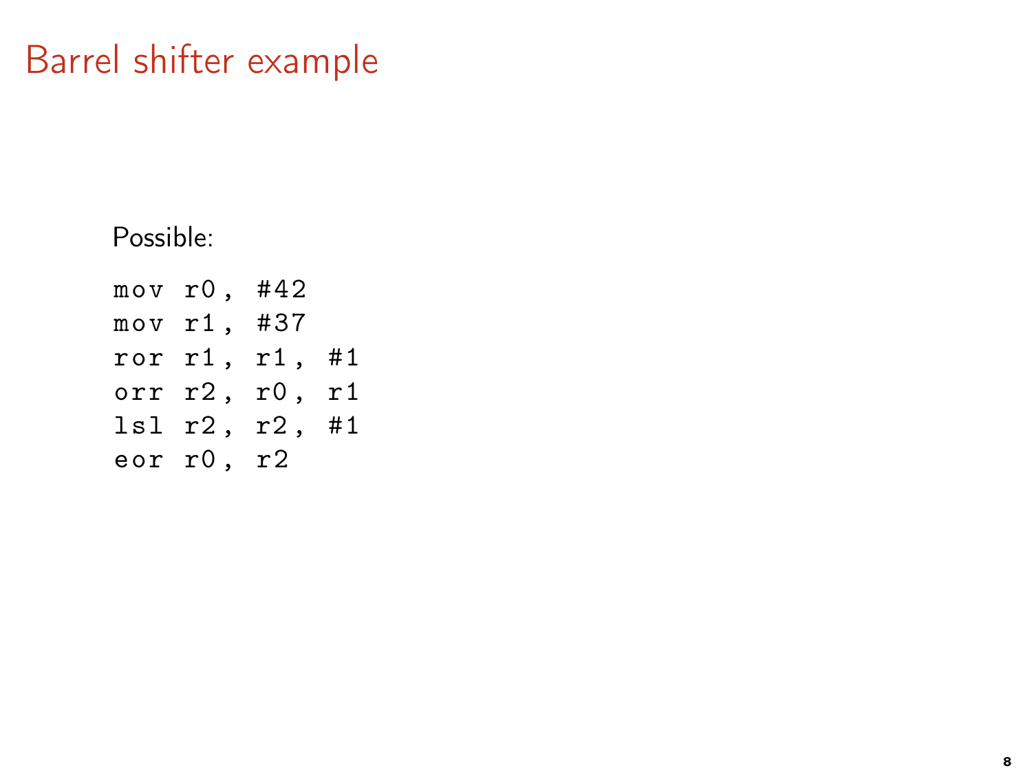# Barrel shifter example

Possible:

```
mov r0, #42
mov r1, #37
ror r1, r1, #1
orr r2, r0, r1
lsl r2, r2, #1
eor r0, r2
```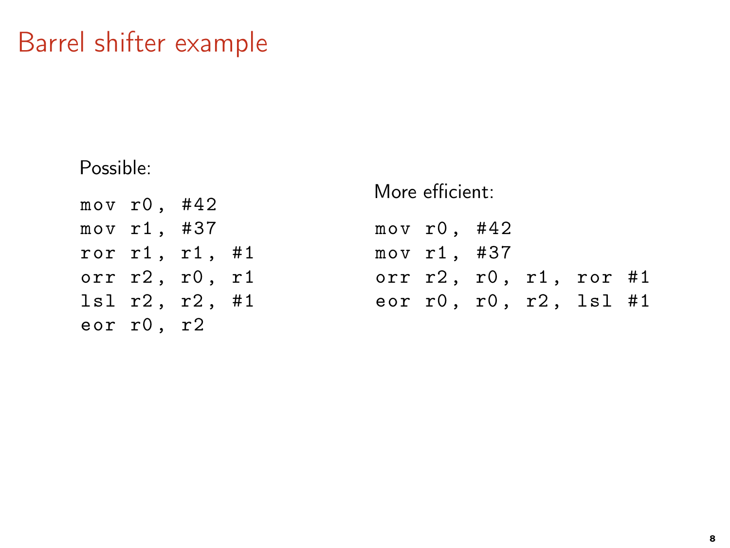# Barrel shifter example

Possible:

```
mov r0, #42
mov r1, #37
ror r1, r1, #1
orr r2, r0, r1
lsl r2, r2, #1
eor r0, r2
```

More efficient:

```
mov r0, #42
mov r1, #37
orr r2, r0, r1, ror #1
eor r0, r0, r2, lsl #1
```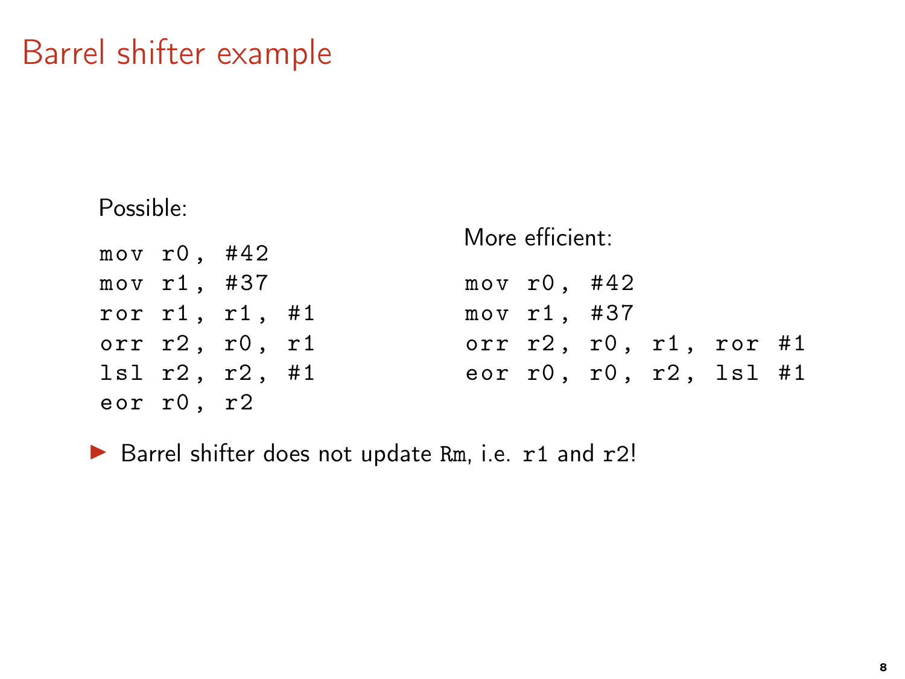# Barrel shifter example

Possible:

```
mov r0, #42
mov r1, #37
ror r1, r1, #1
orr r2, r0, r1
lsl r2, r2, #1
eor r0, r2
```

More efficient:

```
mov r0, #42
mov r1, #37
orr r2, r0, r1, ror #1
eor r0, r0, r2, lsl #1
```

- Barrel shifter does not update `Rm`, i.e. `r1` and `r2`!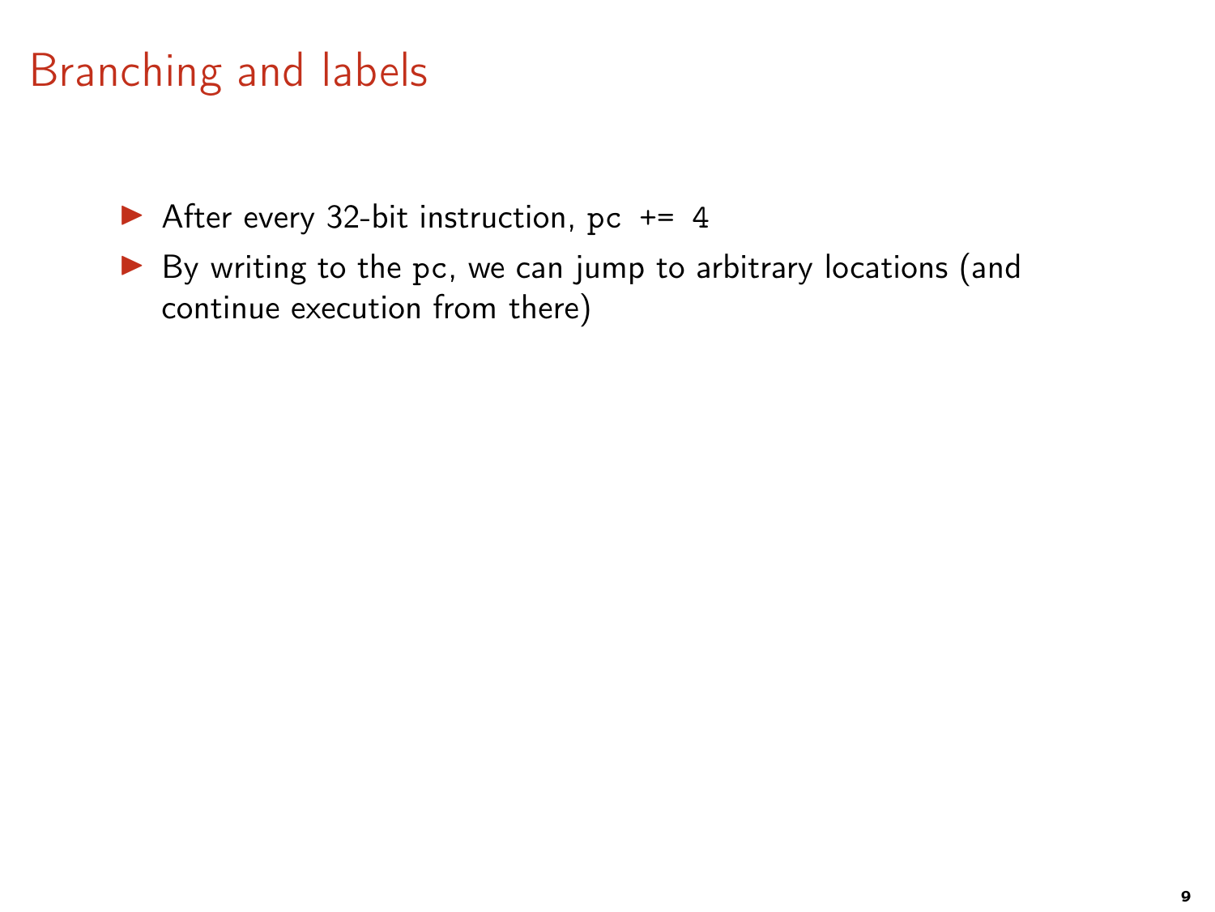# Branching and labels

- After every 32-bit instruction, `pc += 4`
- By writing to the `pc`, we can jump to arbitrary locations (and continue execution from there)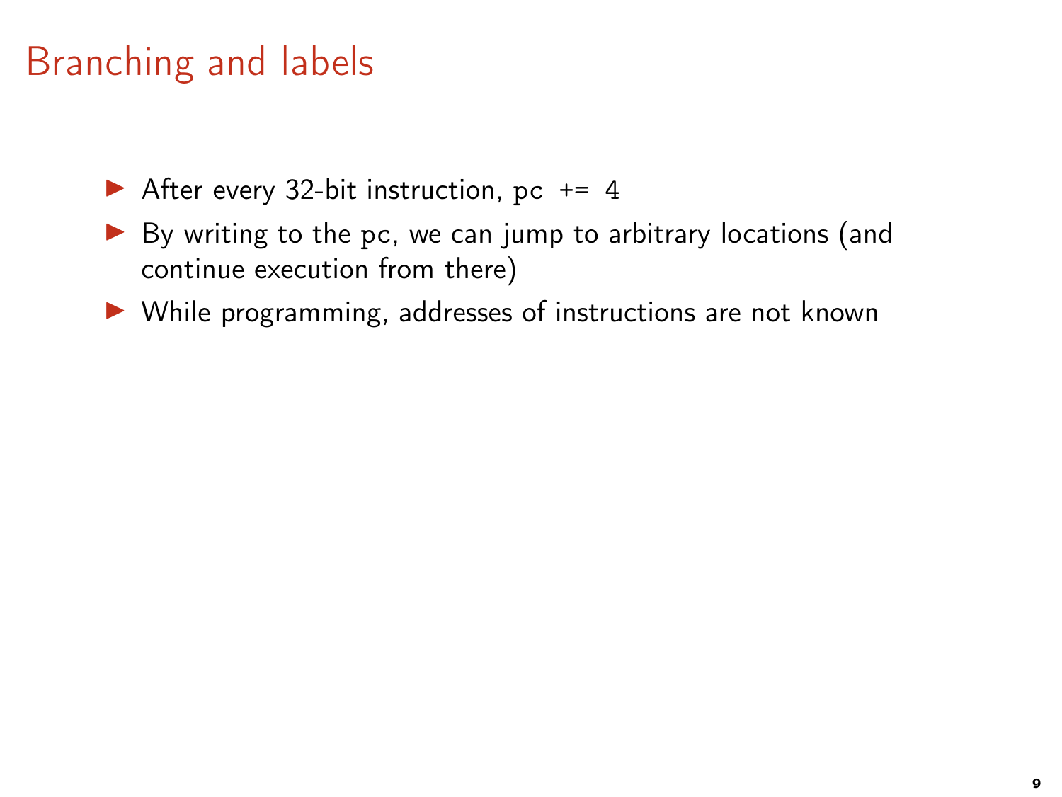# Branching and labels

- After every 32-bit instruction, `pc += 4`
- By writing to the `pc`, we can jump to arbitrary locations (and continue execution from there)
- While programming, addresses of instructions are not known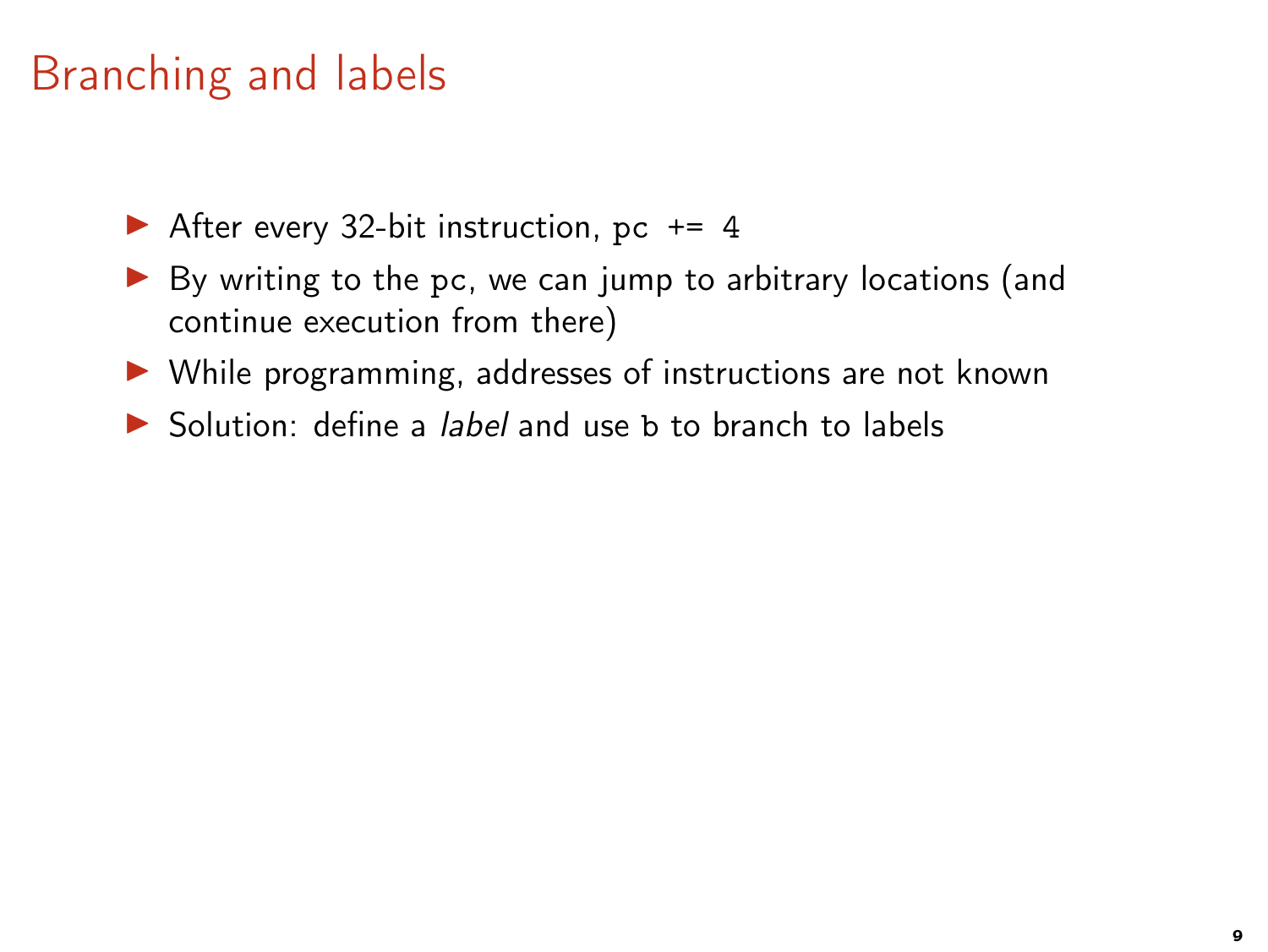# Branching and labels

- After every 32-bit instruction, `pc += 4`
- By writing to the `pc`, we can jump to arbitrary locations (and continue execution from there)
- While programming, addresses of instructions are not known
- Solution: define a *label* and use `b` to branch to labels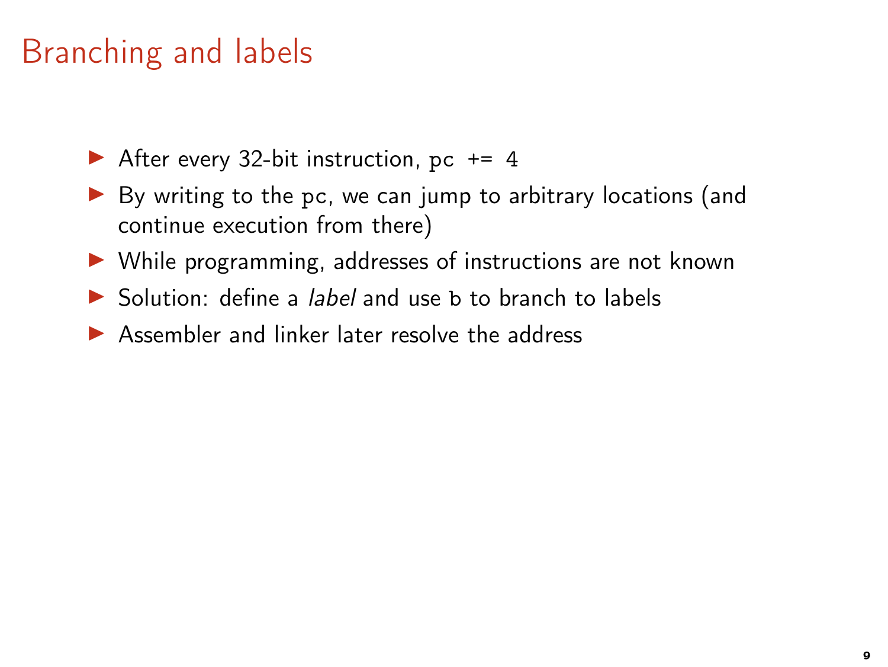# Branching and labels

- After every 32-bit instruction, `pc += 4`
- By writing to the `pc`, we can jump to arbitrary locations (and continue execution from there)
- While programming, addresses of instructions are not known
- Solution: define a *label* and use `b` to branch to labels
- Assembler and linker later resolve the address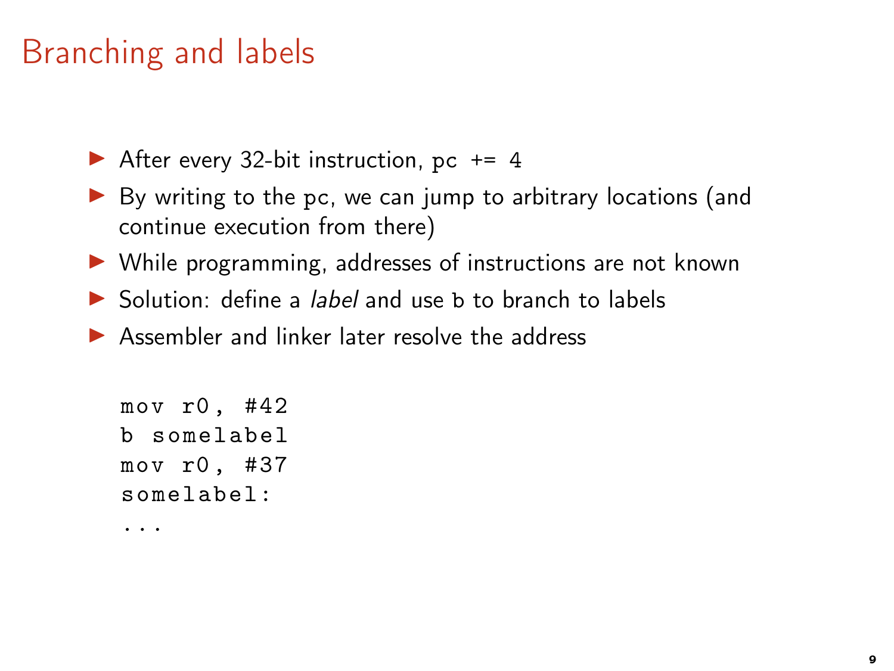# Branching and labels

- After every 32-bit instruction, `pc += 4`
- By writing to the `pc`, we can jump to arbitrary locations (and continue execution from there)
- While programming, addresses of instructions are not known
- Solution: define a *label* and use `b` to branch to labels
- Assembler and linker later resolve the address

```
mov r0, #42
b somelabel
mov r0, #37
somelabel:
...
```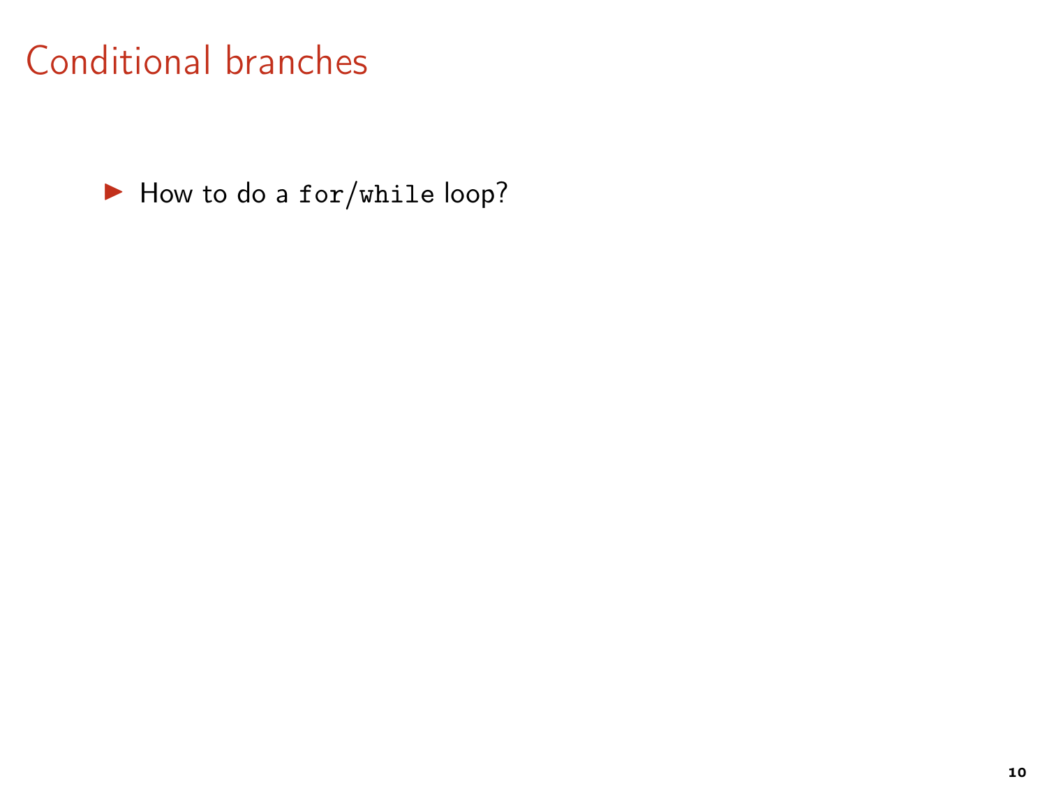# Conditional branches

- How to do a `for`/`while` loop?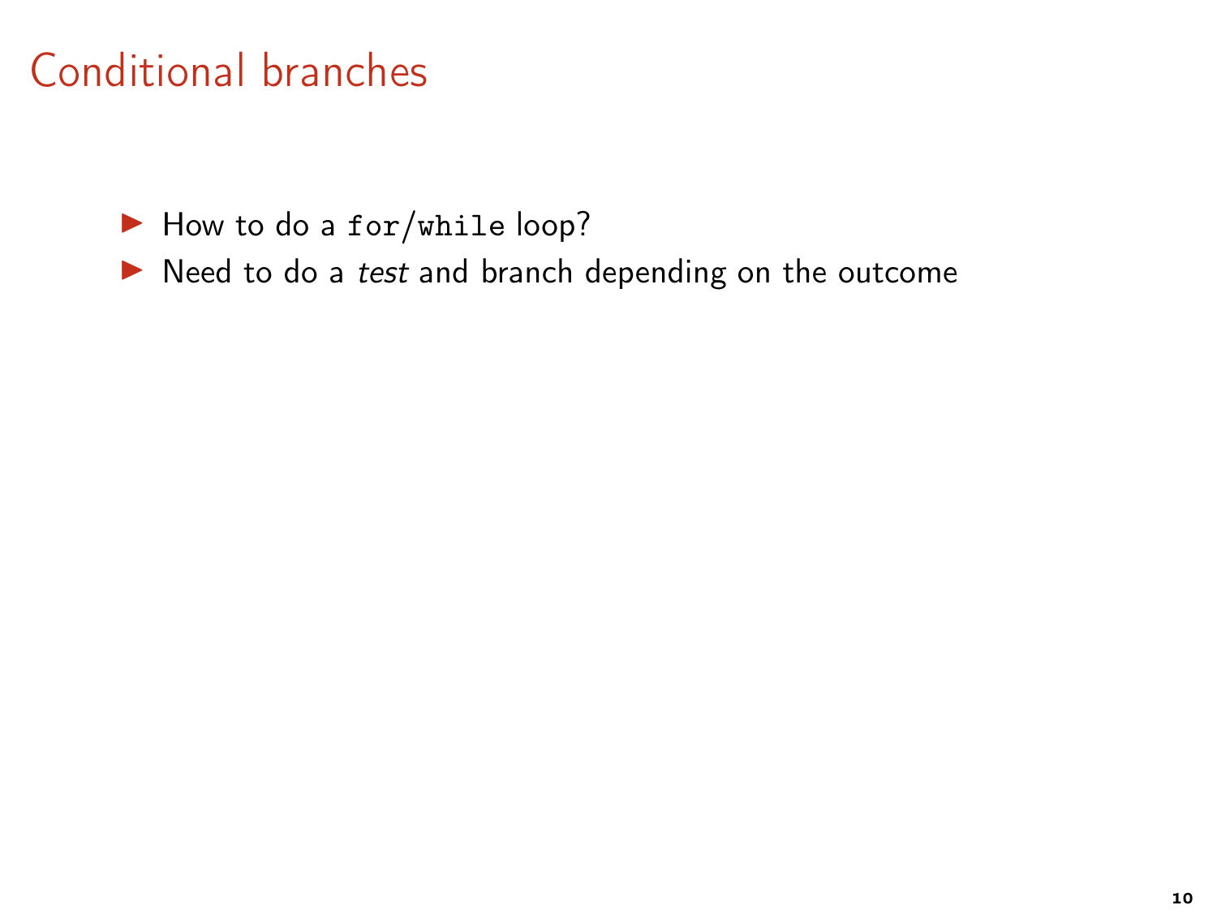# Conditional branches

- How to do a `for`/`while` loop?
- Need to do a *test* and branch depending on the outcome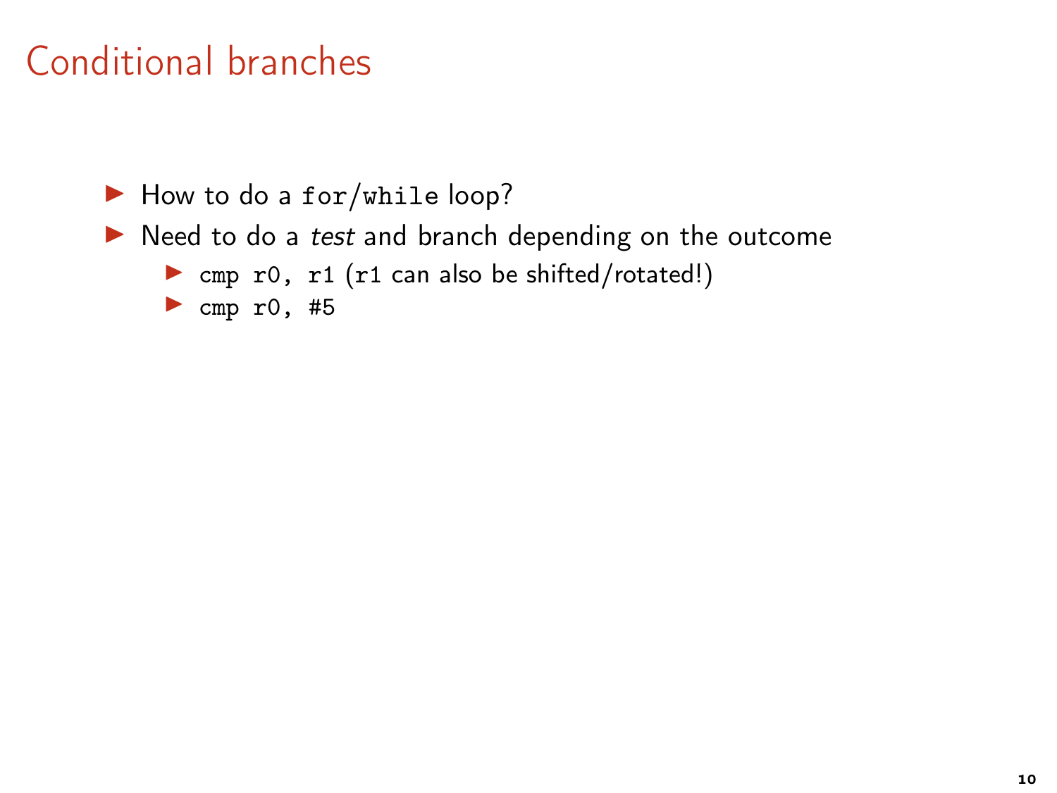# Conditional branches

- How to do a `for`/`while` loop?
- Need to do a *test* and branch depending on the outcome
  - `cmp r0, r1` (`r1` can also be shifted/rotated!)
  - `cmp r0, #5`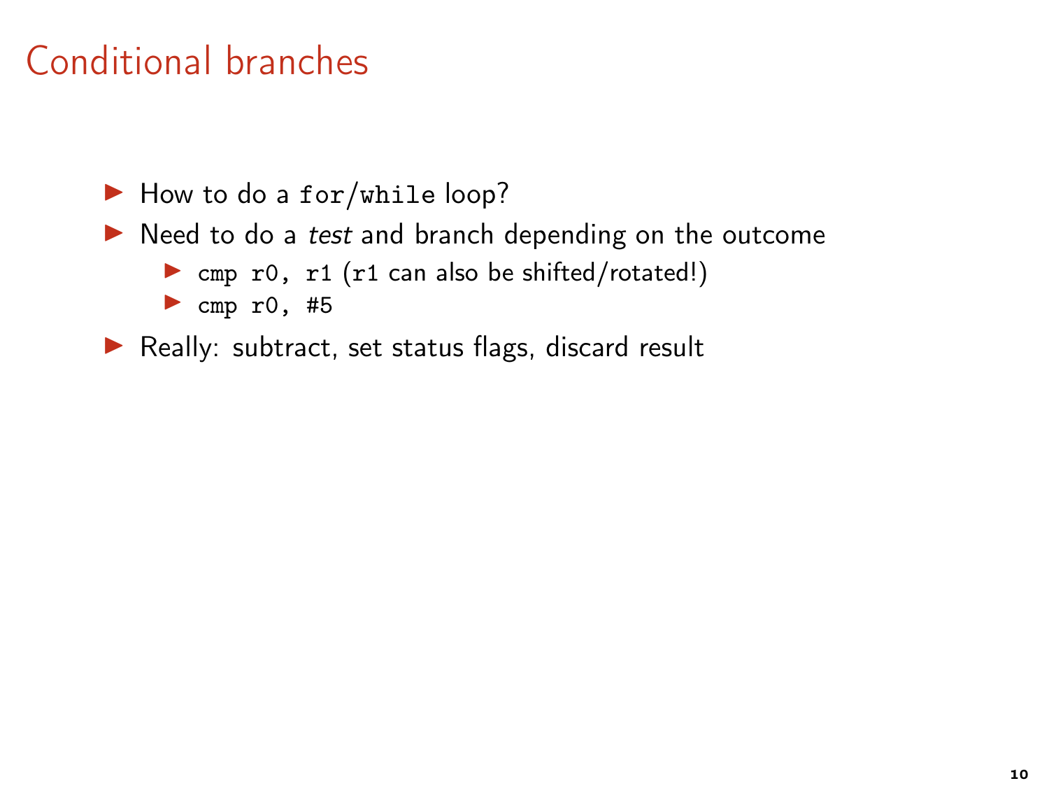# Conditional branches

- How to do a `for`/`while` loop?
- Need to do a *test* and branch depending on the outcome
  - `cmp r0, r1` (`r1` can also be shifted/rotated!)
  - `cmp r0, #5`
- Really: subtract, set status flags, discard result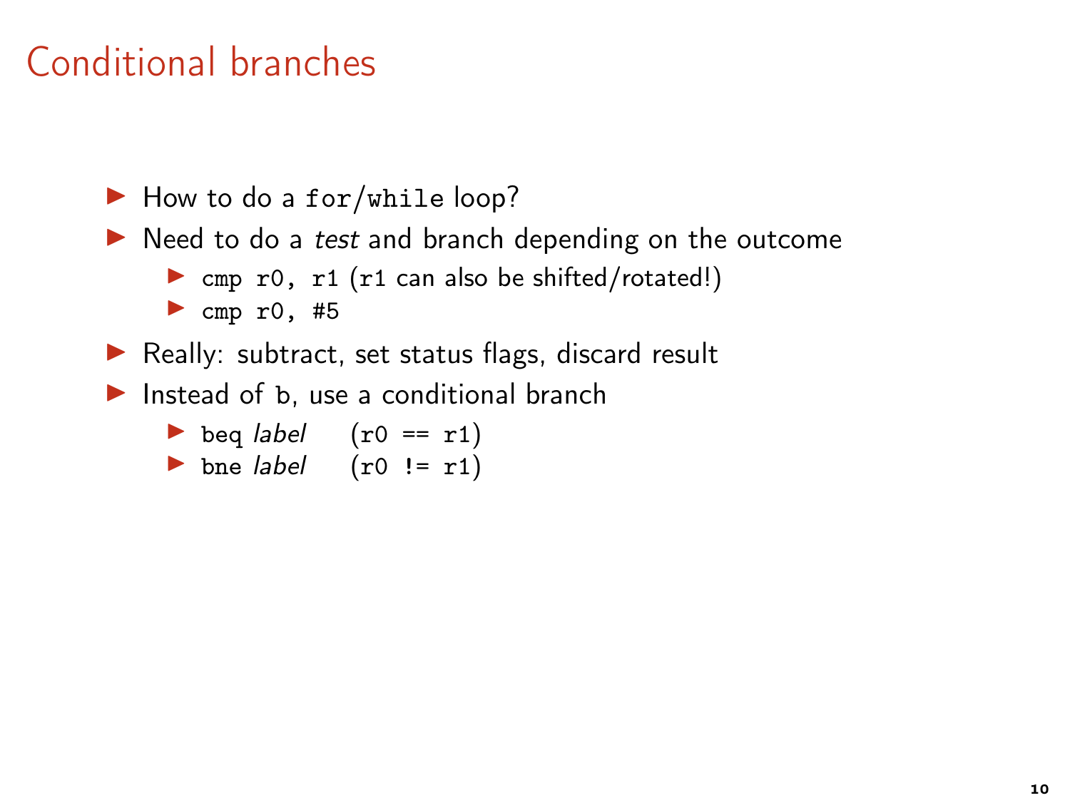# Conditional branches

- How to do a `for`/`while` loop?
- Need to do a *test* and branch depending on the outcome
  - `cmp r0, r1` (`r1` can also be shifted/rotated!)
  - `cmp r0, #5`
- Really: subtract, set status flags, discard result
- Instead of `b`, use a conditional branch
  - `beq` *label* (`r0 == r1`)
  - `bne` *label* (`r0 != r1`)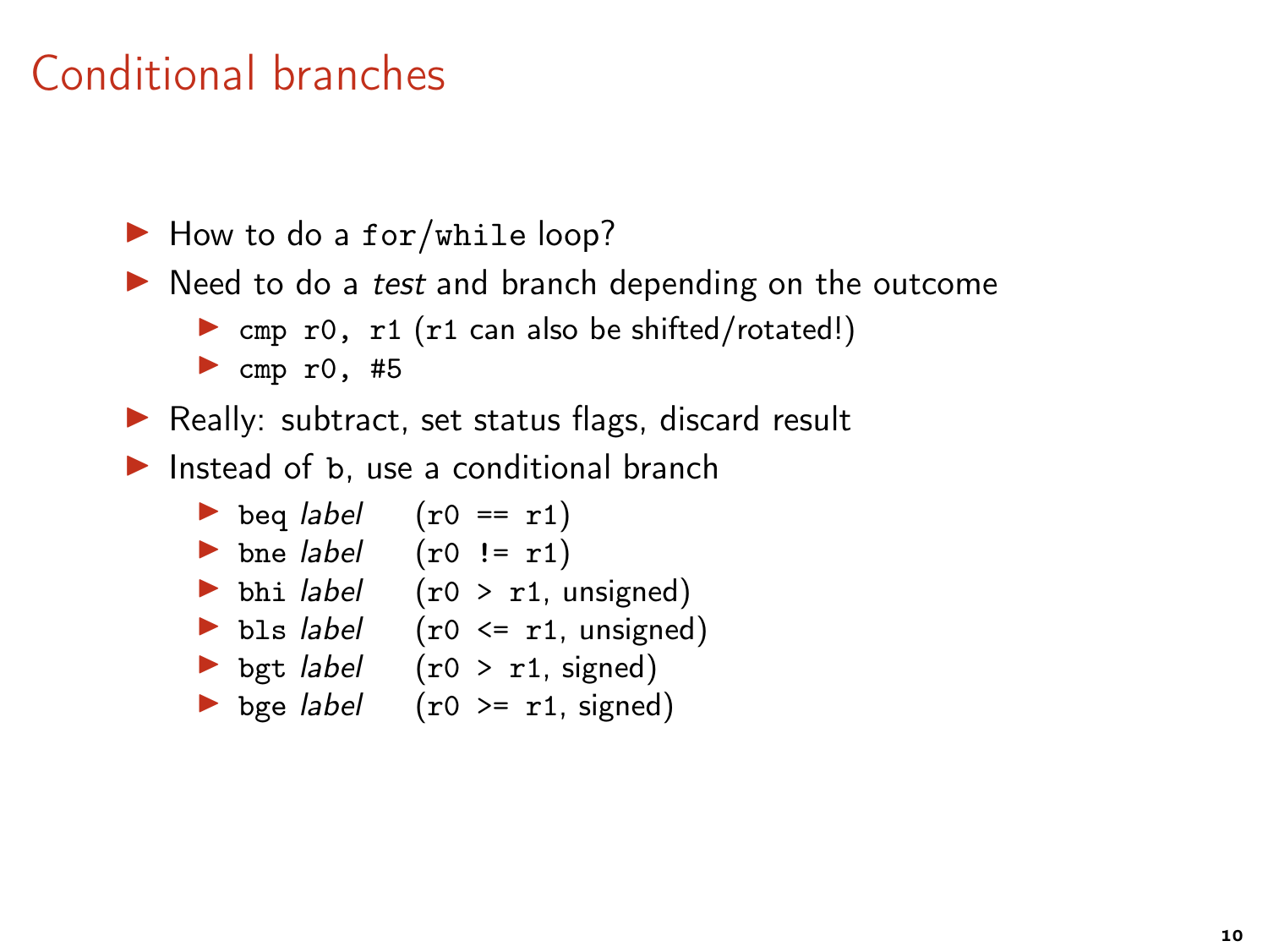# Conditional branches

- How to do a `for`/`while` loop?
- Need to do a *test* and branch depending on the outcome
  - `cmp r0, r1` (`r1` can also be shifted/rotated!)
  - `cmp r0, #5`
- Really: subtract, set status flags, discard result
- Instead of `b`, use a conditional branch
  - `beq` *label* (`r0 == r1`)
  - `bne` *label* (`r0 != r1`)
  - `bhi` *label* (`r0 > r1`, unsigned)
  - `bls` *label* (`r0 <= r1`, unsigned)
  - `bgt` *label* (`r0 > r1`, signed)
  - `bge` *label* (`r0 >= r1`, signed)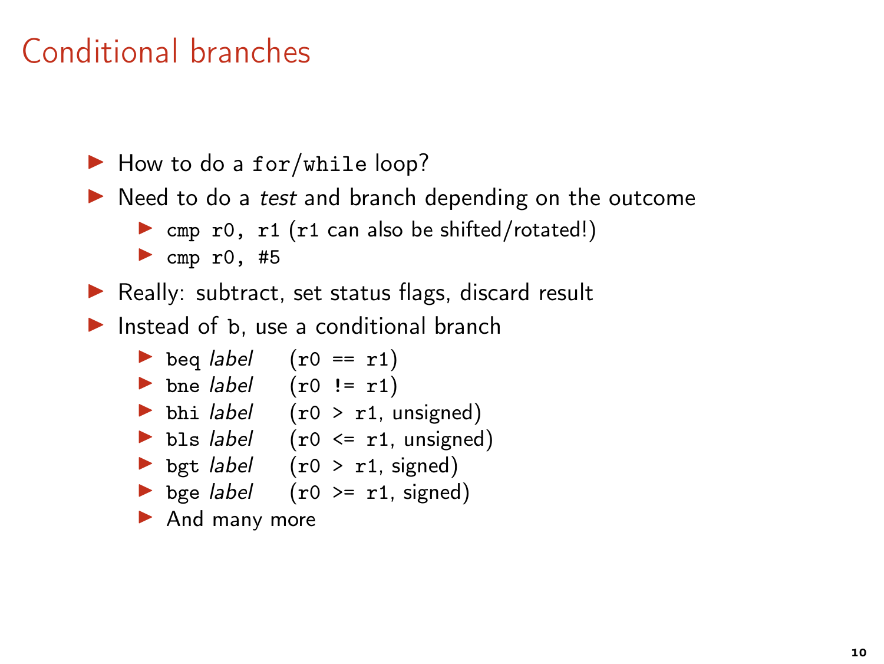# Conditional branches

- How to do a `for`/`while` loop?
- Need to do a *test* and branch depending on the outcome
  - `cmp r0, r1` (`r1` can also be shifted/rotated!)
  - `cmp r0, #5`
- Really: subtract, set status flags, discard result
- Instead of `b`, use a conditional branch
  - `beq` *label* (`r0 == r1`)
  - `bne` *label* (`r0 != r1`)
  - `bhi` *label* (`r0 > r1`, unsigned)
  - `bls` *label* (`r0 <= r1`, unsigned)
  - `bgt` *label* (`r0 > r1`, signed)
  - `bge` *label* (`r0 >= r1`, signed)
  - And many more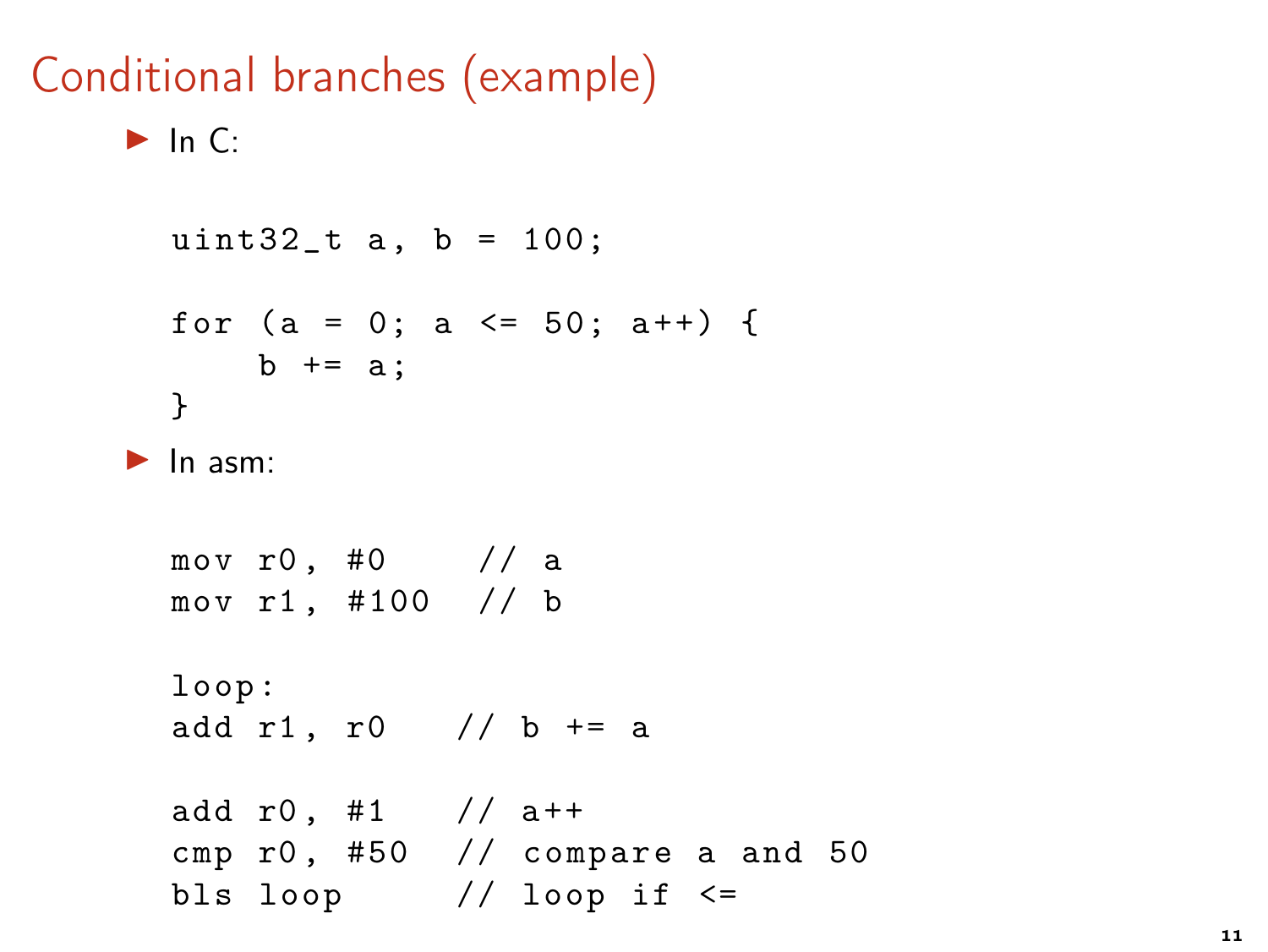# Conditional branches (example)

- In C:

```
uint32_t a, b = 100;

for (a = 0; a <= 50; a++) {
    b += a;
}
```

- In asm:

```
mov r0, #0     // a
mov r1, #100   // b

loop:
add r1, r0    // b += a

add r0, #1    // a++
cmp r0, #50   // compare a and 50
bls loop      // loop if <=
```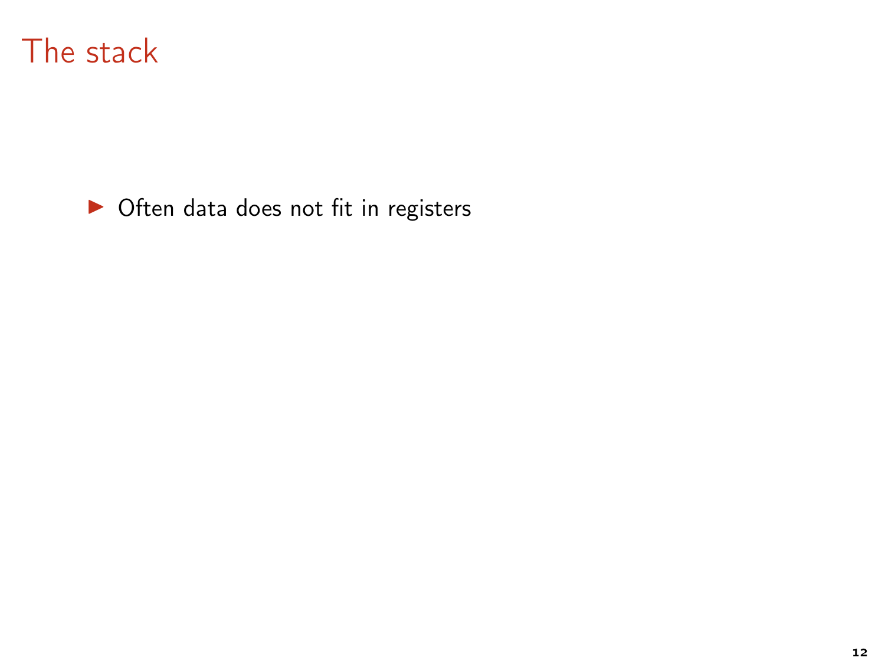# The stack

- Often data does not fit in registers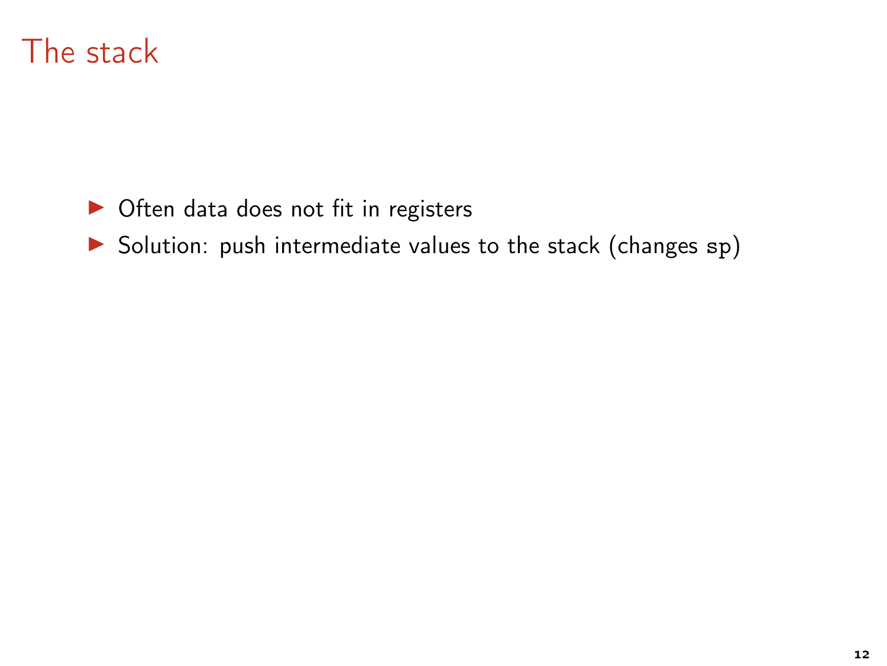# The stack

- Often data does not fit in registers
- Solution: push intermediate values to the stack (changes `sp`)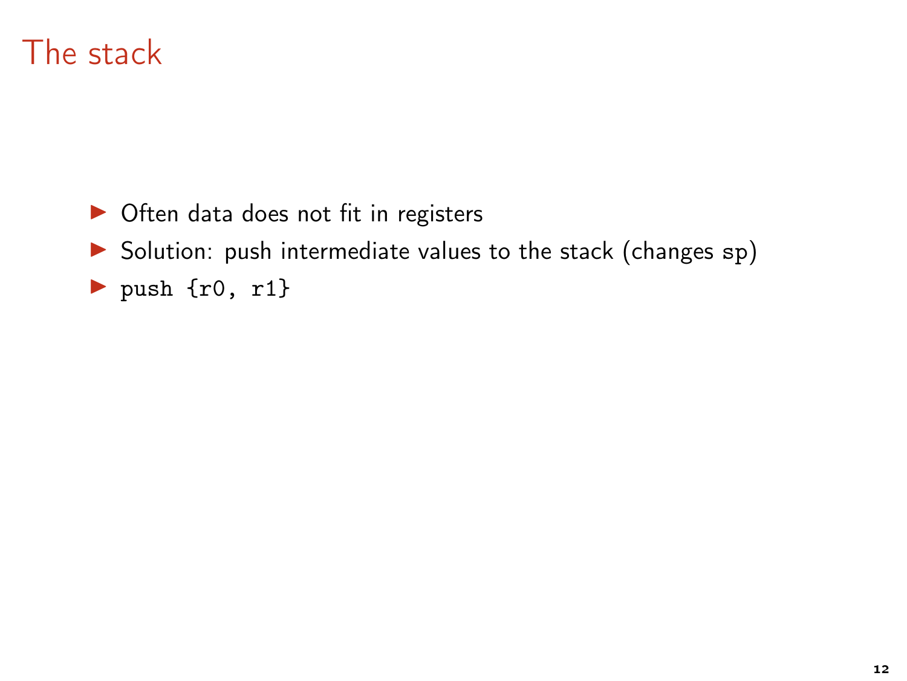# The stack

- Often data does not fit in registers
- Solution: push intermediate values to the stack (changes `sp`)
- `push {r0, r1}`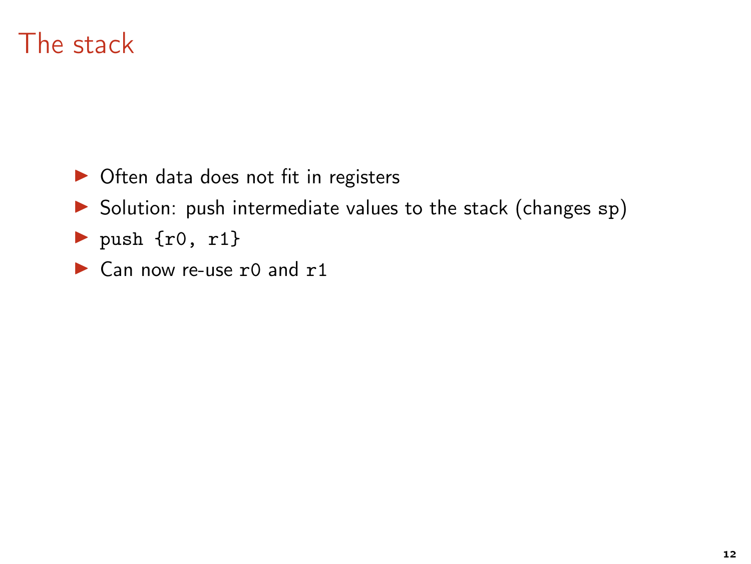# The stack

- Often data does not fit in registers
- Solution: push intermediate values to the stack (changes `sp`)
- `push {r0, r1}`
- Can now re-use `r0` and `r1`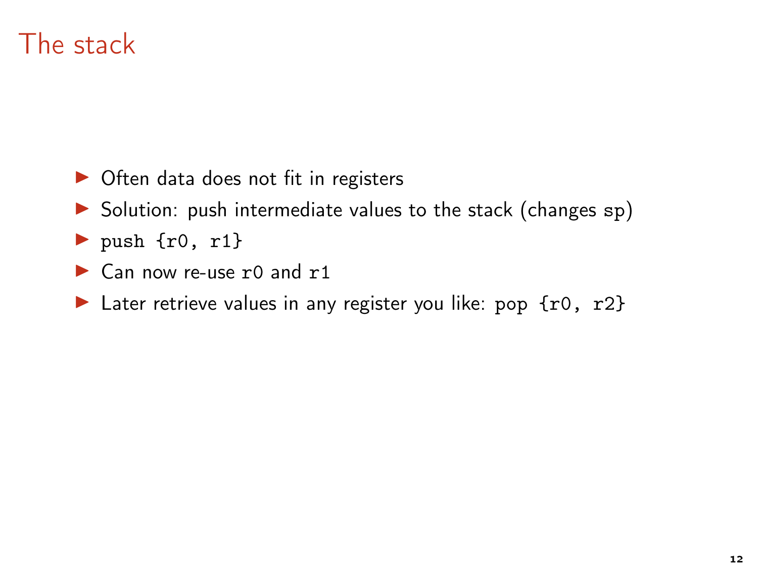# The stack

- Often data does not fit in registers
- Solution: push intermediate values to the stack (changes `sp`)
- `push {r0, r1}`
- Can now re-use `r0` and `r1`
- Later retrieve values in any register you like: `pop {r0, r2}`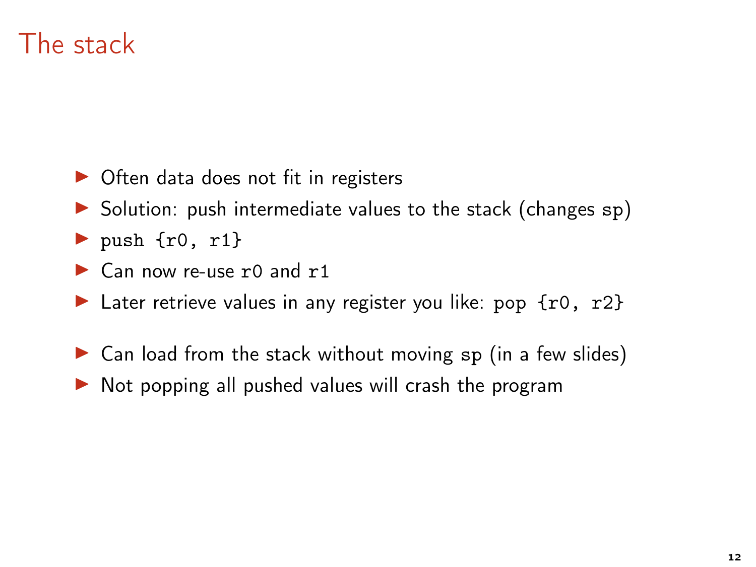# The stack

- Often data does not fit in registers
- Solution: push intermediate values to the stack (changes `sp`)
- `push {r0, r1}`
- Can now re-use `r0` and `r1`
- Later retrieve values in any register you like: `pop {r0, r2}`

- Can load from the stack without moving `sp` (in a few slides)
- Not popping all pushed values will crash the program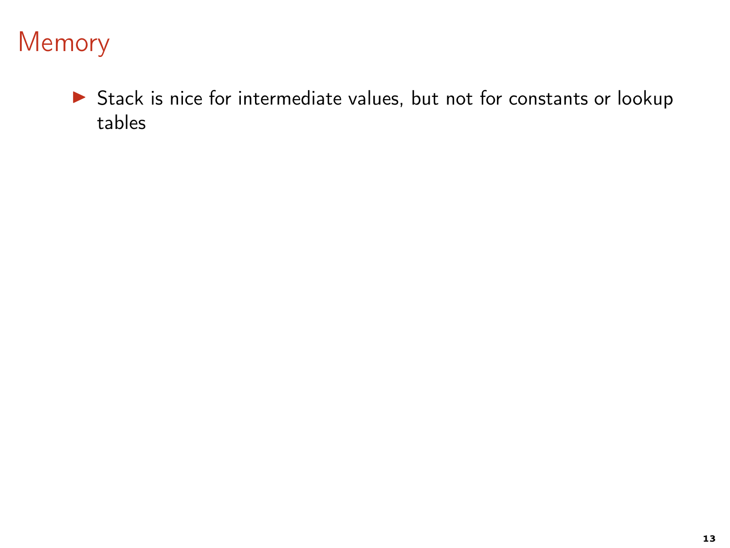# Memory

- Stack is nice for intermediate values, but not for constants or lookup tables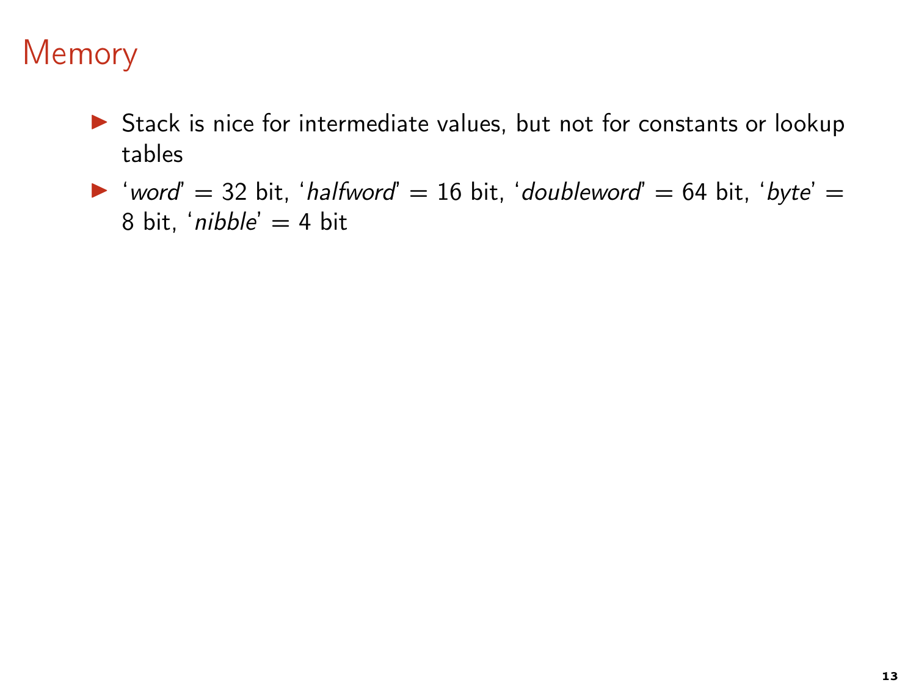# Memory

- Stack is nice for intermediate values, but not for constants or lookup tables
- '*word*' = 32 bit, '*halfword*' = 16 bit, '*doubleword*' = 64 bit, '*byte*' = 8 bit, '*nibble*' = 4 bit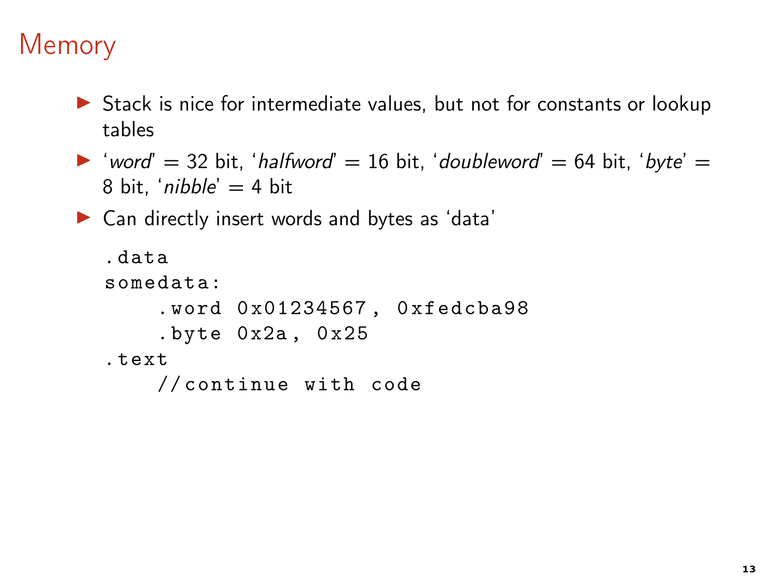# Memory

- Stack is nice for intermediate values, but not for constants or lookup tables
- '*word*' = 32 bit, '*halfword*' = 16 bit, '*doubleword*' = 64 bit, '*byte*' = 8 bit, '*nibble*' = 4 bit
- Can directly insert words and bytes as 'data'

```
.data
somedata:
    .word 0x01234567, 0xfedcba98
    .byte 0x2a, 0x25
.text
    //continue with code
```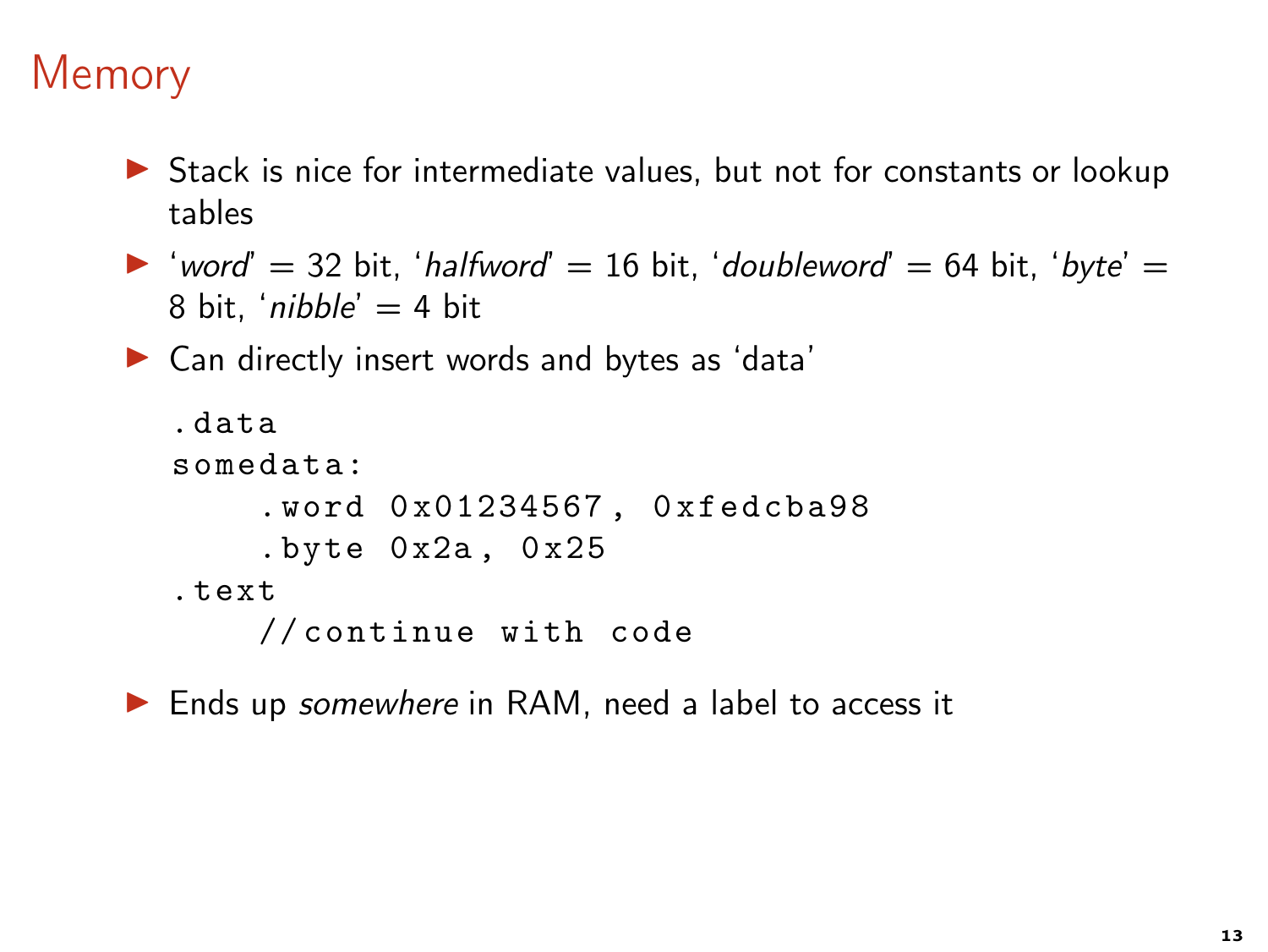# Memory

- Stack is nice for intermediate values, but not for constants or lookup tables
- '*word*' = 32 bit, '*halfword*' = 16 bit, '*doubleword*' = 64 bit, '*byte*' = 8 bit, '*nibble*' = 4 bit
- Can directly insert words and bytes as 'data'

```
.data
somedata:
    .word 0x01234567, 0xfedcba98
    .byte 0x2a, 0x25
.text
    //continue with code
```

- Ends up *somewhere* in RAM, need a label to access it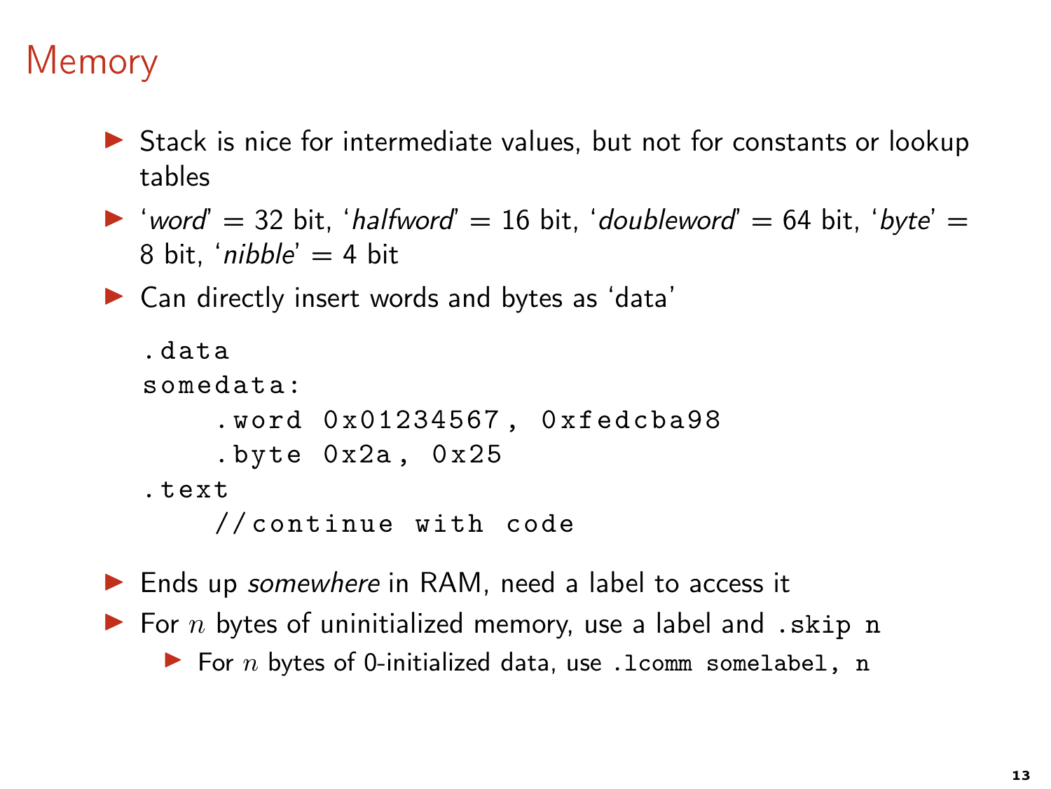# Memory

- Stack is nice for intermediate values, but not for constants or lookup tables
- '*word*' = 32 bit, '*halfword*' = 16 bit, '*doubleword*' = 64 bit, '*byte*' = 8 bit, '*nibble*' = 4 bit
- Can directly insert words and bytes as 'data'

```
.data
somedata:
    .word 0x01234567, 0xfedcba98
    .byte 0x2a, 0x25
.text
    //continue with code
```

- Ends up *somewhere* in RAM, need a label to access it
- For $n$ bytes of uninitialized memory, use a label and `.skip n`
  - For $n$ bytes of 0-initialized data, use `.lcomm somelabel, n`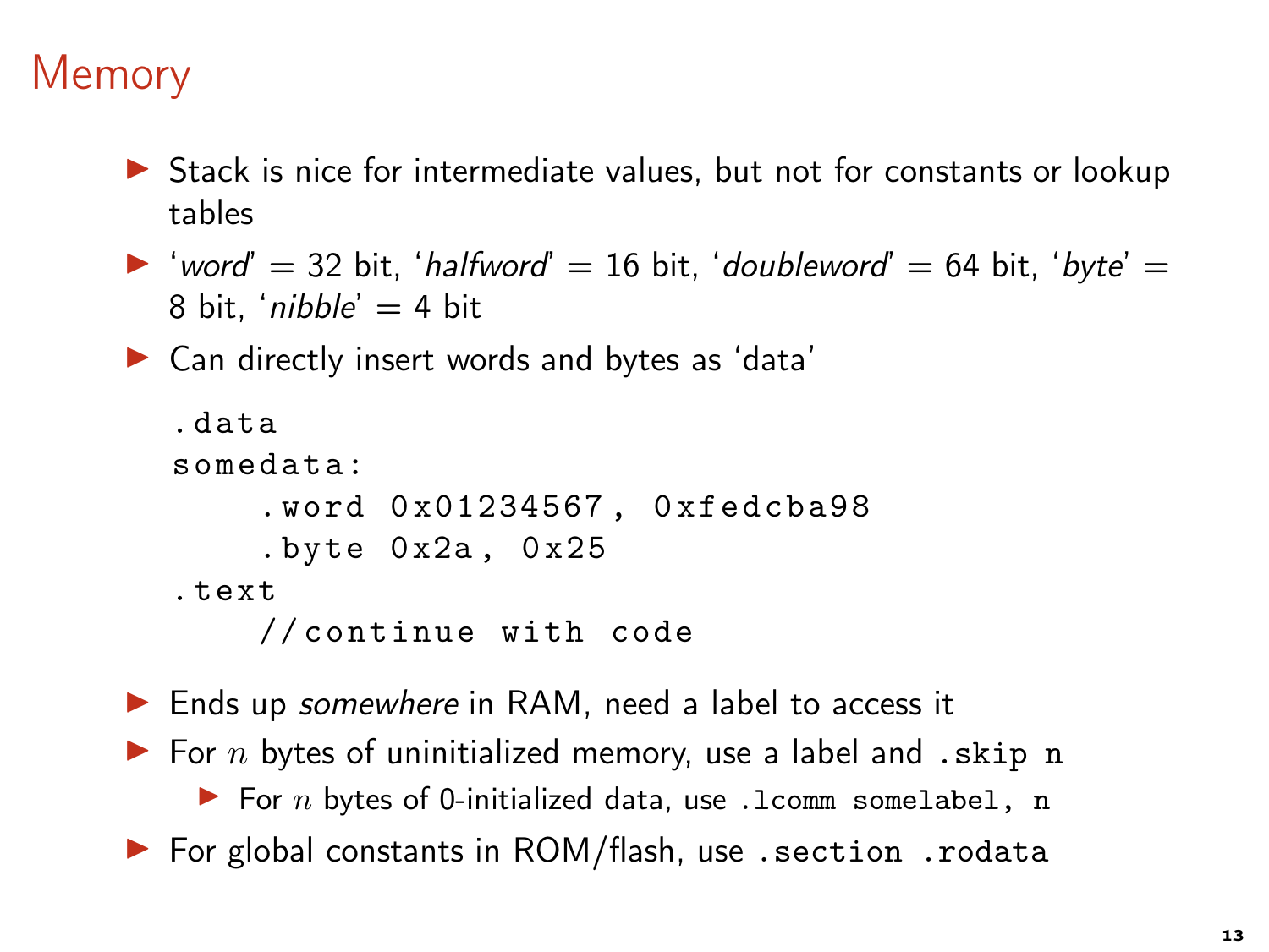# Memory

- Stack is nice for intermediate values, but not for constants or lookup tables
- '*word*' = 32 bit, '*halfword*' = 16 bit, '*doubleword*' = 64 bit, '*byte*' = 8 bit, '*nibble*' = 4 bit
- Can directly insert words and bytes as 'data'

```
.data
somedata:
    .word 0x01234567, 0xfedcba98
    .byte 0x2a, 0x25
.text
    //continue with code
```

- Ends up *somewhere* in RAM, need a label to access it
- For $n$ bytes of uninitialized memory, use a label and `.skip n`
  - For $n$ bytes of 0-initialized data, use `.lcomm somelabel, n`
- For global constants in ROM/flash, use `.section .rodata`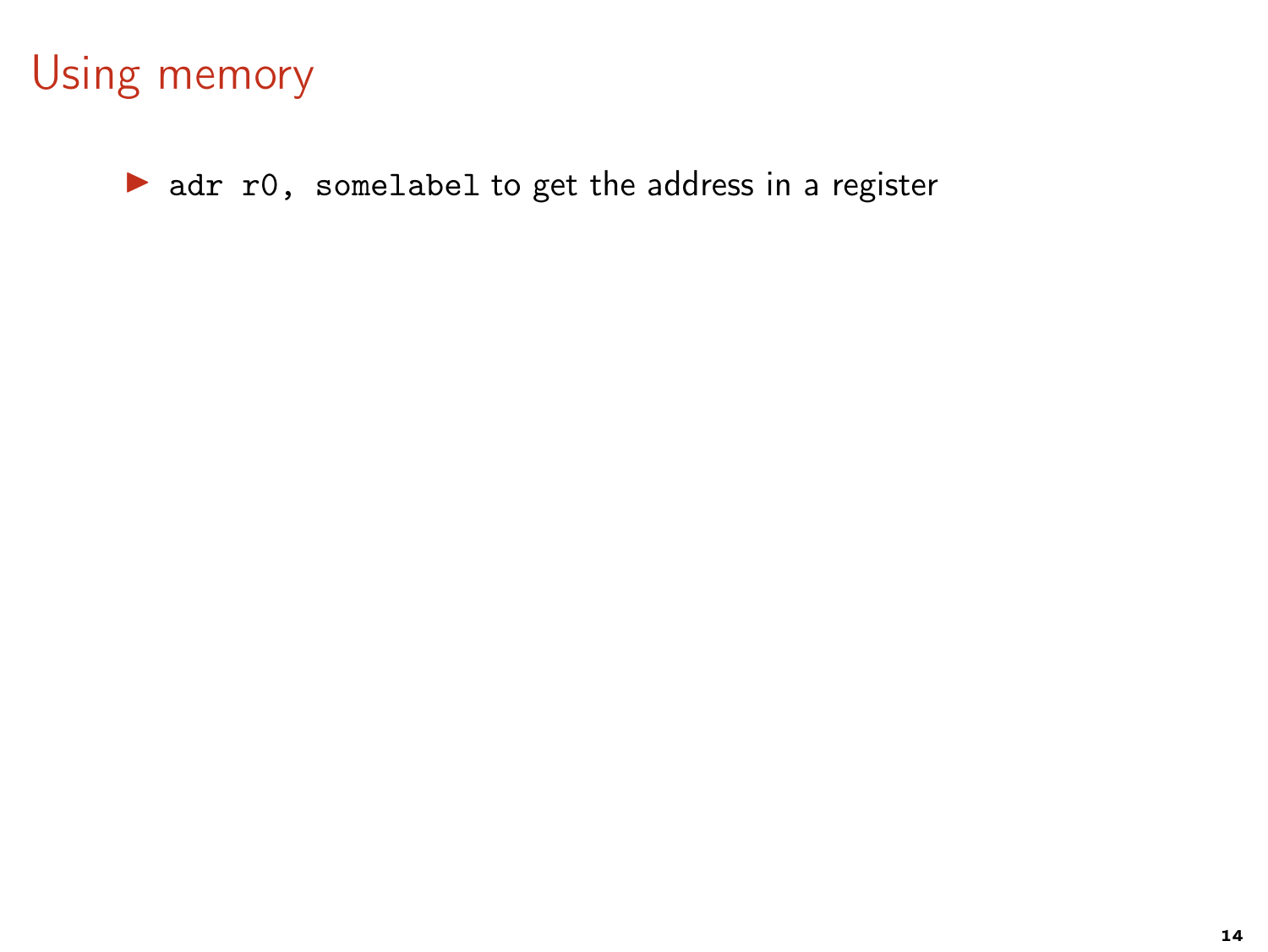# Using memory

- `adr r0, somelabel` to get the address in a register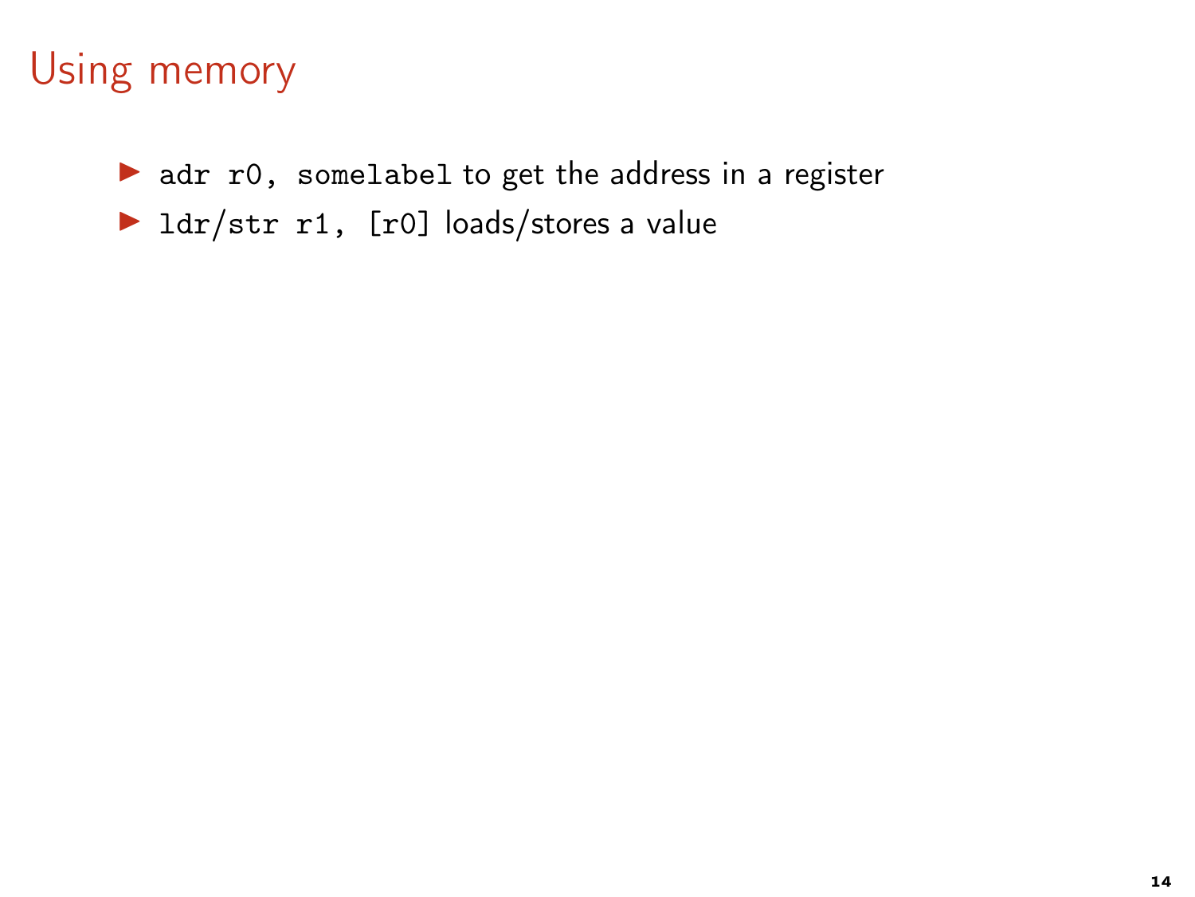# Using memory

- `adr r0, somelabel` to get the address in a register
- `ldr/str r1, [r0]` loads/stores a value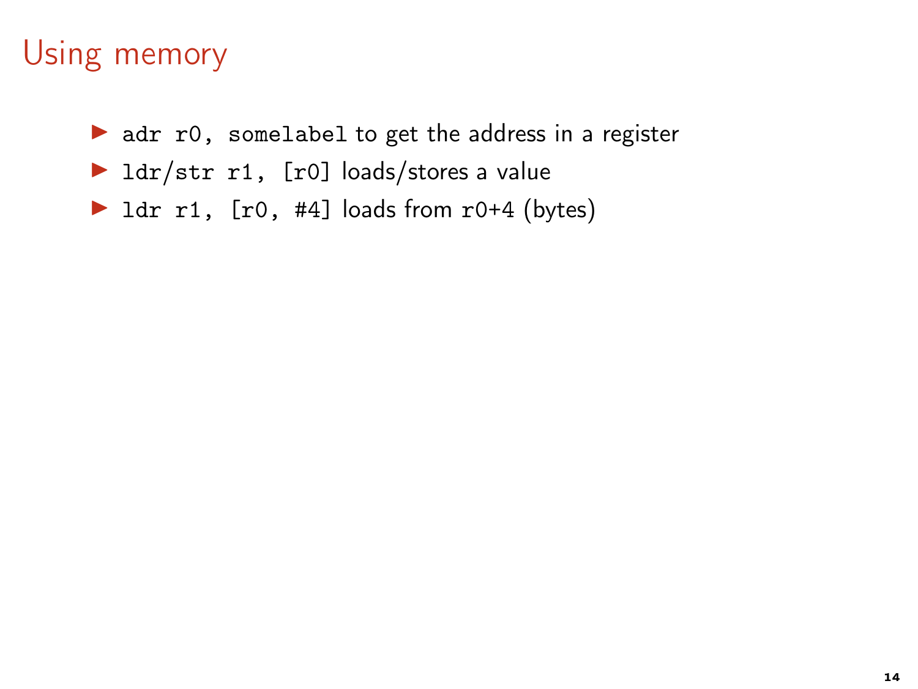# Using memory

- `adr r0, somelabel` to get the address in a register
- `ldr/str r1, [r0]` loads/stores a value
- `ldr r1, [r0, #4]` loads from `r0+4` (bytes)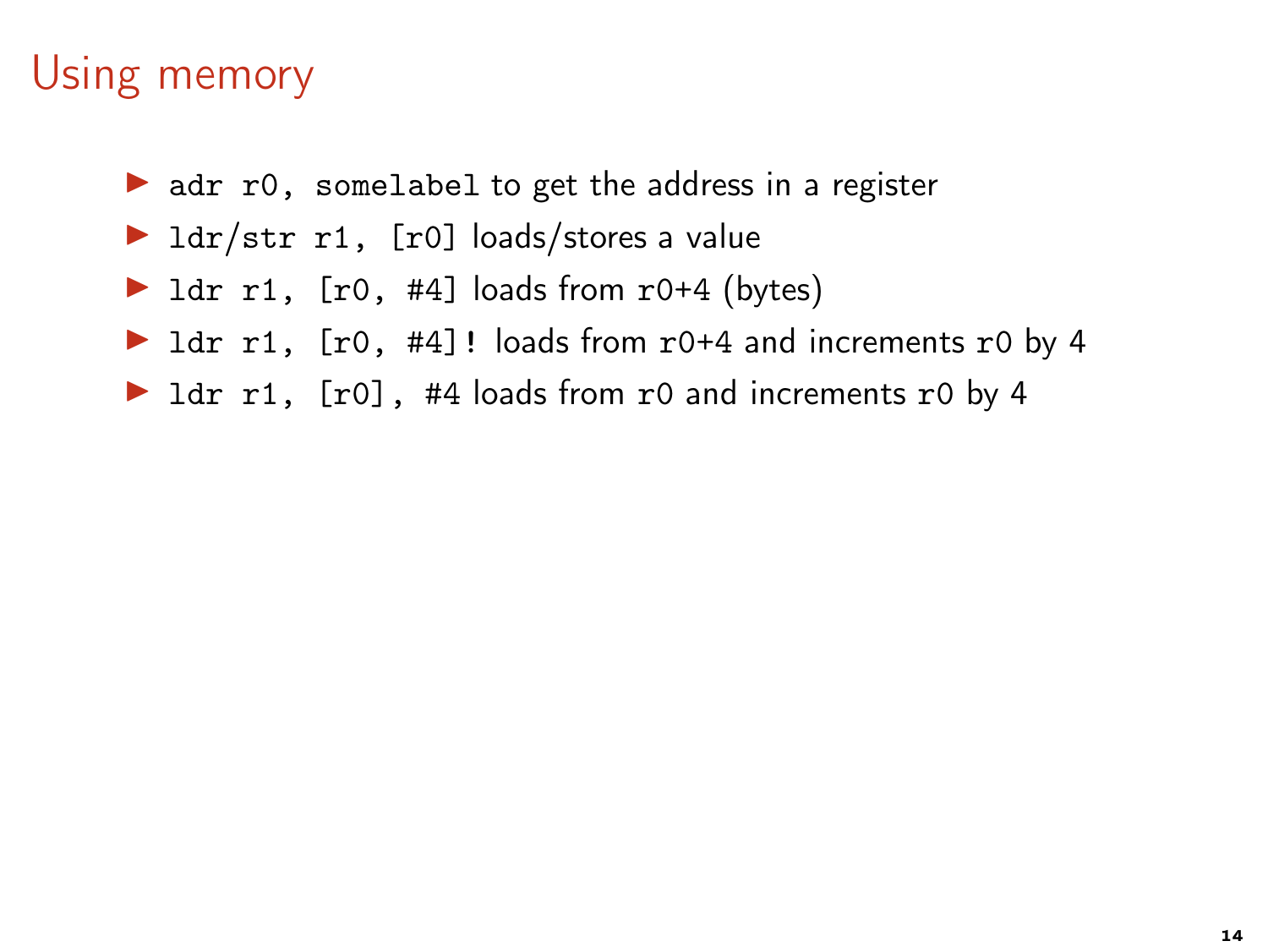# Using memory

- `adr r0, somelabel` to get the address in a register
- `ldr/str r1, [r0]` loads/stores a value
- `ldr r1, [r0, #4]` loads from `r0+4` (bytes)
- `ldr r1, [r0, #4]!` loads from `r0+4` and increments `r0` by 4
- `ldr r1, [r0], #4` loads from `r0` and increments `r0` by 4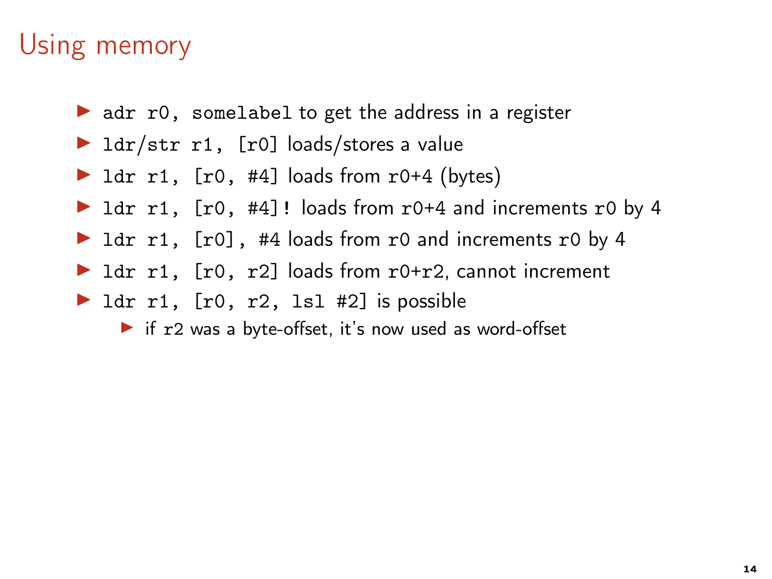# Using memory

- `adr r0, somelabel` to get the address in a register
- `ldr/str r1, [r0]` loads/stores a value
- `ldr r1, [r0, #4]` loads from `r0+4` (bytes)
- `ldr r1, [r0, #4]!` loads from `r0+4` and increments `r0` by 4
- `ldr r1, [r0], #4` loads from `r0` and increments `r0` by 4
- `ldr r1, [r0, r2]` loads from `r0+r2`, cannot increment
- `ldr r1, [r0, r2, lsl #2]` is possible
  - if `r2` was a byte-offset, it's now used as word-offset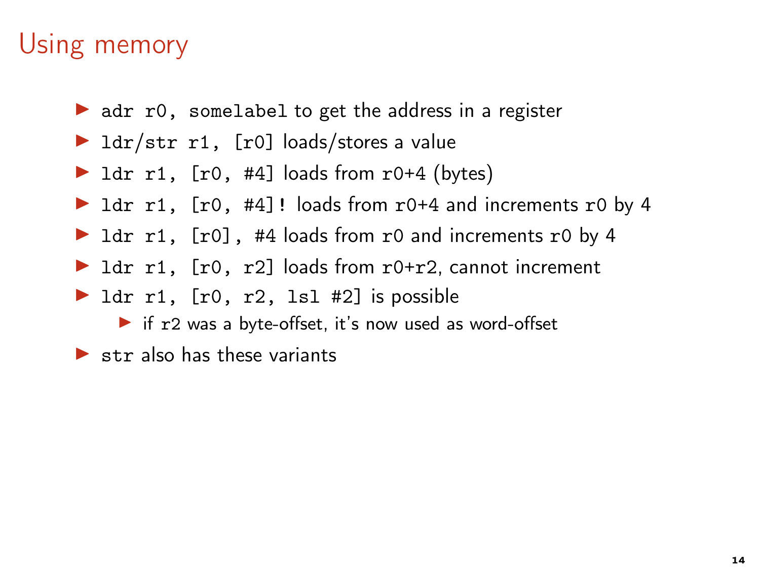# Using memory

- `adr r0, somelabel` to get the address in a register
- `ldr/str r1, [r0]` loads/stores a value
- `ldr r1, [r0, #4]` loads from `r0+4` (bytes)
- `ldr r1, [r0, #4]!` loads from `r0+4` and increments `r0` by 4
- `ldr r1, [r0], #4` loads from `r0` and increments `r0` by 4
- `ldr r1, [r0, r2]` loads from `r0+r2`, cannot increment
- `ldr r1, [r0, r2, lsl #2]` is possible
  - if `r2` was a byte-offset, it's now used as word-offset
- `str` also has these variants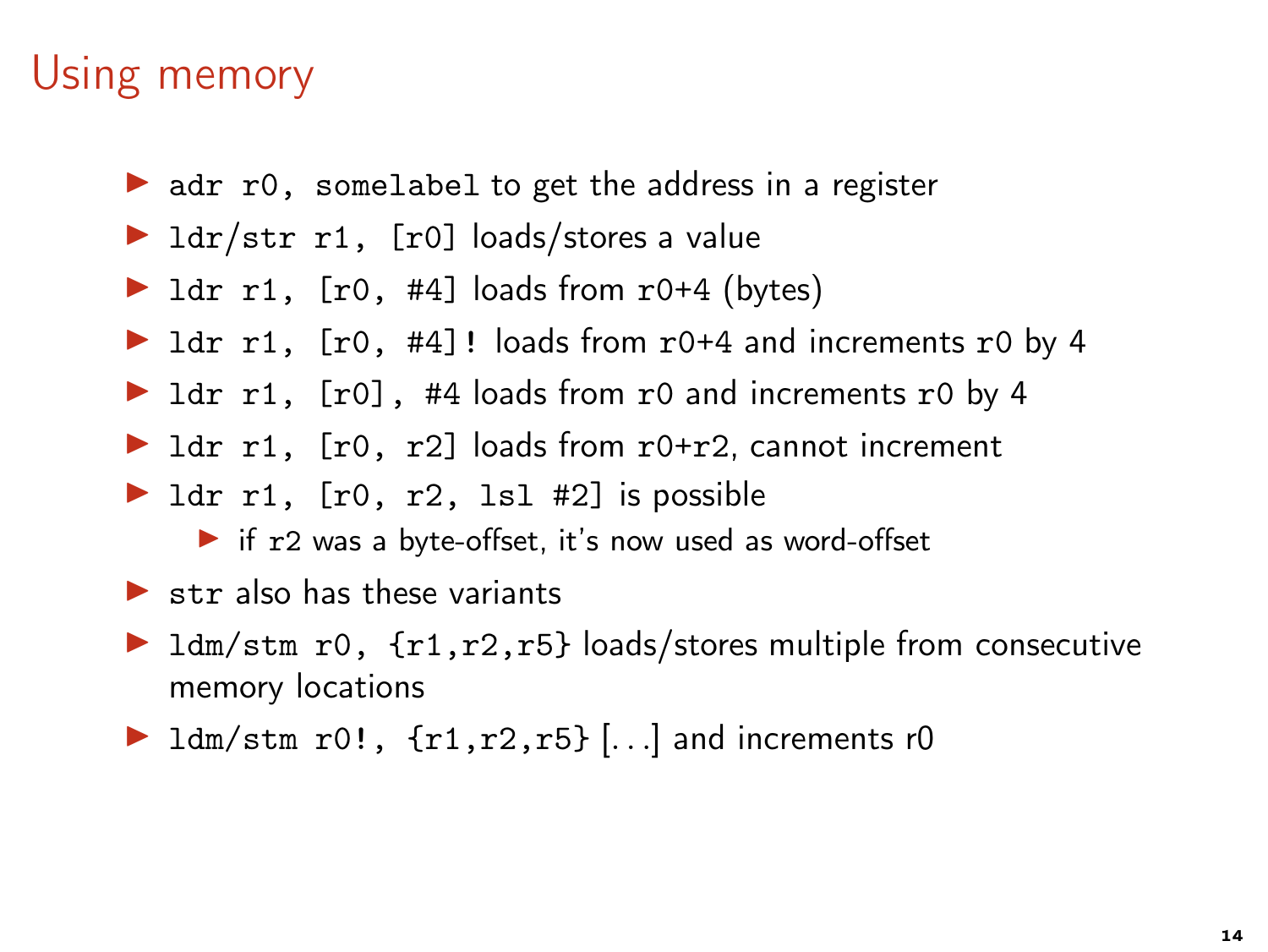# Using memory

- `adr r0, somelabel` to get the address in a register
- `ldr/str r1, [r0]` loads/stores a value
- `ldr r1, [r0, #4]` loads from `r0+4` (bytes)
- `ldr r1, [r0, #4]!` loads from `r0+4` and increments `r0` by 4
- `ldr r1, [r0], #4` loads from `r0` and increments `r0` by 4
- `ldr r1, [r0, r2]` loads from `r0+r2`, cannot increment
- `ldr r1, [r0, r2, lsl #2]` is possible
  - if `r2` was a byte-offset, it's now used as word-offset
- `str` also has these variants
- `ldm/stm r0, {r1,r2,r5}` loads/stores multiple from consecutive memory locations
- `ldm/stm r0!, {r1,r2,r5}` [...] and increments r0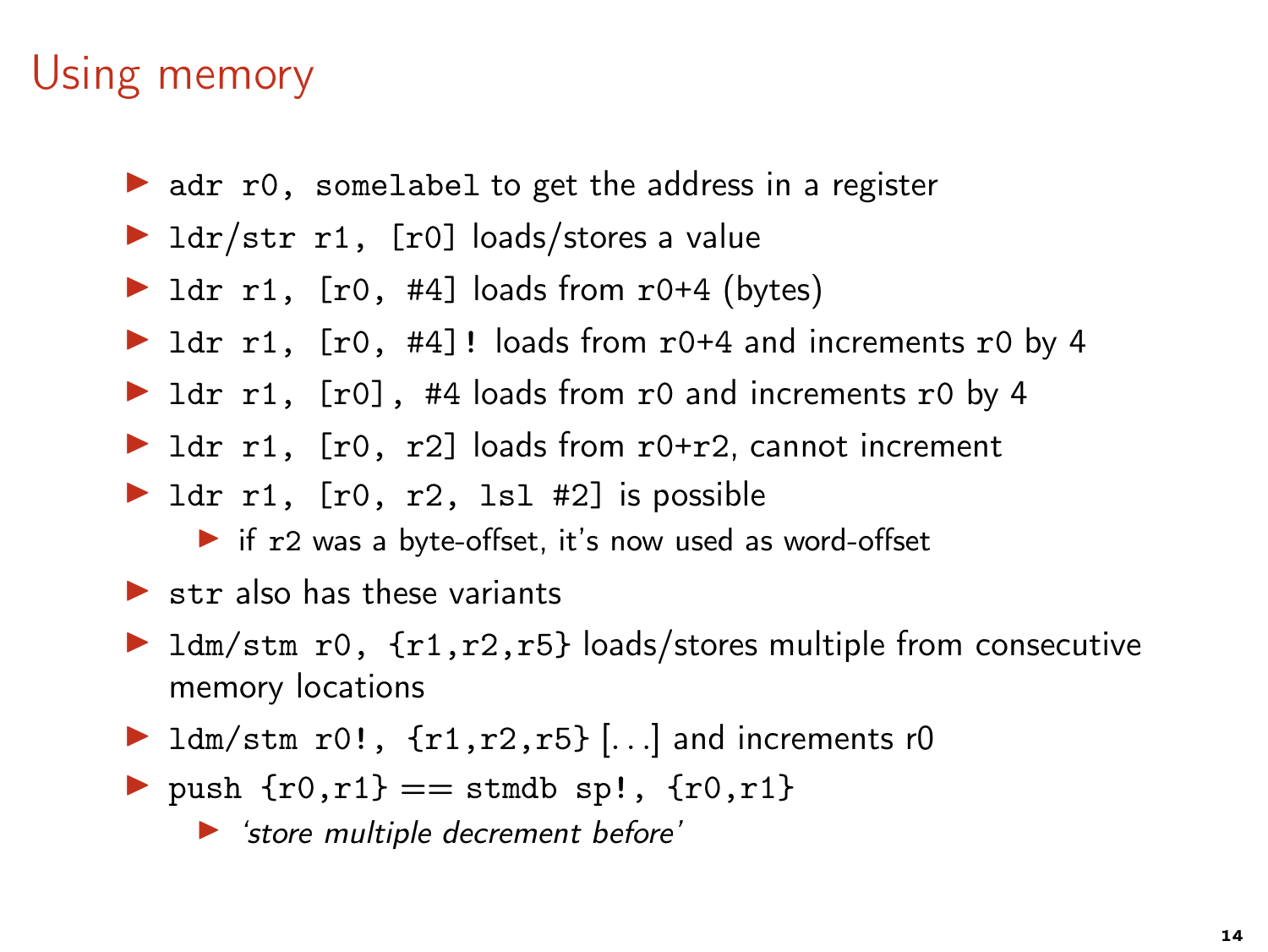# Using memory

- `adr r0, somelabel` to get the address in a register
- `ldr/str r1, [r0]` loads/stores a value
- `ldr r1, [r0, #4]` loads from `r0+4` (bytes)
- `ldr r1, [r0, #4]!` loads from `r0+4` and increments `r0` by 4
- `ldr r1, [r0], #4` loads from `r0` and increments `r0` by 4
- `ldr r1, [r0, r2]` loads from `r0+r2`, cannot increment
- `ldr r1, [r0, r2, lsl #2]` is possible
  - if `r2` was a byte-offset, it's now used as word-offset
- `str` also has these variants
- `ldm/stm r0, {r1,r2,r5}` loads/stores multiple from consecutive memory locations
- `ldm/stm r0!, {r1,r2,r5}` [. . .] and increments r0
- `push {r0,r1}` == `stmdb sp!, {r0,r1}`
  - *'store multiple decrement before'*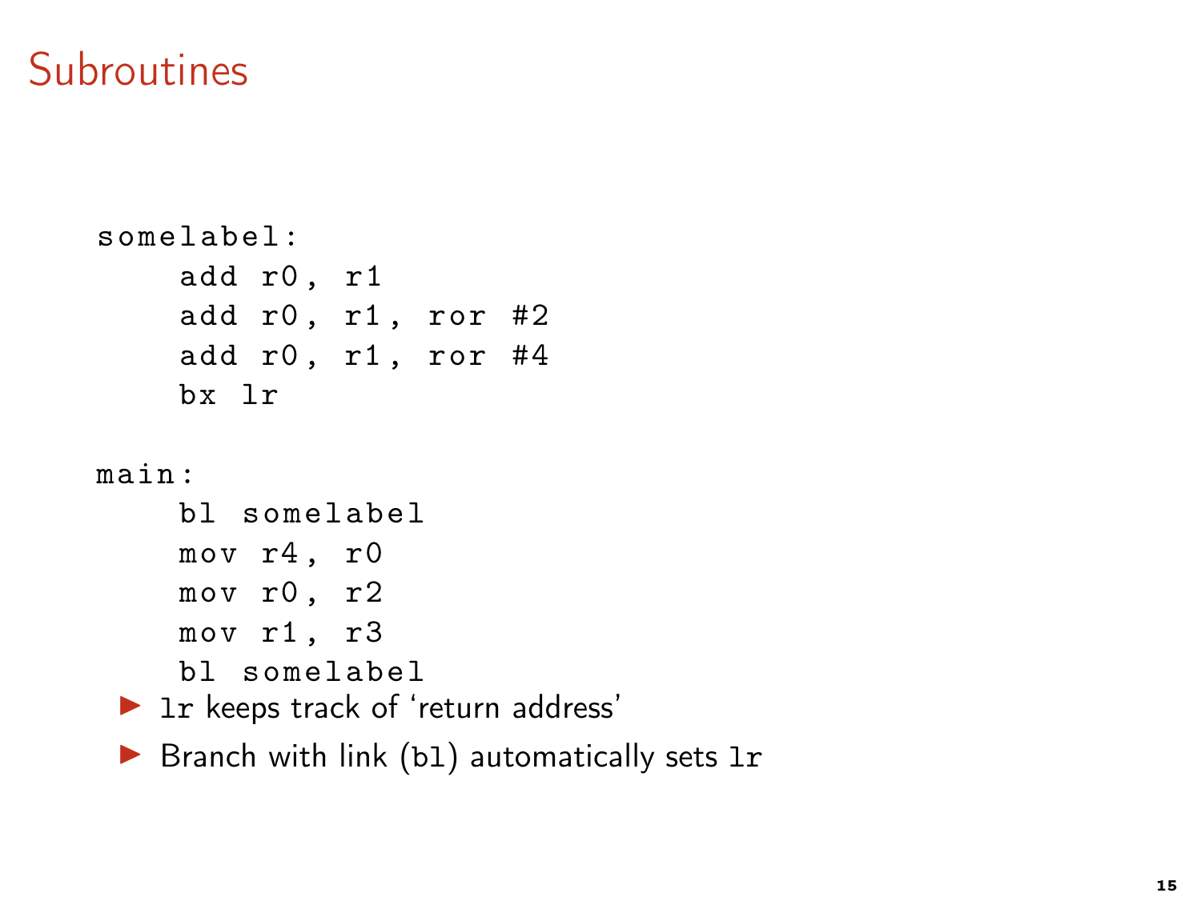# Subroutines

```
somelabel:
    add r0, r1
    add r0, r1, ror #2
    add r0, r1, ror #4
    bx lr

main:
    bl somelabel
    mov r4, r0
    mov r0, r2
    mov r1, r3
    bl somelabel
```

- `lr` keeps track of 'return address'
- Branch with link (`bl`) automatically sets `lr`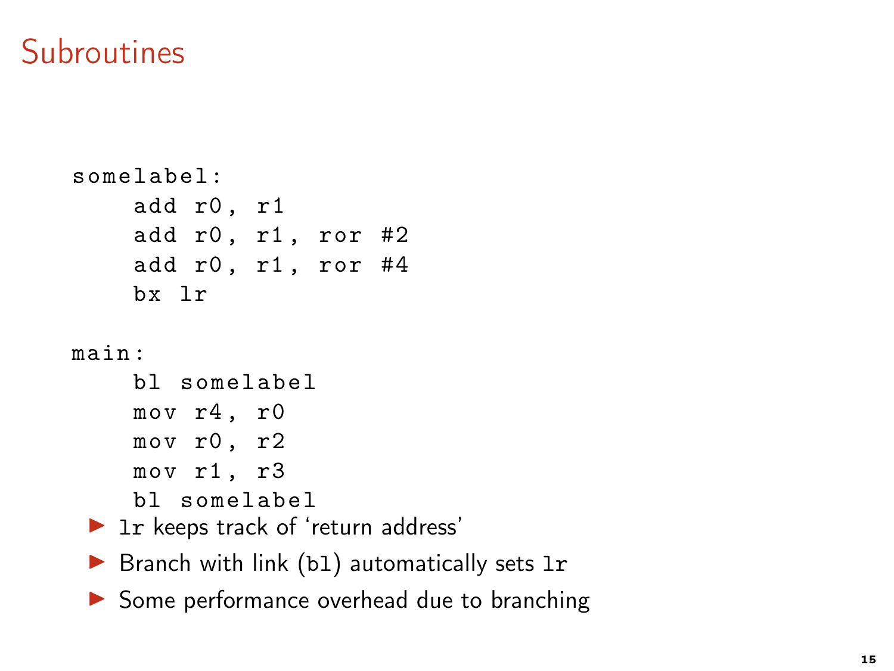# Subroutines

```
somelabel:
    add r0, r1
    add r0, r1, ror #2
    add r0, r1, ror #4
    bx lr

main:
    bl somelabel
    mov r4, r0
    mov r0, r2
    mov r1, r3
    bl somelabel
```

- `lr` keeps track of 'return address'
- Branch with link (`bl`) automatically sets `lr`
- Some performance overhead due to branching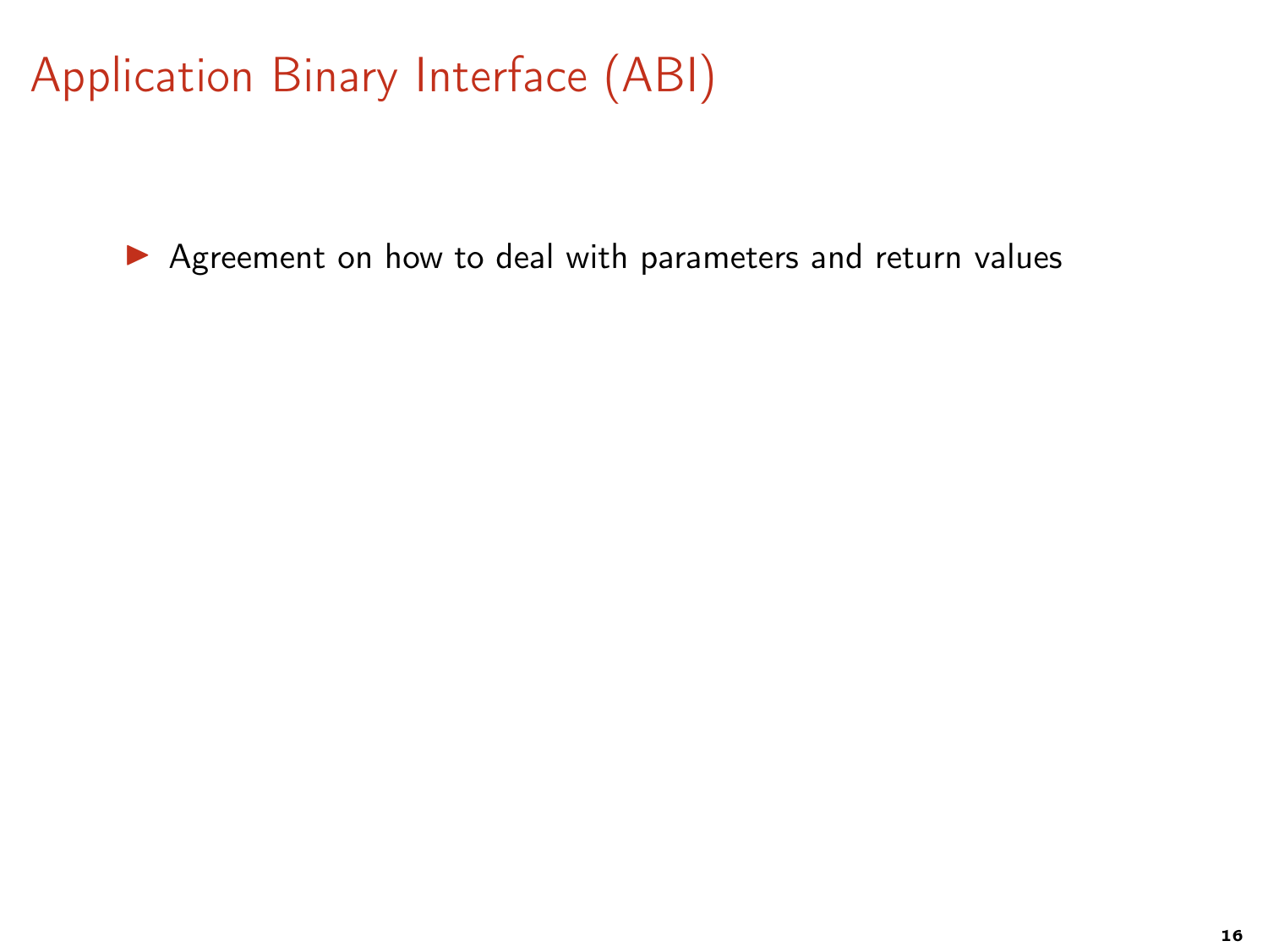# Application Binary Interface (ABI)

- Agreement on how to deal with parameters and return values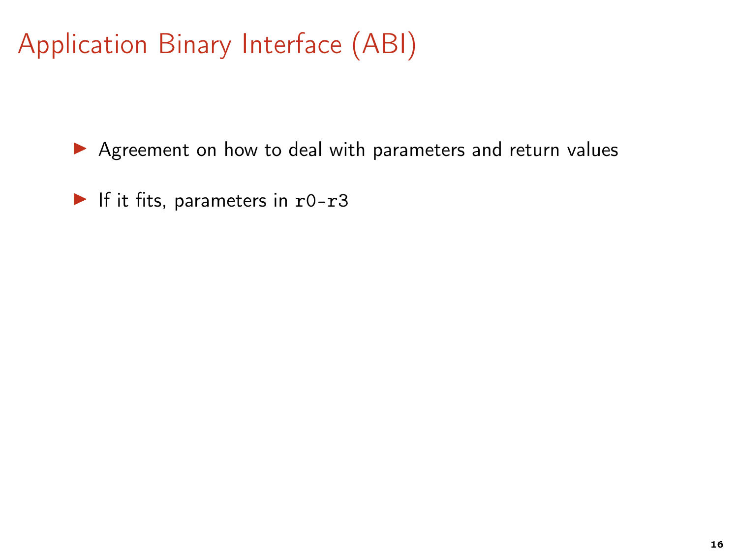# Application Binary Interface (ABI)

- Agreement on how to deal with parameters and return values
- If it fits, parameters in `r0-r3`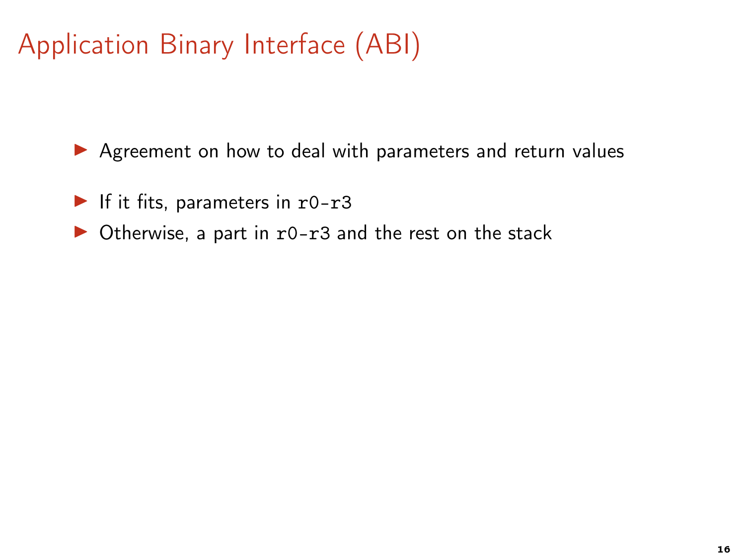# Application Binary Interface (ABI)

- Agreement on how to deal with parameters and return values

- If it fits, parameters in `r0-r3`
- Otherwise, a part in `r0-r3` and the rest on the stack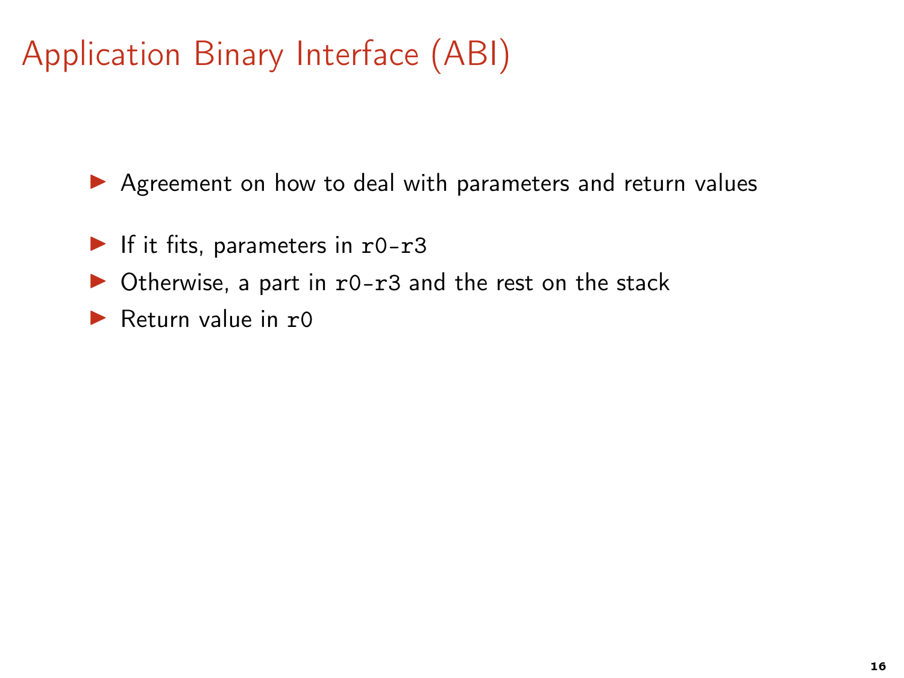# Application Binary Interface (ABI)

- Agreement on how to deal with parameters and return values

- If it fits, parameters in `r0-r3`
- Otherwise, a part in `r0-r3` and the rest on the stack
- Return value in `r0`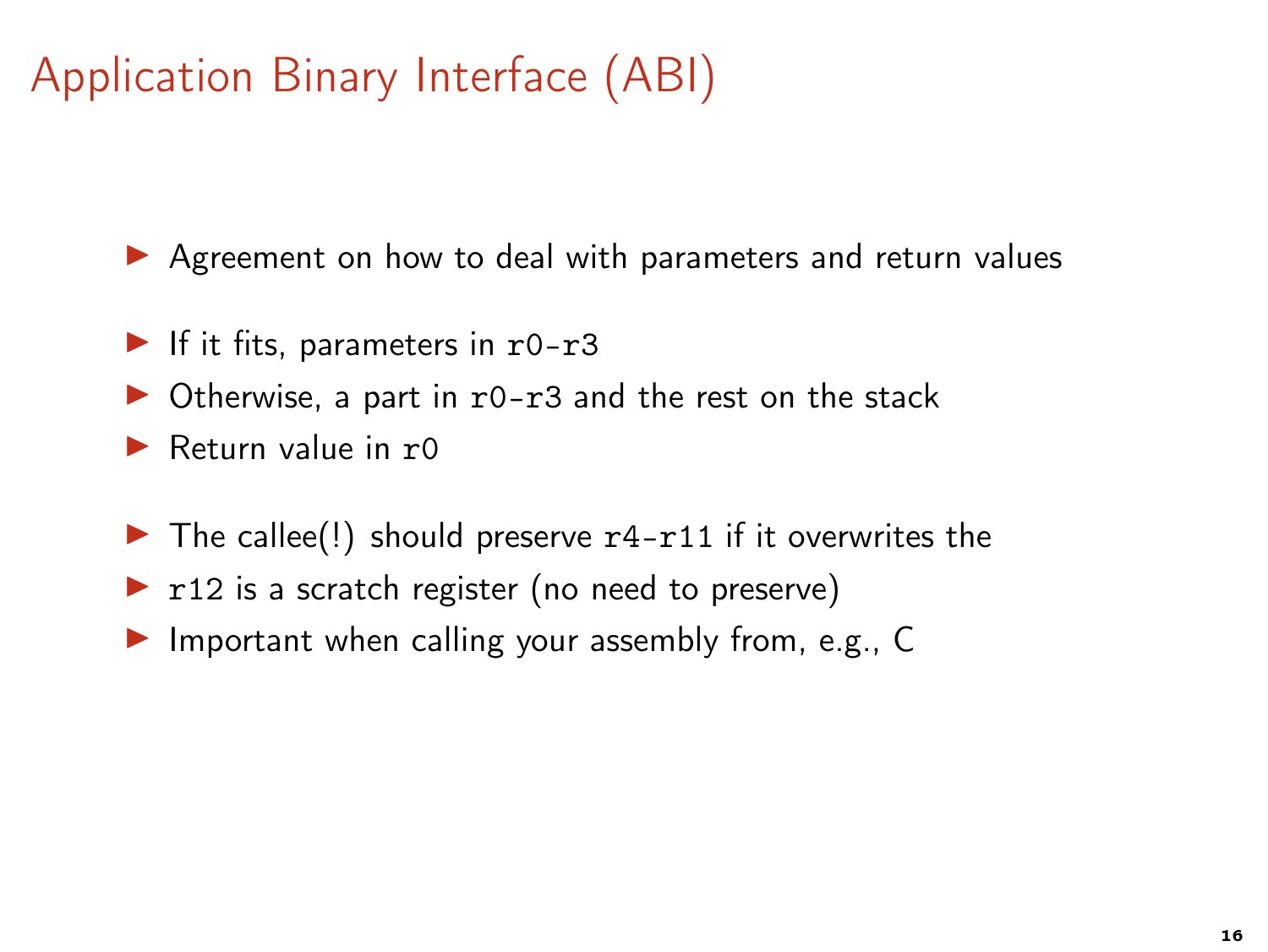# Application Binary Interface (ABI)

- Agreement on how to deal with parameters and return values

- If it fits, parameters in `r0-r3`
- Otherwise, a part in `r0-r3` and the rest on the stack
- Return value in `r0`

- The callee(!) should preserve `r4-r11` if it overwrites the
- `r12` is a scratch register (no need to preserve)
- Important when calling your assembly from, e.g., C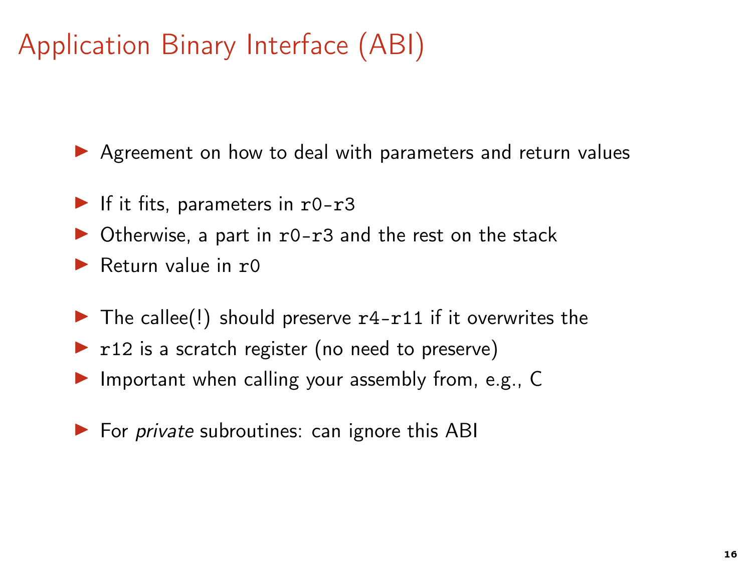# Application Binary Interface (ABI)

- Agreement on how to deal with parameters and return values

- If it fits, parameters in `r0-r3`
- Otherwise, a part in `r0-r3` and the rest on the stack
- Return value in `r0`

- The callee(!) should preserve `r4-r11` if it overwrites the
- `r12` is a scratch register (no need to preserve)
- Important when calling your assembly from, e.g., C

- For *private* subroutines: can ignore this ABI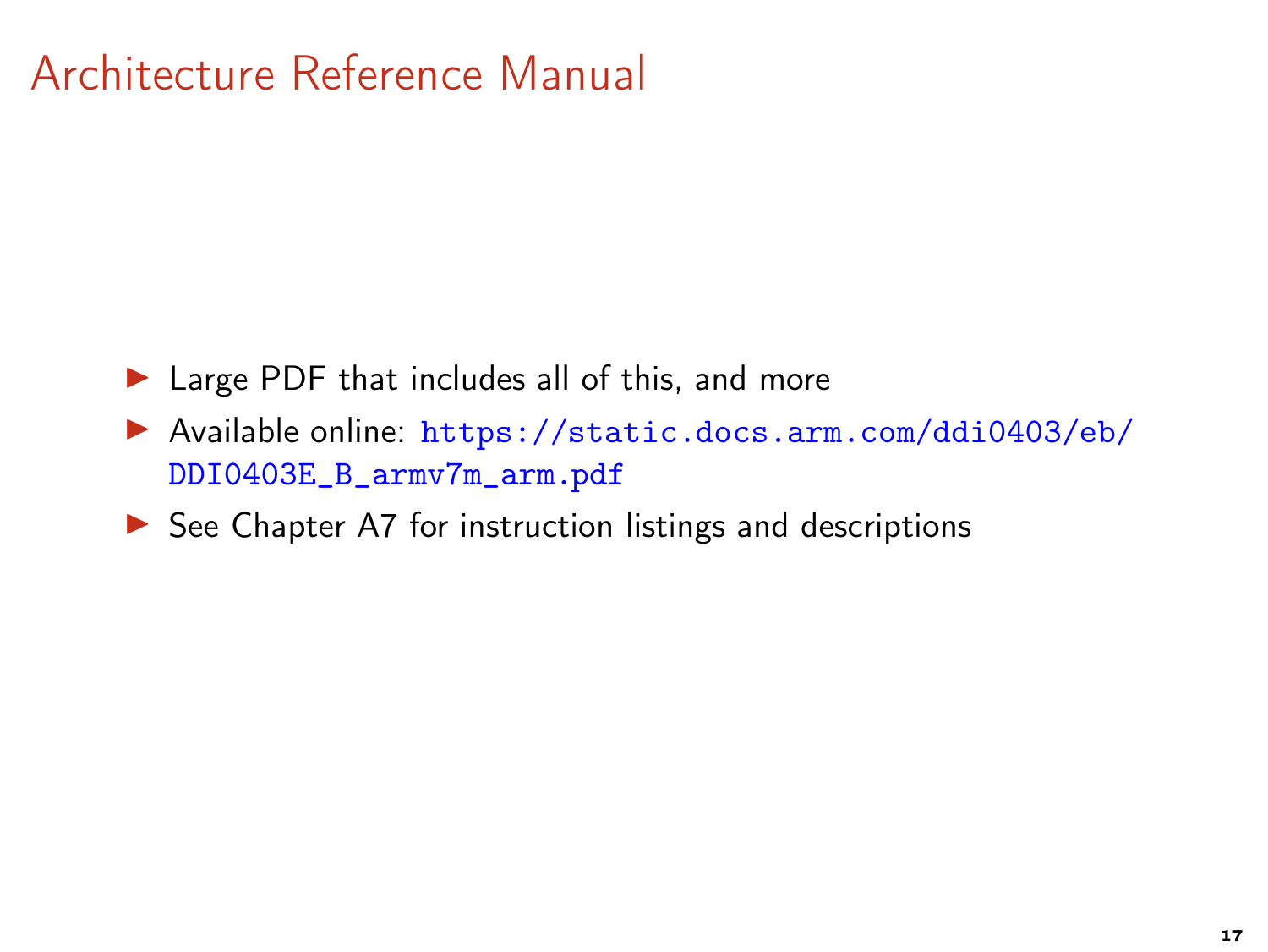# Architecture Reference Manual

- Large PDF that includes all of this, and more
- Available online: https://static.docs.arm.com/ddi0403/eb/DDI0403E_B_armv7m_arm.pdf
- See Chapter A7 for instruction listings and descriptions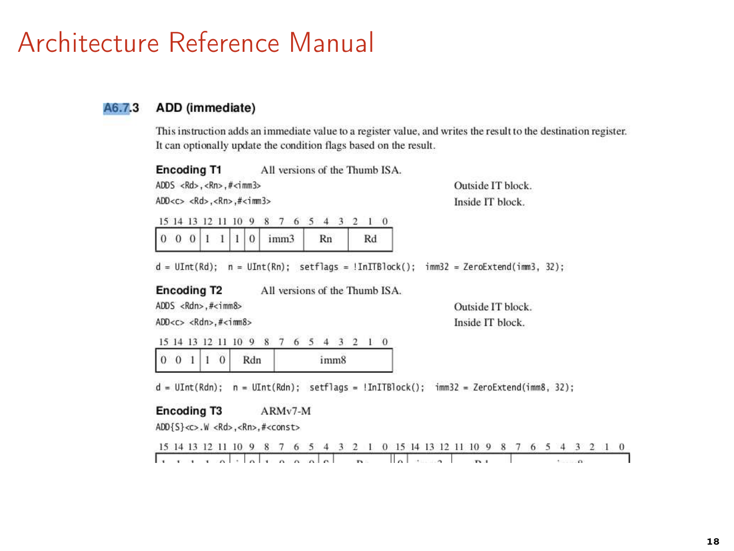# Architecture Reference Manual

### A6.7.3 ADD (immediate)

This instruction adds an immediate value to a register value, and writes the result to the destination register. It can optionally update the condition flags based on the result.

**Encoding T1** All versions of the Thumb ISA.

```
ADDS <Rd>,<Rn>,#<imm3>        Outside IT block.
ADD<c> <Rd>,<Rn>,#<imm3>      Inside IT block.
```

| 15 | 14 | 13 | 12 | 11 | 10 | 9 | 8 7 6 | 5 4 3 | 2 1 0 |
|---|---|---|---|---|---|---|---|---|---|
| 0 | 0 | 0 | 1 | 1 | 1 | 0 | imm3 | Rn | Rd |

```
d = UInt(Rd);  n = UInt(Rn);  setflags = !InITBlock();  imm32 = ZeroExtend(imm3, 32);
```

**Encoding T2** All versions of the Thumb ISA.

```
ADDS <Rdn>,#<imm8>        Outside IT block.
ADD<c> <Rdn>,#<imm8>      Inside IT block.
```

| 15 | 14 | 13 | 12 | 11 | 10 9 8 | 7 6 5 4 3 2 1 0 |
|---|---|---|---|---|---|---|
| 0 | 0 | 1 | 1 | 0 | Rdn | imm8 |

```
d = UInt(Rdn);  n = UInt(Rdn);  setflags = !InITBlock();  imm32 = ZeroExtend(imm8, 32);
```

**Encoding T3** ARMv7-M

```
ADD{S}<c>.W <Rd>,<Rn>,#<const>
```

| 15 | 14 | 13 | 12 | 11 | 10 | 9 | 8 | 7 | 6 | 5 | 4 | 3 2 1 0 | 15 | 14 13 12 | 11 10 9 8 | 7 6 5 4 3 2 1 0 |
|---|---|---|---|---|---|---|---|---|---|---|---|---|---|---|---|---|
| 1 | 1 | 1 | 1 | 0 | i | 0 | 1 | 0 | 0 | 0 | S | Rn | 0 | imm3 | Rd | imm8 |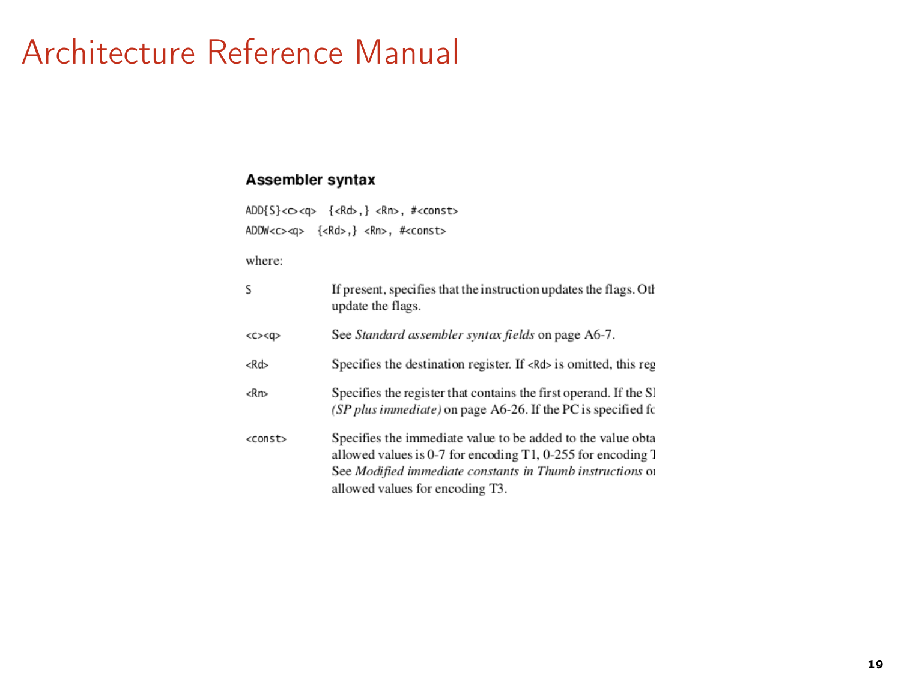# Architecture Reference Manual

### Assembler syntax

```
ADD{S}<c><q>  {<Rd>,} <Rn>, #<const>
ADDW<c><q>  {<Rd>,} <Rn>, #<const>
```

where:

| | |
|---|---|
| S | If present, specifies that the instruction updates the flags. Ot update the flags. |
| <c><q> | See *Standard assembler syntax fields* on page A6-7. |
| <Rd> | Specifies the destination register. If <Rd> is omitted, this reg |
| <Rn> | Specifies the register that contains the first operand. If the S *(SP plus immediate)* on page A6-26. If the PC is specified fc |
| <const> | Specifies the immediate value to be added to the value obta allowed values is 0-7 for encoding T1, 0-255 for encoding T See *Modified immediate constants in Thumb instructions* o allowed values for encoding T3. |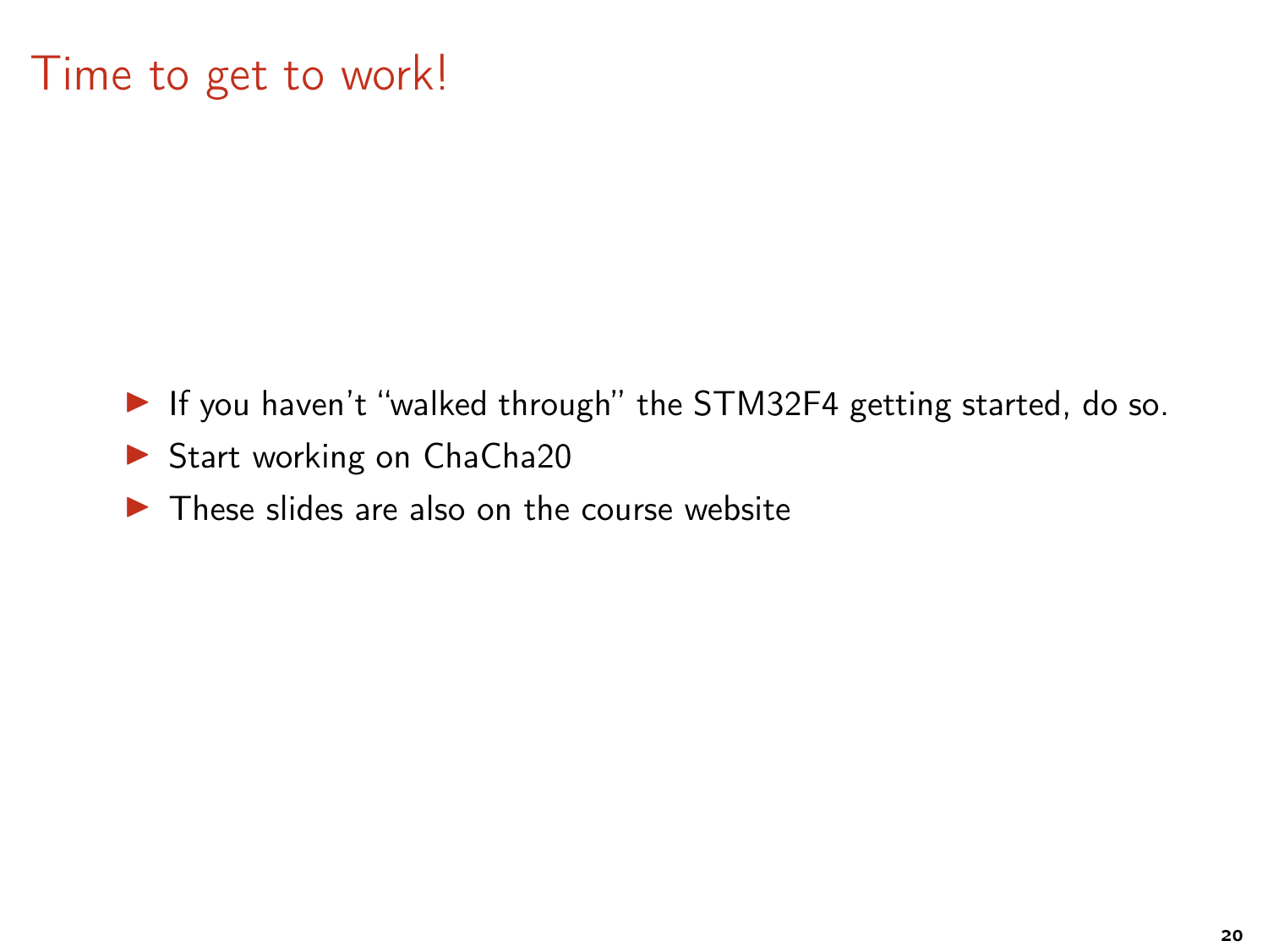# Time to get to work!

- If you haven't "walked through" the STM32F4 getting started, do so.
- Start working on ChaCha20
- These slides are also on the course website